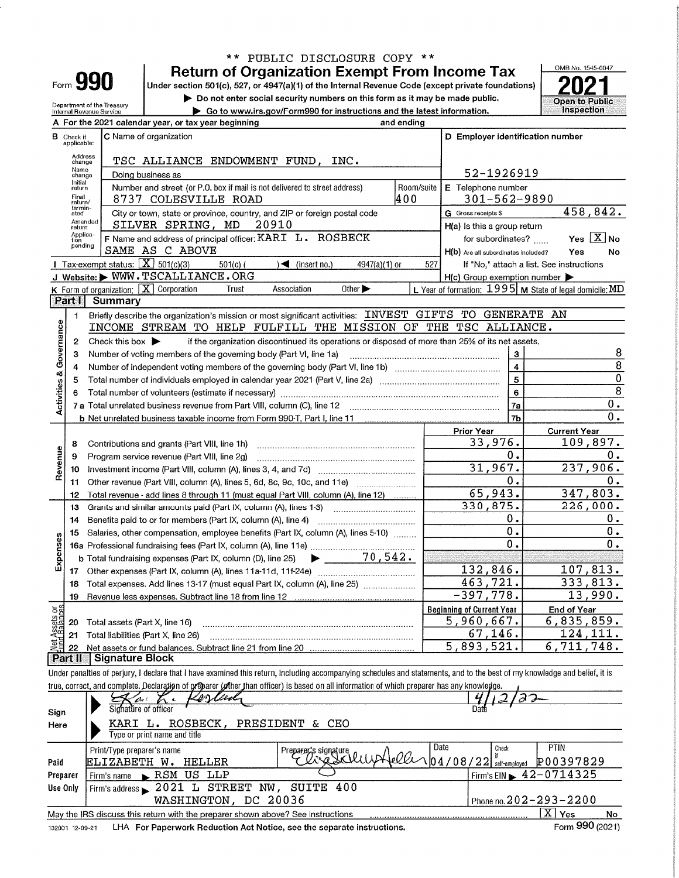** PUBLIC DISCLOSURE COPY **

# Form 990 — Return of Organization Exempt From Income Tax

Under section 501(c), 527, or 4947(a)(1) of the Internal Revenue Code (except private foundations)

▶ Do not enter social security numbers on this form as it may be made public.

▶ Go to www.irs.gov/Form990 for instructions and the latest information.

Department of the Treasury
Internal Revenue Service

OMB No. 1545-0047

**2021**

Open to Public Inspection

**A** For the 2021 calendar year, or tax year beginning and ending

**B** Check if applicable: Address change, Name change, Initial return, Final return/terminated, Amended return, Application pending

**C** Name of organization: TSC ALLIANCE ENDOWMENT FUND, INC.

Doing business as

Number and street (or P.O. box if mail is not delivered to street address): 8737 COLESVILLE ROAD — Room/suite: 400

City or town, state or province, country, and ZIP or foreign postal code: SILVER SPRING, MD 20910

**F** Name and address of principal officer: KARI L. ROSBECK, SAME AS C ABOVE

**D** Employer identification number: 52-1926919

**E** Telephone number: 301-562-9890

**G** Gross receipts $ 458,842.

**H(a)** Is this a group return for subordinates? Yes [ ] No [X]

**H(b)** Are all subordinates included? Yes No — If "No," attach a list. See instructions

**H(c)** Group exemption number ▶

**I** Tax-exempt status: [X] 501(c)(3) 501(c) ( ) ◀ (insert no.) 4947(a)(1) or 527

**J** Website: ▶ WWW.TSCALLIANCE.ORG

**K** Form of organization: [X] Corporation Trust Association Other ▶

**L** Year of formation: 1995 **M** State of legal domicile: MD

## Part I Summary

**Activities & Governance**

1. Briefly describe the organization's mission or most significant activities: INVEST GIFTS TO GENERATE AN INCOME STREAM TO HELP FULFILL THE MISSION OF THE TSC ALLIANCE.
2. Check this box ▶ if the organization discontinued its operations or disposed of more than 25% of its net assets.

| Line | Description | No. | Value |
|---|---|---|---|
| 3 | Number of voting members of the governing body (Part VI, line 1a) | 3 | 8 |
| 4 | Number of independent voting members of the governing body (Part VI, line 1b) | 4 | 8 |
| 5 | Total number of individuals employed in calendar year 2021 (Part V, line 2a) | 5 | 0 |
| 6 | Total number of volunteers (estimate if necessary) | 6 | 8 |
| 7a | Total unrelated business revenue from Part VIII, column (C), line 12 | 7a | 0. |
| b | Net unrelated business taxable income from Form 990-T, Part I, line 11 | 7b | 0. |

| Line | Description | Prior Year | Current Year |
|---|---|---|---|
| **Revenue** | | | |
| 8 | Contributions and grants (Part VIII, line 1h) | 33,976. | 109,897. |
| 9 | Program service revenue (Part VIII, line 2g) | 0. | 0. |
| 10 | Investment income (Part VIII, column (A), lines 3, 4, and 7d) | 31,967. | 237,906. |
| 11 | Other revenue (Part VIII, column (A), lines 5, 6d, 8c, 9c, 10c, and 11e) | 0. | 0. |
| 12 | Total revenue - add lines 8 through 11 (must equal Part VIII, column (A), line 12) | 65,943. | 347,803. |
| **Expenses** | | | |
| 13 | Grants and similar amounts paid (Part IX, column (A), lines 1-3) | 330,875. | 226,000. |
| 14 | Benefits paid to or for members (Part IX, column (A), line 4) | 0. | 0. |
| 15 | Salaries, other compensation, employee benefits (Part IX, column (A), lines 5-10) | 0. | 0. |
| 16a | Professional fundraising fees (Part IX, column (A), line 11e) | 0. | 0. |
| b | Total fundraising expenses (Part IX, column (D), line 25) ▶ 70,542. | | |
| 17 | Other expenses (Part IX, column (A), lines 11a-11d, 11f-24e) | 132,846. | 107,813. |
| 18 | Total expenses. Add lines 13-17 (must equal Part IX, column (A), line 25) | 463,721. | 333,813. |
| 19 | Revenue less expenses. Subtract line 18 from line 12 | -397,778. | 13,990. |

| Line | Net Assets or Fund Balances | Beginning of Current Year | End of Year |
|---|---|---|---|
| 20 | Total assets (Part X, line 16) | 5,960,667. | 6,835,859. |
| 21 | Total liabilities (Part X, line 26) | 67,146. | 124,111. |
| 22 | Net assets or fund balances. Subtract line 21 from line 20 | 5,893,521. | 6,711,748. |

## Part II Signature Block

Under penalties of perjury, I declare that I have examined this return, including accompanying schedules and statements, and to the best of my knowledge and belief, it is true, correct, and complete. Declaration of preparer (other than officer) is based on all information of which preparer has any knowledge.

**Sign Here**

Signature of officer: [signature] — Date: 4/12/22

KARI L. ROSBECK, PRESIDENT & CEO
Type or print name and title

**Paid Preparer Use Only**

| Print/Type preparer's name | Preparer's signature | Date | Check if self-employed | PTIN |
|---|---|---|---|---|
| ELIZABETH W. HELLER | [signature] | 04/08/22 | | P00397829 |

Firm's name ▶ RSM US LLP — Firm's EIN ▶ 42-0714325

Firm's address ▶ 2021 L STREET NW, SUITE 400, WASHINGTON, DC 20036 — Phone no. 202-293-2200

May the IRS discuss this return with the preparer shown above? See instructions [X] Yes No

132001 12-09-21 LHA For Paperwork Reduction Act Notice, see the separate instructions. Form 990 (2021)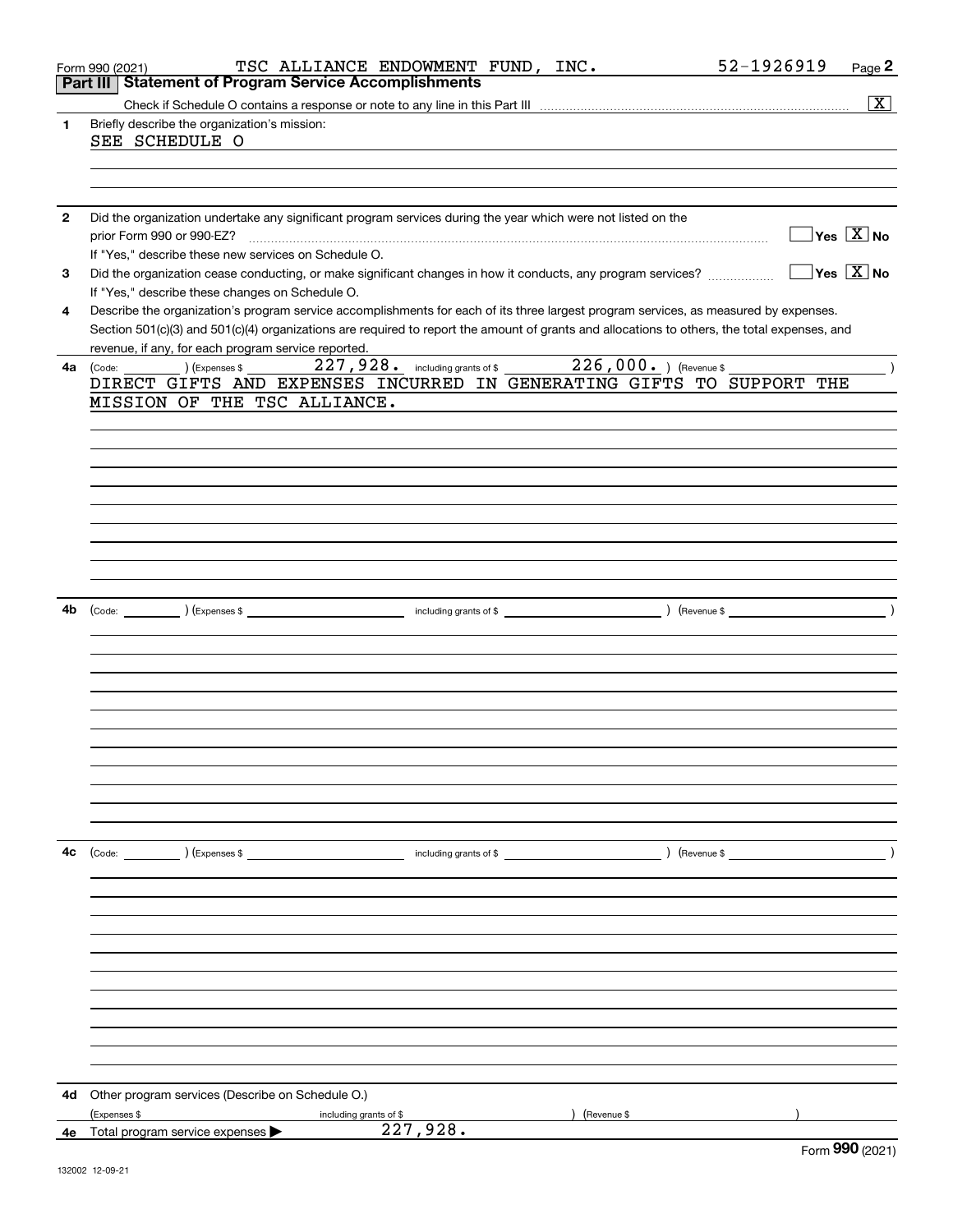Form 990 (2021) TSC ALLIANCE ENDOWMENT FUND, INC. 52-1926919 Page 2

## Part III Statement of Program Service Accomplishments

Check if Schedule O contains a response or note to any line in this Part III .......... [X]

**1** Briefly describe the organization's mission:

SEE SCHEDULE O

**2** Did the organization undertake any significant program services during the year which were not listed on the prior Form 990 or 990-EZ? .......... [ ] Yes [X] No

If "Yes," describe these new services on Schedule O.

**3** Did the organization cease conducting, or make significant changes in how it conducts, any program services? .......... [ ] Yes [X] No

If "Yes," describe these changes on Schedule O.

**4** Describe the organization's program service accomplishments for each of its three largest program services, as measured by expenses. Section 501(c)(3) and 501(c)(4) organizations are required to report the amount of grants and allocations to others, the total expenses, and revenue, if any, for each program service reported.

**4a** (Code: ) (Expenses $ 227,928. including grants of $ 226,000. ) (Revenue $ )

DIRECT GIFTS AND EXPENSES INCURRED IN GENERATING GIFTS TO SUPPORT THE MISSION OF THE TSC ALLIANCE.

**4b** (Code: ) (Expenses $ including grants of $ ) (Revenue $ )

**4c** (Code: ) (Expenses $ including grants of $ ) (Revenue $ )

**4d** Other program services (Describe on Schedule O.)

(Expenses $ including grants of $ ) (Revenue $ )

**4e** Total program service expenses ▶ 227,928.

Form **990** (2021)

132002 12-09-21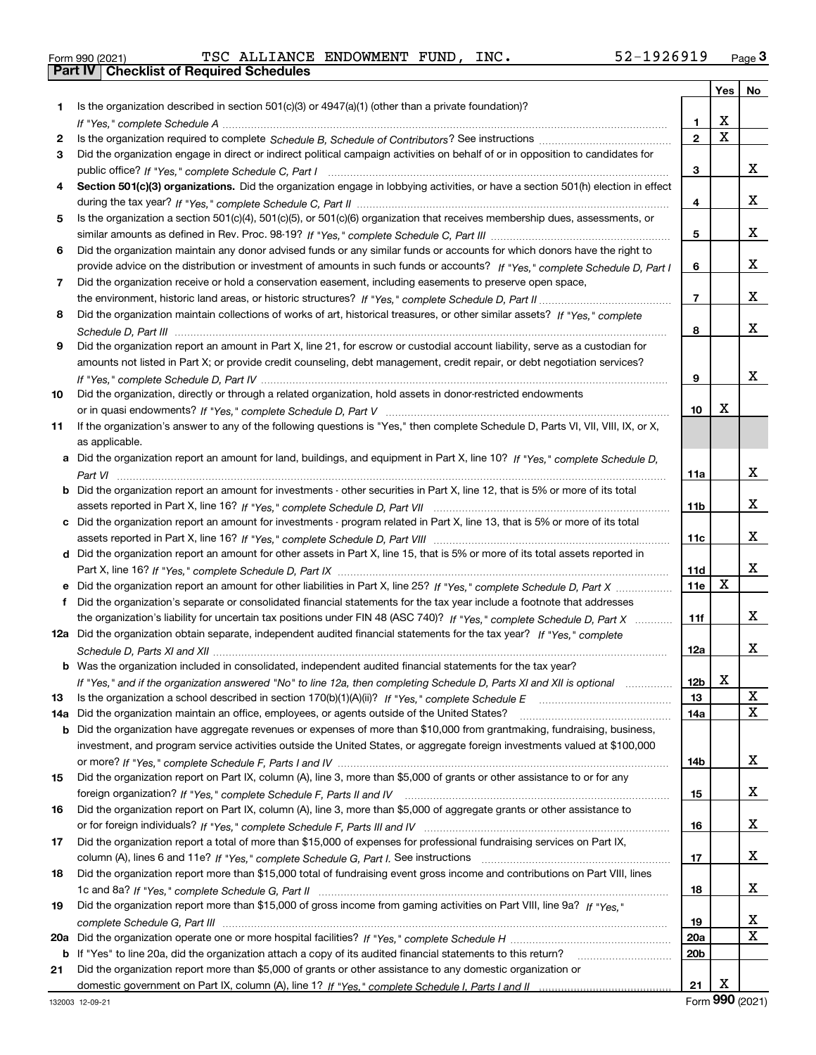Form 990 (2021) TSC ALLIANCE ENDOWMENT FUND, INC. 52-1926919 Page **3**

## Part IV | Checklist of Required Schedules

| | | | Yes | No |
|---|---|---|---|---|
| **1** | Is the organization described in section 501(c)(3) or 4947(a)(1) (other than a private foundation)? *If "Yes," complete Schedule A* | **1** | X | |
| **2** | Is the organization required to complete *Schedule B, Schedule of Contributors*? See instructions | **2** | X | |
| **3** | Did the organization engage in direct or indirect political campaign activities on behalf of or in opposition to candidates for public office? *If "Yes," complete Schedule C, Part I* | **3** | | X |
| **4** | **Section 501(c)(3) organizations.** Did the organization engage in lobbying activities, or have a section 501(h) election in effect during the tax year? *If "Yes," complete Schedule C, Part II* | **4** | | X |
| **5** | Is the organization a section 501(c)(4), 501(c)(5), or 501(c)(6) organization that receives membership dues, assessments, or similar amounts as defined in Rev. Proc. 98-19? *If "Yes," complete Schedule C, Part III* | **5** | | X |
| **6** | Did the organization maintain any donor advised funds or any similar funds or accounts for which donors have the right to provide advice on the distribution or investment of amounts in such funds or accounts? *If "Yes," complete Schedule D, Part I* | **6** | | X |
| **7** | Did the organization receive or hold a conservation easement, including easements to preserve open space, the environment, historic land areas, or historic structures? *If "Yes," complete Schedule D, Part II* | **7** | | X |
| **8** | Did the organization maintain collections of works of art, historical treasures, or other similar assets? *If "Yes," complete Schedule D, Part III* | **8** | | X |
| **9** | Did the organization report an amount in Part X, line 21, for escrow or custodial account liability, serve as a custodian for amounts not listed in Part X; or provide credit counseling, debt management, credit repair, or debt negotiation services? *If "Yes," complete Schedule D, Part IV* | **9** | | X |
| **10** | Did the organization, directly or through a related organization, hold assets in donor-restricted endowments or in quasi endowments? *If "Yes," complete Schedule D, Part V* | **10** | X | |
| **11** | If the organization's answer to any of the following questions is "Yes," then complete Schedule D, Parts VI, VII, VIII, IX, or X, as applicable. | | | |
| **a** | Did the organization report an amount for land, buildings, and equipment in Part X, line 10? *If "Yes," complete Schedule D, Part VI* | **11a** | | X |
| **b** | Did the organization report an amount for investments - other securities in Part X, line 12, that is 5% or more of its total assets reported in Part X, line 16? *If "Yes," complete Schedule D, Part VII* | **11b** | | X |
| **c** | Did the organization report an amount for investments - program related in Part X, line 13, that is 5% or more of its total assets reported in Part X, line 16? *If "Yes," complete Schedule D, Part VIII* | **11c** | | X |
| **d** | Did the organization report an amount for other assets in Part X, line 15, that is 5% or more of its total assets reported in Part X, line 16? *If "Yes," complete Schedule D, Part IX* | **11d** | | X |
| **e** | Did the organization report an amount for other liabilities in Part X, line 25? *If "Yes," complete Schedule D, Part X* | **11e** | X | |
| **f** | Did the organization's separate or consolidated financial statements for the tax year include a footnote that addresses the organization's liability for uncertain tax positions under FIN 48 (ASC 740)? *If "Yes," complete Schedule D, Part X* | **11f** | | X |
| **12a** | Did the organization obtain separate, independent audited financial statements for the tax year? *If "Yes," complete Schedule D, Parts XI and XII* | **12a** | | X |
| **b** | Was the organization included in consolidated, independent audited financial statements for the tax year? *If "Yes," and if the organization answered "No" to line 12a, then completing Schedule D, Parts XI and XII is optional* | **12b** | X | |
| **13** | Is the organization a school described in section 170(b)(1)(A)(ii)? *If "Yes," complete Schedule E* | **13** | | X |
| **14a** | Did the organization maintain an office, employees, or agents outside of the United States? | **14a** | | X |
| **b** | Did the organization have aggregate revenues or expenses of more than $10,000 from grantmaking, fundraising, business, investment, and program service activities outside the United States, or aggregate foreign investments valued at $100,000 or more? *If "Yes," complete Schedule F, Parts I and IV* | **14b** | | X |
| **15** | Did the organization report on Part IX, column (A), line 3, more than $5,000 of grants or other assistance to or for any foreign organization? *If "Yes," complete Schedule F, Parts II and IV* | **15** | | X |
| **16** | Did the organization report on Part IX, column (A), line 3, more than $5,000 of aggregate grants or other assistance to or for foreign individuals? *If "Yes," complete Schedule F, Parts III and IV* | **16** | | X |
| **17** | Did the organization report a total of more than $15,000 of expenses for professional fundraising services on Part IX, column (A), lines 6 and 11e? *If "Yes," complete Schedule G, Part I.* See instructions | **17** | | X |
| **18** | Did the organization report more than $15,000 total of fundraising event gross income and contributions on Part VIII, lines 1c and 8a? *If "Yes," complete Schedule G, Part II* | **18** | | X |
| **19** | Did the organization report more than $15,000 of gross income from gaming activities on Part VIII, line 9a? *If "Yes," complete Schedule G, Part III* | **19** | | X |
| **20a** | Did the organization operate one or more hospital facilities? *If "Yes," complete Schedule H* | **20a** | | X |
| **b** | If "Yes" to line 20a, did the organization attach a copy of its audited financial statements to this return? | **20b** | | |
| **21** | Did the organization report more than $5,000 of grants or other assistance to any domestic organization or domestic government on Part IX, column (A), line 1? *If "Yes," complete Schedule I, Parts I and II* | **21** | X | |

132003 12-09-21 Form **990** (2021)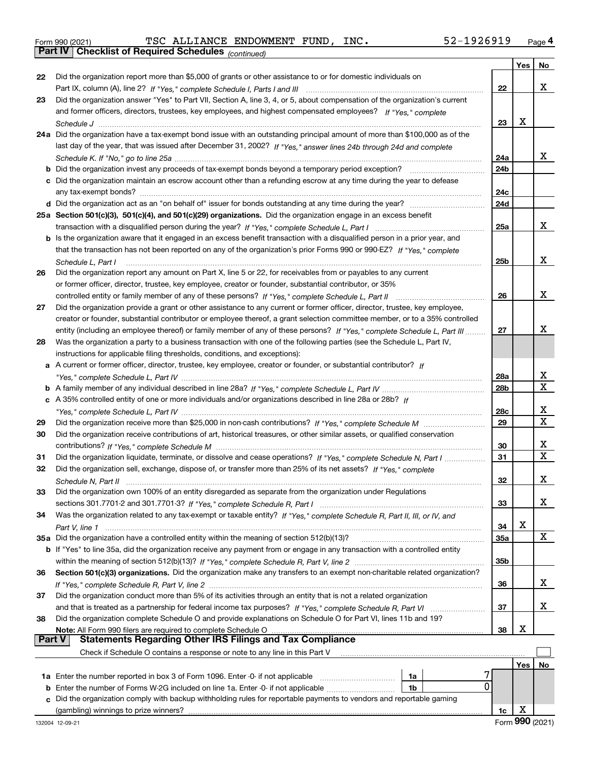Form 990 (2021) TSC ALLIANCE ENDOWMENT FUND, INC. 52-1926919 Page 4

## Part IV Checklist of Required Schedules *(continued)*

| | | | Yes | No |
|---|---|---|---|---|
| 22 | Did the organization report more than $5,000 of grants or other assistance to or for domestic individuals on Part IX, column (A), line 2? *If "Yes," complete Schedule I, Parts I and III* | 22 | | X |
| 23 | Did the organization answer "Yes" to Part VII, Section A, line 3, 4, or 5, about compensation of the organization's current and former officers, directors, trustees, key employees, and highest compensated employees? *If "Yes," complete Schedule J* | 23 | X | |
| 24a | Did the organization have a tax-exempt bond issue with an outstanding principal amount of more than $100,000 as of the last day of the year, that was issued after December 31, 2002? *If "Yes," answer lines 24b through 24d and complete Schedule K. If "No," go to line 25a* | 24a | | X |
| b | Did the organization invest any proceeds of tax-exempt bonds beyond a temporary period exception? | 24b | | |
| c | Did the organization maintain an escrow account other than a refunding escrow at any time during the year to defease any tax-exempt bonds? | 24c | | |
| d | Did the organization act as an "on behalf of" issuer for bonds outstanding at any time during the year? | 24d | | |
| 25a | **Section 501(c)(3), 501(c)(4), and 501(c)(29) organizations.** Did the organization engage in an excess benefit transaction with a disqualified person during the year? *If "Yes," complete Schedule L, Part I* | 25a | | X |
| b | Is the organization aware that it engaged in an excess benefit transaction with a disqualified person in a prior year, and that the transaction has not been reported on any of the organization's prior Forms 990 or 990-EZ? *If "Yes," complete Schedule L, Part I* | 25b | | X |
| 26 | Did the organization report any amount on Part X, line 5 or 22, for receivables from or payables to any current or former officer, director, trustee, key employee, creator or founder, substantial contributor, or 35% controlled entity or family member of any of these persons? *If "Yes," complete Schedule L, Part II* | 26 | | X |
| 27 | Did the organization provide a grant or other assistance to any current or former officer, director, trustee, key employee, creator or founder, substantial contributor or employee thereof, a grant selection committee member, or to a 35% controlled entity (including an employee thereof) or family member of any of these persons? *If "Yes," complete Schedule L, Part III* | 27 | | X |
| 28 | Was the organization a party to a business transaction with one of the following parties (see the Schedule L, Part IV, instructions for applicable filing thresholds, conditions, and exceptions): | | | |
| a | A current or former officer, director, trustee, key employee, creator or founder, or substantial contributor? *If "Yes," complete Schedule L, Part IV* | 28a | | X |
| b | A family member of any individual described in line 28a? *If "Yes," complete Schedule L, Part IV* | 28b | | X |
| c | A 35% controlled entity of one or more individuals and/or organizations described in line 28a or 28b? *If "Yes," complete Schedule L, Part IV* | 28c | | X |
| 29 | Did the organization receive more than $25,000 in non-cash contributions? *If "Yes," complete Schedule M* | 29 | | X |
| 30 | Did the organization receive contributions of art, historical treasures, or other similar assets, or qualified conservation contributions? *If "Yes," complete Schedule M* | 30 | | X |
| 31 | Did the organization liquidate, terminate, or dissolve and cease operations? *If "Yes," complete Schedule N, Part I* | 31 | | X |
| 32 | Did the organization sell, exchange, dispose of, or transfer more than 25% of its net assets? *If "Yes," complete Schedule N, Part II* | 32 | | X |
| 33 | Did the organization own 100% of an entity disregarded as separate from the organization under Regulations sections 301.7701-2 and 301.7701-3? *If "Yes," complete Schedule R, Part I* | 33 | | X |
| 34 | Was the organization related to any tax-exempt or taxable entity? *If "Yes," complete Schedule R, Part II, III, or IV, and Part V, line 1* | 34 | X | |
| 35a | Did the organization have a controlled entity within the meaning of section 512(b)(13)? | 35a | | X |
| b | If "Yes" to line 35a, did the organization receive any payment from or engage in any transaction with a controlled entity within the meaning of section 512(b)(13)? *If "Yes," complete Schedule R, Part V, line 2* | 35b | | |
| 36 | **Section 501(c)(3) organizations.** Did the organization make any transfers to an exempt non-charitable related organization? *If "Yes," complete Schedule R, Part V, line 2* | 36 | | X |
| 37 | Did the organization conduct more than 5% of its activities through an entity that is not a related organization and that is treated as a partnership for federal income tax purposes? *If "Yes," complete Schedule R, Part VI* | 37 | | X |
| 38 | Did the organization complete Schedule O and provide explanations on Schedule O for Part VI, lines 11b and 19? **Note:** All Form 990 filers are required to complete Schedule O | 38 | X | |

## Part V Statements Regarding Other IRS Filings and Tax Compliance

Check if Schedule O contains a response or note to any line in this Part V ☐

| | | | | | Yes | No |
|---|---|---|---|---|---|---|
| 1a | Enter the number reported in box 3 of Form 1096. Enter -0- if not applicable | 1a | 7 | | | |
| b | Enter the number of Forms W-2G included on line 1a. Enter -0- if not applicable | 1b | 0 | | | |
| c | Did the organization comply with backup withholding rules for reportable payments to vendors and reportable gaming (gambling) winnings to prize winners? | | | 1c | X | |

132004 12-09-21 Form **990** (2021)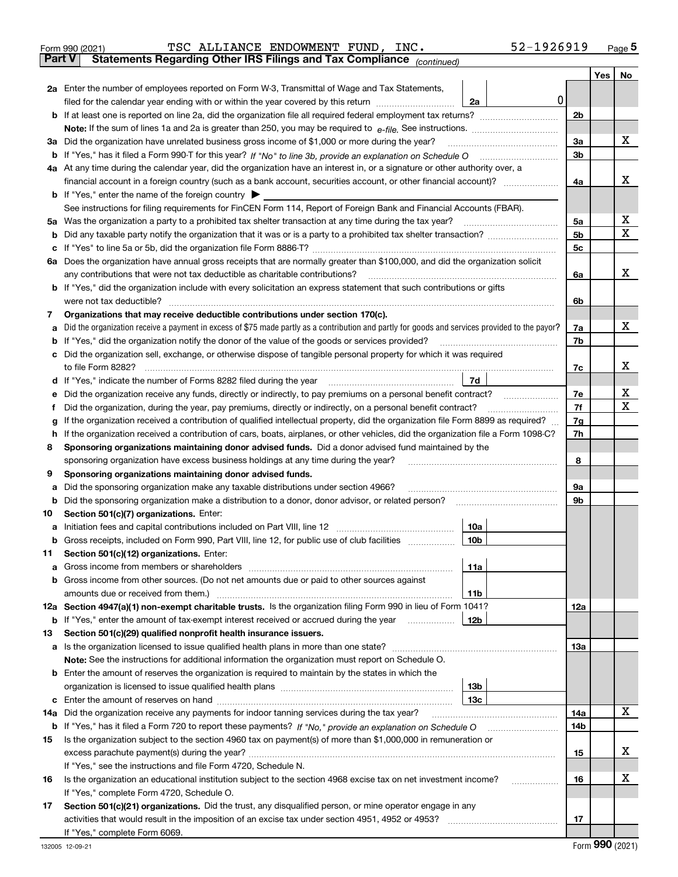Form 990 (2021) TSC ALLIANCE ENDOWMENT FUND, INC. 52-1926919 Page 5

**Part V Statements Regarding Other IRS Filings and Tax Compliance** *(continued)*

| | | | | Yes | No |
|---|---|---|---|---|---|
| **2a** | Enter the number of employees reported on Form W-3, Transmittal of Wage and Tax Statements, filed for the calendar year ending with or within the year covered by this return | 2a | 0 | | |
| **b** | If at least one is reported on line 2a, did the organization file all required federal employment tax returns? | | 2b | | |
| | **Note:** If the sum of lines 1a and 2a is greater than 250, you may be required to *e-file.* See instructions. | | | | |
| **3a** | Did the organization have unrelated business gross income of $1,000 or more during the year? | | 3a | | X |
| **b** | If "Yes," has it filed a Form 990-T for this year? *If "No" to line 3b, provide an explanation on Schedule O* | | 3b | | |
| **4a** | At any time during the calendar year, did the organization have an interest in, or a signature or other authority over, a financial account in a foreign country (such as a bank account, securities account, or other financial account)? | | 4a | | X |
| **b** | If "Yes," enter the name of the foreign country ▶ | | | | |
| | See instructions for filing requirements for FinCEN Form 114, Report of Foreign Bank and Financial Accounts (FBAR). | | | | |
| **5a** | Was the organization a party to a prohibited tax shelter transaction at any time during the tax year? | | 5a | | X |
| **b** | Did any taxable party notify the organization that it was or is a party to a prohibited tax shelter transaction? | | 5b | | X |
| **c** | If "Yes" to line 5a or 5b, did the organization file Form 8886-T? | | 5c | | |
| **6a** | Does the organization have annual gross receipts that are normally greater than $100,000, and did the organization solicit any contributions that were not tax deductible as charitable contributions? | | 6a | | X |
| **b** | If "Yes," did the organization include with every solicitation an express statement that such contributions or gifts were not tax deductible? | | 6b | | |
| **7** | **Organizations that may receive deductible contributions under section 170(c).** | | | | |
| **a** | Did the organization receive a payment in excess of $75 made partly as a contribution and partly for goods and services provided to the payor? | | 7a | | X |
| **b** | If "Yes," did the organization notify the donor of the value of the goods or services provided? | | 7b | | |
| **c** | Did the organization sell, exchange, or otherwise dispose of tangible personal property for which it was required to file Form 8282? | | 7c | | X |
| **d** | If "Yes," indicate the number of Forms 8282 filed during the year | 7d | | | |
| **e** | Did the organization receive any funds, directly or indirectly, to pay premiums on a personal benefit contract? | | 7e | | X |
| **f** | Did the organization, during the year, pay premiums, directly or indirectly, on a personal benefit contract? | | 7f | | X |
| **g** | If the organization received a contribution of qualified intellectual property, did the organization file Form 8899 as required? | | 7g | | |
| **h** | If the organization received a contribution of cars, boats, airplanes, or other vehicles, did the organization file a Form 1098-C? | | 7h | | |
| **8** | **Sponsoring organizations maintaining donor advised funds.** Did a donor advised fund maintained by the sponsoring organization have excess business holdings at any time during the year? | | 8 | | |
| **9** | **Sponsoring organizations maintaining donor advised funds.** | | | | |
| **a** | Did the sponsoring organization make any taxable distributions under section 4966? | | 9a | | |
| **b** | Did the sponsoring organization make a distribution to a donor, donor advisor, or related person? | | 9b | | |
| **10** | **Section 501(c)(7) organizations.** Enter: | | | | |
| **a** | Initiation fees and capital contributions included on Part VIII, line 12 | 10a | | | |
| **b** | Gross receipts, included on Form 990, Part VIII, line 12, for public use of club facilities | 10b | | | |
| **11** | **Section 501(c)(12) organizations.** Enter: | | | | |
| **a** | Gross income from members or shareholders | 11a | | | |
| **b** | Gross income from other sources. (Do not net amounts due or paid to other sources against amounts due or received from them.) | 11b | | | |
| **12a** | **Section 4947(a)(1) non-exempt charitable trusts.** Is the organization filing Form 990 in lieu of Form 1041? | | 12a | | |
| **b** | If "Yes," enter the amount of tax-exempt interest received or accrued during the year | 12b | | | |
| **13** | **Section 501(c)(29) qualified nonprofit health insurance issuers.** | | | | |
| **a** | Is the organization licensed to issue qualified health plans in more than one state? | | 13a | | |
| | **Note:** See the instructions for additional information the organization must report on Schedule O. | | | | |
| **b** | Enter the amount of reserves the organization is required to maintain by the states in which the organization is licensed to issue qualified health plans | 13b | | | |
| **c** | Enter the amount of reserves on hand | 13c | | | |
| **14a** | Did the organization receive any payments for indoor tanning services during the tax year? | | 14a | | X |
| **b** | If "Yes," has it filed a Form 720 to report these payments? *If "No," provide an explanation on Schedule O* | | 14b | | |
| **15** | Is the organization subject to the section 4960 tax on payment(s) of more than $1,000,000 in remuneration or excess parachute payment(s) during the year? | | 15 | | X |
| | If "Yes," see the instructions and file Form 4720, Schedule N. | | | | |
| **16** | Is the organization an educational institution subject to the section 4968 excise tax on net investment income? | | 16 | | X |
| | If "Yes," complete Form 4720, Schedule O. | | | | |
| **17** | **Section 501(c)(21) organizations.** Did the trust, any disqualified person, or mine operator engage in any activities that would result in the imposition of an excise tax under section 4951, 4952 or 4953? | | 17 | | |
| | If "Yes," complete Form 6069. | | | | |

132005 12-09-21 Form **990** (2021)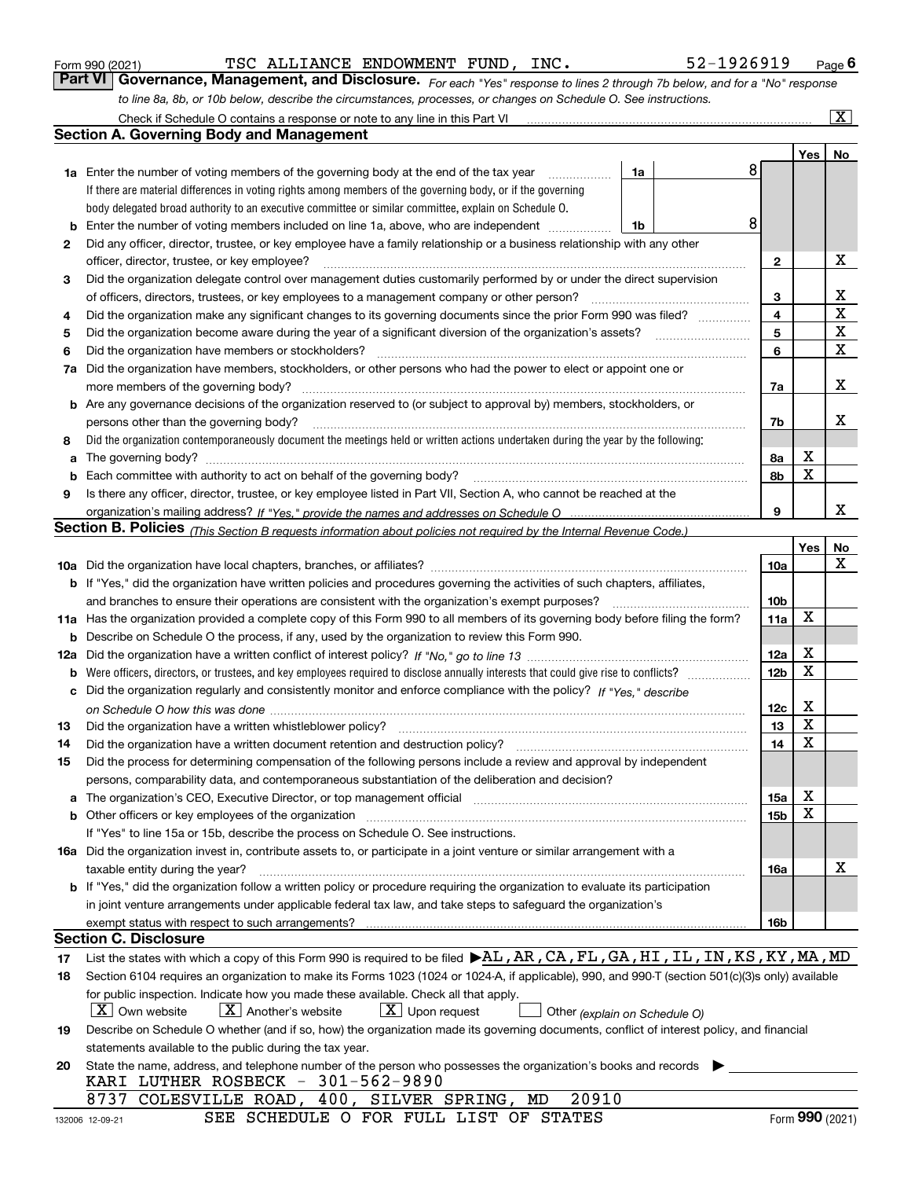Form 990 (2021) TSC ALLIANCE ENDOWMENT FUND, INC. 52-1926919 Page 6

## Part VI Governance, Management, and Disclosure.

*For each "Yes" response to lines 2 through 7b below, and for a "No" response to line 8a, 8b, or 10b below, describe the circumstances, processes, or changes on Schedule O. See instructions.*

Check if Schedule O contains a response or note to any line in this Part VI .......... [X]

### Section A. Governing Body and Management

| | | | | Yes | No |
|---|---|---|---|---|---|
| **1a** | Enter the number of voting members of the governing body at the end of the tax year | 1a | 8 | | |
| | If there are material differences in voting rights among members of the governing body, or if the governing body delegated broad authority to an executive committee or similar committee, explain on Schedule O. | | | | |
| **b** | Enter the number of voting members included on line 1a, above, who are independent | 1b | 8 | | |
| **2** | Did any officer, director, trustee, or key employee have a family relationship or a business relationship with any other officer, director, trustee, or key employee? | 2 | | | X |
| **3** | Did the organization delegate control over management duties customarily performed by or under the direct supervision of officers, directors, trustees, or key employees to a management company or other person? | 3 | | | X |
| **4** | Did the organization make any significant changes to its governing documents since the prior Form 990 was filed? | 4 | | | X |
| **5** | Did the organization become aware during the year of a significant diversion of the organization's assets? | 5 | | | X |
| **6** | Did the organization have members or stockholders? | 6 | | | X |
| **7a** | Did the organization have members, stockholders, or other persons who had the power to elect or appoint one or more members of the governing body? | 7a | | | X |
| **b** | Are any governance decisions of the organization reserved to (or subject to approval by) members, stockholders, or persons other than the governing body? | 7b | | | X |
| **8** | Did the organization contemporaneously document the meetings held or written actions undertaken during the year by the following: | | | | |
| **a** | The governing body? | 8a | | X | |
| **b** | Each committee with authority to act on behalf of the governing body? | 8b | | X | |
| **9** | Is there any officer, director, trustee, or key employee listed in Part VII, Section A, who cannot be reached at the organization's mailing address? *If "Yes," provide the names and addresses on Schedule O* | 9 | | | X |

### Section B. Policies *(This Section B requests information about policies not required by the Internal Revenue Code.)*

| | | | Yes | No |
|---|---|---|---|---|
| **10a** | Did the organization have local chapters, branches, or affiliates? | 10a | | X |
| **b** | If "Yes," did the organization have written policies and procedures governing the activities of such chapters, affiliates, and branches to ensure their operations are consistent with the organization's exempt purposes? | 10b | | |
| **11a** | Has the organization provided a complete copy of this Form 990 to all members of its governing body before filing the form? | 11a | X | |
| **b** | Describe on Schedule O the process, if any, used by the organization to review this Form 990. | | | |
| **12a** | Did the organization have a written conflict of interest policy? *If "No," go to line 13* | 12a | X | |
| **b** | Were officers, directors, or trustees, and key employees required to disclose annually interests that could give rise to conflicts? | 12b | X | |
| **c** | Did the organization regularly and consistently monitor and enforce compliance with the policy? *If "Yes," describe on Schedule O how this was done* | 12c | X | |
| **13** | Did the organization have a written whistleblower policy? | 13 | X | |
| **14** | Did the organization have a written document retention and destruction policy? | 14 | X | |
| **15** | Did the process for determining compensation of the following persons include a review and approval by independent persons, comparability data, and contemporaneous substantiation of the deliberation and decision? | | | |
| **a** | The organization's CEO, Executive Director, or top management official | 15a | X | |
| **b** | Other officers or key employees of the organization | 15b | X | |
| | If "Yes" to line 15a or 15b, describe the process on Schedule O. See instructions. | | | |
| **16a** | Did the organization invest in, contribute assets to, or participate in a joint venture or similar arrangement with a taxable entity during the year? | 16a | | X |
| **b** | If "Yes," did the organization follow a written policy or procedure requiring the organization to evaluate its participation in joint venture arrangements under applicable federal tax law, and take steps to safeguard the organization's exempt status with respect to such arrangements? | 16b | | |

### Section C. Disclosure

**17** List the states with which a copy of this Form 990 is required to be filed ▶AL,AR,CA,FL,GA,HI,IL,IN,KS,KY,MA,MD

**18** Section 6104 requires an organization to make its Forms 1023 (1024 or 1024-A, if applicable), 990, and 990-T (section 501(c)(3)s only) available for public inspection. Indicate how you made these available. Check all that apply.

[X] Own website [X] Another's website [X] Upon request [ ] Other *(explain on Schedule O)*

**19** Describe on Schedule O whether (and if so, how) the organization made its governing documents, conflict of interest policy, and financial statements available to the public during the tax year.

**20** State the name, address, and telephone number of the person who possesses the organization's books and records ▶

KARI LUTHER ROSBECK - 301-562-9890
8737 COLESVILLE ROAD, 400, SILVER SPRING, MD 20910

SEE SCHEDULE O FOR FULL LIST OF STATES

132006 12-09-21 Form 990 (2021)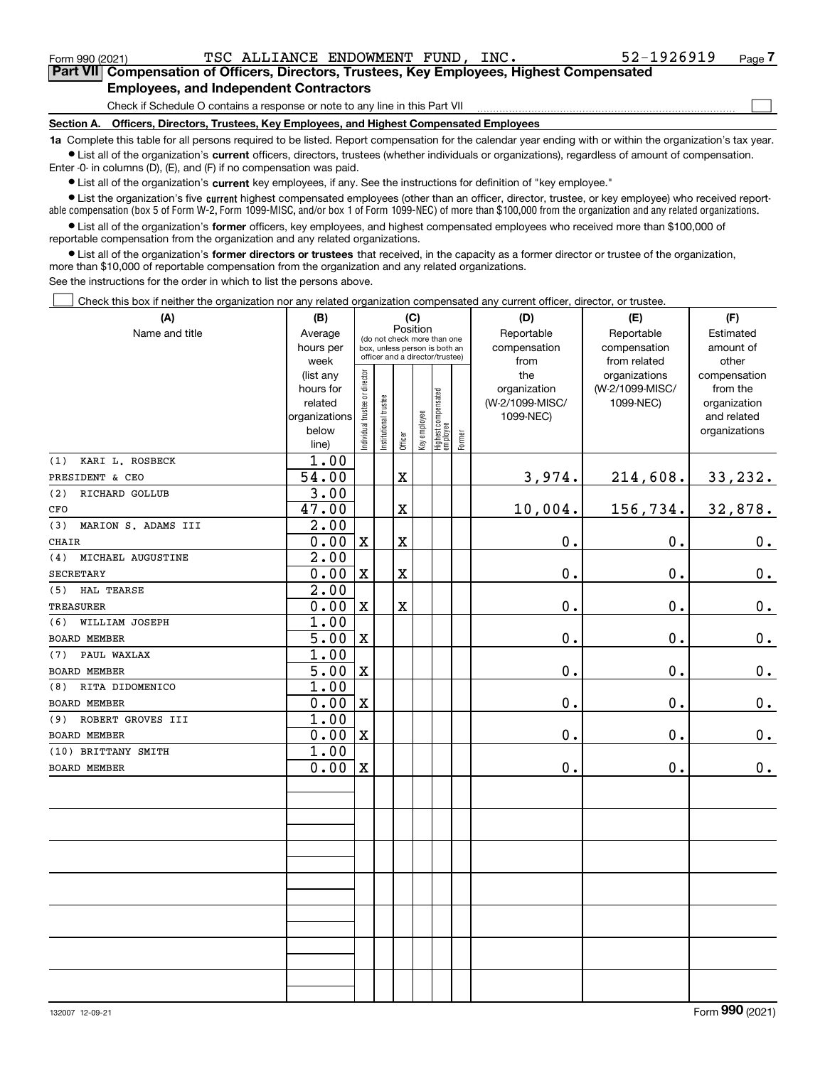Form 990 (2021) TSC ALLIANCE ENDOWMENT FUND, INC. 52-1926919

## Part VII Compensation of Officers, Directors, Trustees, Key Employees, Highest Compensated Employees, and Independent Contractors

Check if Schedule O contains a response or note to any line in this Part VII ☐

### Section A. Officers, Directors, Trustees, Key Employees, and Highest Compensated Employees

**1a** Complete this table for all persons required to be listed. Report compensation for the calendar year ending with or within the organization's tax year.

- List all of the organization's **current** officers, directors, trustees (whether individuals or organizations), regardless of amount of compensation. Enter -0- in columns (D), (E), and (F) if no compensation was paid.
- List all of the organization's **current** key employees, if any. See the instructions for definition of "key employee."
- List the organization's five **current** highest compensated employees (other than an officer, director, trustee, or key employee) who received reportable compensation (box 5 of Form W-2, Form 1099-MISC, and/or box 1 of Form 1099-NEC) of more than $100,000 from the organization and any related organizations.
- List all of the organization's **former** officers, key employees, and highest compensated employees who received more than $100,000 of reportable compensation from the organization and any related organizations.
- List all of the organization's **former directors or trustees** that received, in the capacity as a former director or trustee of the organization, more than $10,000 of reportable compensation from the organization and any related organizations.

See the instructions for the order in which to list the persons above.

☐ Check this box if neither the organization nor any related organization compensated any current officer, director, or trustee.

| (A) Name and title | (B) Average hours per week (list any hours for related organizations below line) | (C) Position (do not check more than one box, unless person is both an officer and a director/trustee): Individual trustee or director | Institutional trustee | Officer | Key employee | Highest compensated employee | Former | (D) Reportable compensation from the organization (W-2/1099-MISC/1099-NEC) | (E) Reportable compensation from related organizations (W-2/1099-MISC/1099-NEC) | (F) Estimated amount of other compensation from the organization and related organizations |
|---|---|---|---|---|---|---|---|---|---|---|
| (1) KARI L. ROSBECK<br>PRESIDENT & CEO | 1.00<br>54.00 | | | X | | | | 3,974. | 214,608. | 33,232. |
| (2) RICHARD GOLLUB<br>CFO | 3.00<br>47.00 | | | X | | | | 10,004. | 156,734. | 32,878. |
| (3) MARION S. ADAMS III<br>CHAIR | 2.00<br>0.00 | X | | X | | | | 0. | 0. | 0. |
| (4) MICHAEL AUGUSTINE<br>SECRETARY | 2.00<br>0.00 | X | | X | | | | 0. | 0. | 0. |
| (5) HAL TEARSE<br>TREASURER | 2.00<br>0.00 | X | | X | | | | 0. | 0. | 0. |
| (6) WILLIAM JOSEPH<br>BOARD MEMBER | 1.00<br>5.00 | X | | | | | | 0. | 0. | 0. |
| (7) PAUL WAXLAX<br>BOARD MEMBER | 1.00<br>5.00 | X | | | | | | 0. | 0. | 0. |
| (8) RITA DIDOMENICO<br>BOARD MEMBER | 1.00<br>0.00 | X | | | | | | 0. | 0. | 0. |
| (9) ROBERT GROVES III<br>BOARD MEMBER | 1.00<br>0.00 | X | | | | | | 0. | 0. | 0. |
| (10) BRITTANY SMITH<br>BOARD MEMBER | 1.00<br>0.00 | X | | | | | | 0. | 0. | 0. |

132007 12-09-21 Form **990** (2021)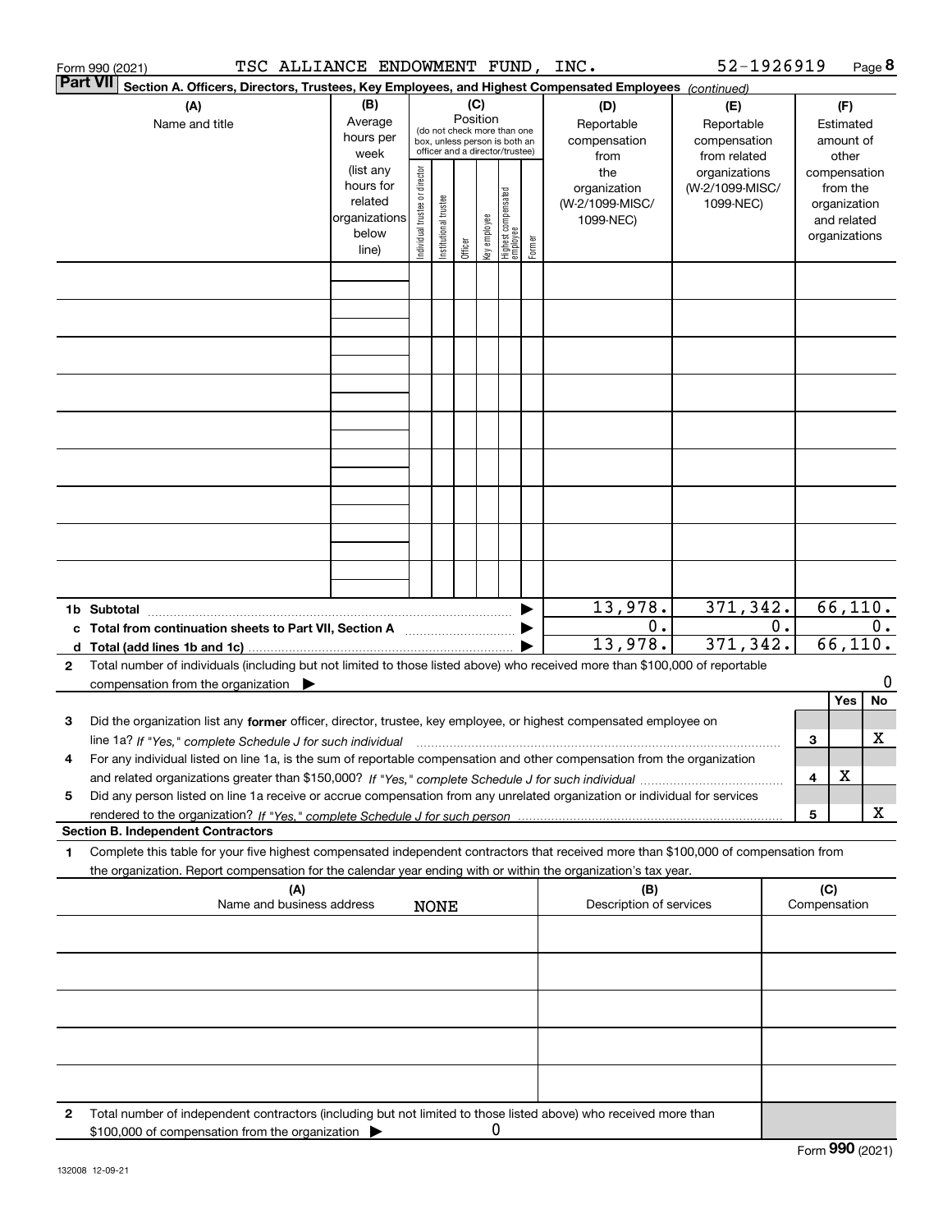Form 990 (2021) TSC ALLIANCE ENDOWMENT FUND, INC. 52-1926919 Page 8

**Part VII** **Section A. Officers, Directors, Trustees, Key Employees, and Highest Compensated Employees** *(continued)*

| (A) Name and title | (B) Average hours per week (list any hours for related organizations below line) | (C) Position (do not check more than one box, unless person is both an officer and a director/trustee): Individual trustee or director | Institutional trustee | Officer | Key employee | Highest compensated employee | Former | (D) Reportable compensation from the organization (W-2/1099-MISC/ 1099-NEC) | (E) Reportable compensation from related organizations (W-2/1099-MISC/ 1099-NEC) | (F) Estimated amount of other compensation from the organization and related organizations |
|---|---|---|---|---|---|---|---|---|---|---|
| | | | | | | | | | | |
| | | | | | | | | | | |
| | | | | | | | | | | |
| | | | | | | | | | | |
| | | | | | | | | | | |
| | | | | | | | | | | |
| | | | | | | | | | | |
| | | | | | | | | | | |
| | | | | | | | | | | |
| **1b Subtotal** | | | | | | | | 13,978. | 371,342. | 66,110. |
| **c Total from continuation sheets to Part VII, Section A** | | | | | | | | 0. | 0. | 0. |
| **d Total (add lines 1b and 1c)** | | | | | | | | 13,978. | 371,342. | 66,110. |

**2** Total number of individuals (including but not limited to those listed above) who received more than $100,000 of reportable compensation from the organization ▶ 0

| | | | Yes | No |
|---|---|---|---|---|
| **3** | Did the organization list any **former** officer, director, trustee, key employee, or highest compensated employee on line 1a? *If "Yes," complete Schedule J for such individual* | 3 | | X |
| **4** | For any individual listed on line 1a, is the sum of reportable compensation and other compensation from the organization and related organizations greater than $150,000? *If "Yes," complete Schedule J for such individual* | 4 | X | |
| **5** | Did any person listed on line 1a receive or accrue compensation from any unrelated organization or individual for services rendered to the organization? *If "Yes," complete Schedule J for such person* | 5 | | X |

**Section B. Independent Contractors**

**1** Complete this table for your five highest compensated independent contractors that received more than $100,000 of compensation from the organization. Report compensation for the calendar year ending with or within the organization's tax year.

| (A) Name and business address | (B) Description of services | (C) Compensation |
|---|---|---|
| NONE | | |
| | | |
| | | |
| | | |
| | | |

**2** Total number of independent contractors (including but not limited to those listed above) who received more than $100,000 of compensation from the organization ▶ 0

Form **990** (2021)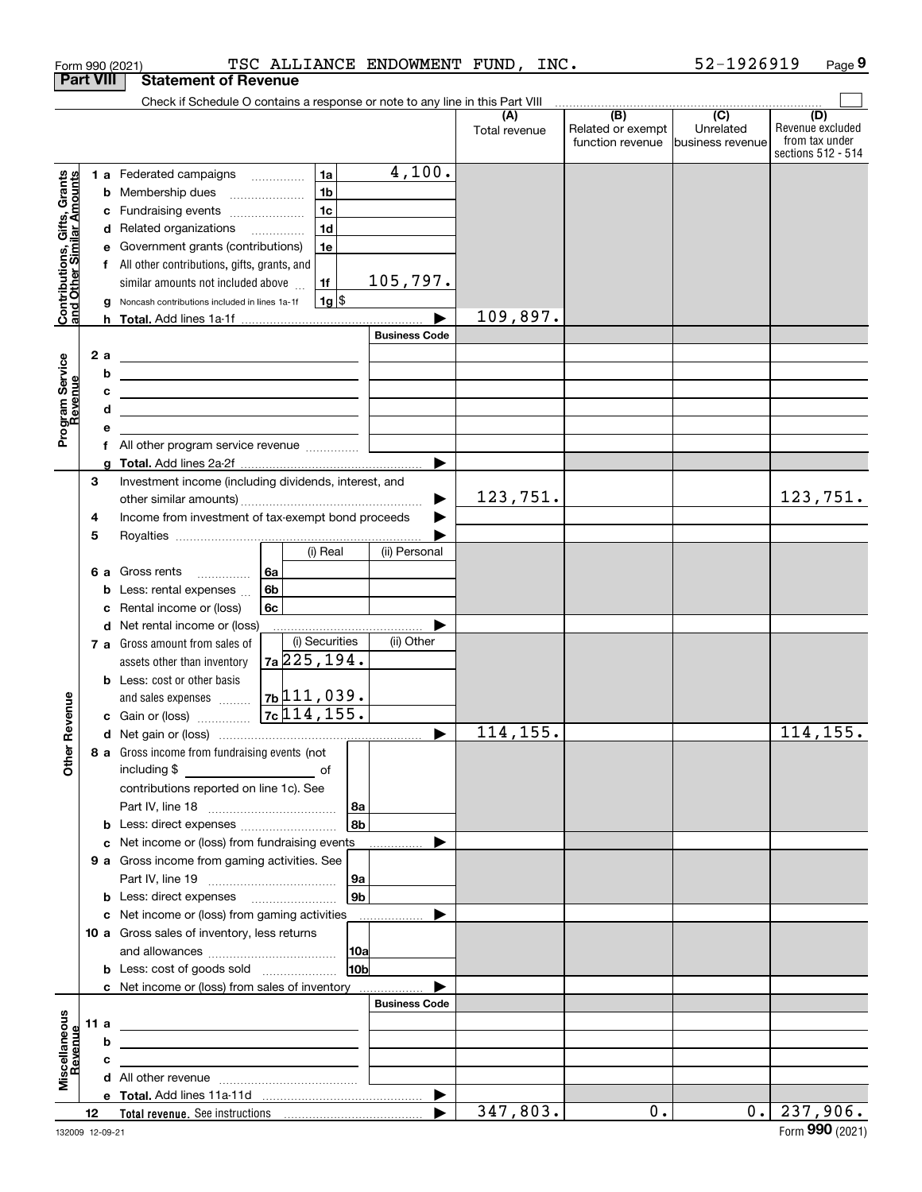Form 990 (2021) TSC ALLIANCE ENDOWMENT FUND, INC. 52-1926919 Page 9

**Part VIII Statement of Revenue**

Check if Schedule O contains a response or note to any line in this Part VIII

| | | | | (A) Total revenue | (B) Related or exempt function revenue | (C) Unrelated business revenue | (D) Revenue excluded from tax under sections 512 - 514 |
|---|---|---|---|---|---|---|---|
| **Contributions, Gifts, Grants and Other Similar Amounts** | 1 a Federated campaigns | 1a | 4,100. | | | | |
| | b Membership dues | 1b | | | | | |
| | c Fundraising events | 1c | | | | | |
| | d Related organizations | 1d | | | | | |
| | e Government grants (contributions) | 1e | | | | | |
| | f All other contributions, gifts, grants, and similar amounts not included above | 1f | 105,797. | | | | |
| | g Noncash contributions included in lines 1a-1f | 1g | $ | | | | |
| | h **Total.** Add lines 1a-1f | | | 109,897. | | | |
| **Program Service Revenue** | | | **Business Code** | | | | |
| | 2 a | | | | | | |
| | b | | | | | | |
| | c | | | | | | |
| | d | | | | | | |
| | e | | | | | | |
| | f All other program service revenue | | | | | | |
| | g **Total.** Add lines 2a-2f | | | | | | |
| **Other Revenue** | 3 Investment income (including dividends, interest, and other similar amounts) | | | 123,751. | | | 123,751. |
| | 4 Income from investment of tax-exempt bond proceeds | | | | | | |
| | 5 Royalties | | | | | | |
| | | | (i) Real / (ii) Personal | | | | |
| | 6 a Gross rents | 6a | | | | | |
| | b Less: rental expenses | 6b | | | | | |
| | c Rental income or (loss) | 6c | | | | | |
| | d Net rental income or (loss) | | | | | | |
| | | | (i) Securities / (ii) Other | | | | |
| | 7 a Gross amount from sales of assets other than inventory | 7a | 225,194. | | | | |
| | b Less: cost or other basis and sales expenses | 7b | 111,039. | | | | |
| | c Gain or (loss) | 7c | 114,155. | | | | |
| | d Net gain or (loss) | | | 114,155. | | | 114,155. |
| | 8 a Gross income from fundraising events (not including $ of contributions reported on line 1c). See Part IV, line 18 | 8a | | | | | |
| | b Less: direct expenses | 8b | | | | | |
| | c Net income or (loss) from fundraising events | | | | | | |
| | 9 a Gross income from gaming activities. See Part IV, line 19 | 9a | | | | | |
| | b Less: direct expenses | 9b | | | | | |
| | c Net income or (loss) from gaming activities | | | | | | |
| | 10 a Gross sales of inventory, less returns and allowances | 10a | | | | | |
| | b Less: cost of goods sold | 10b | | | | | |
| | c Net income or (loss) from sales of inventory | | | | | | |
| **Miscellaneous Revenue** | | | **Business Code** | | | | |
| | 11 a | | | | | | |
| | b | | | | | | |
| | c | | | | | | |
| | d All other revenue | | | | | | |
| | e **Total.** Add lines 11a-11d | | | | | | |
| | 12 **Total revenue.** See instructions | | | 347,803. | 0. | 0. | 237,906. |

132009 12-09-21 Form **990** (2021)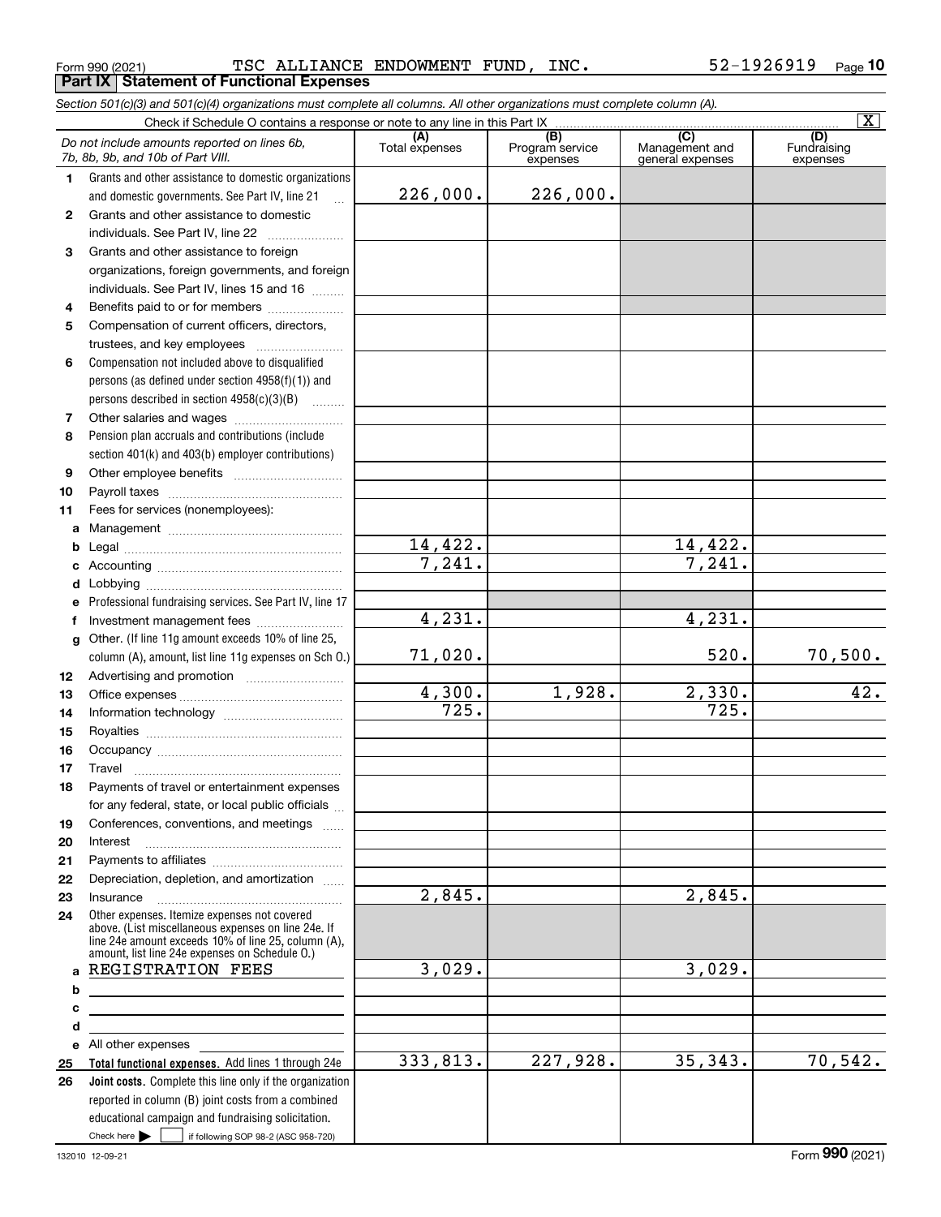Form 990 (2021) TSC ALLIANCE ENDOWMENT FUND, INC. 52-1926919

## Part IX Statement of Functional Expenses

*Section 501(c)(3) and 501(c)(4) organizations must complete all columns. All other organizations must complete column (A).*

Check if Schedule O contains a response or note to any line in this Part IX [X]

| *Do not include amounts reported on lines 6b, 7b, 8b, 9b, and 10b of Part VIII.* | (A) Total expenses | (B) Program service expenses | (C) Management and general expenses | (D) Fundraising expenses |
|---|---|---|---|---|
| 1 Grants and other assistance to domestic organizations and domestic governments. See Part IV, line 21 | 226,000. | 226,000. | | |
| 2 Grants and other assistance to domestic individuals. See Part IV, line 22 | | | | |
| 3 Grants and other assistance to foreign organizations, foreign governments, and foreign individuals. See Part IV, lines 15 and 16 | | | | |
| 4 Benefits paid to or for members | | | | |
| 5 Compensation of current officers, directors, trustees, and key employees | | | | |
| 6 Compensation not included above to disqualified persons (as defined under section 4958(f)(1)) and persons described in section 4958(c)(3)(B) | | | | |
| 7 Other salaries and wages | | | | |
| 8 Pension plan accruals and contributions (include section 401(k) and 403(b) employer contributions) | | | | |
| 9 Other employee benefits | | | | |
| 10 Payroll taxes | | | | |
| 11 Fees for services (nonemployees): | | | | |
| a Management | | | | |
| b Legal | 14,422. | | 14,422. | |
| c Accounting | 7,241. | | 7,241. | |
| d Lobbying | | | | |
| e Professional fundraising services. See Part IV, line 17 | | | | |
| f Investment management fees | 4,231. | | 4,231. | |
| g Other. (If line 11g amount exceeds 10% of line 25, column (A), amount, list line 11g expenses on Sch O.) | 71,020. | | 520. | 70,500. |
| 12 Advertising and promotion | | | | |
| 13 Office expenses | 4,300. | 1,928. | 2,330. | 42. |
| 14 Information technology | 725. | | 725. | |
| 15 Royalties | | | | |
| 16 Occupancy | | | | |
| 17 Travel | | | | |
| 18 Payments of travel or entertainment expenses for any federal, state, or local public officials | | | | |
| 19 Conferences, conventions, and meetings | | | | |
| 20 Interest | | | | |
| 21 Payments to affiliates | | | | |
| 22 Depreciation, depletion, and amortization | | | | |
| 23 Insurance | 2,845. | | 2,845. | |
| 24 Other expenses. Itemize expenses not covered above. (List miscellaneous expenses on line 24e. If line 24e amount exceeds 10% of line 25, column (A), amount, list line 24e expenses on Schedule O.) | | | | |
| a REGISTRATION FEES | 3,029. | | 3,029. | |
| b | | | | |
| c | | | | |
| d | | | | |
| e All other expenses | | | | |
| 25 **Total functional expenses.** Add lines 1 through 24e | 333,813. | 227,928. | 35,343. | 70,542. |
| 26 **Joint costs.** Complete this line only if the organization reported in column (B) joint costs from a combined educational campaign and fundraising solicitation. Check here [ ] if following SOP 98-2 (ASC 958-720) | | | | |

132010 12-09-21 Form **990** (2021)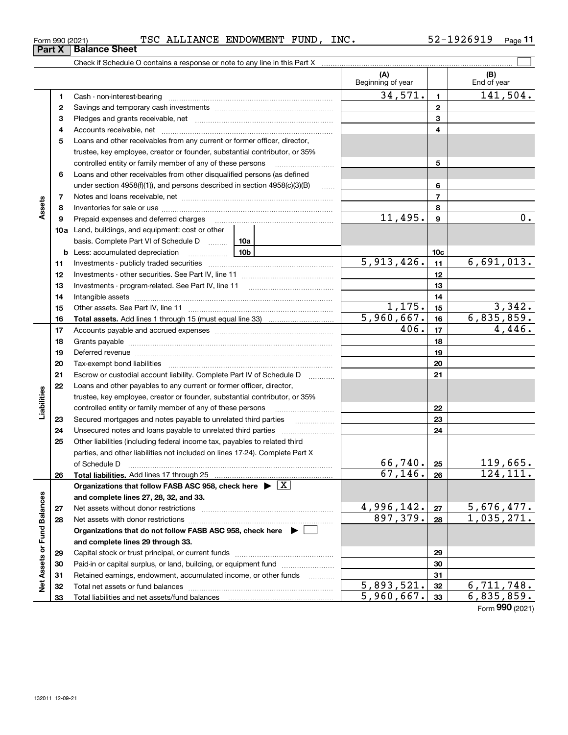Form 990 (2021) TSC ALLIANCE ENDOWMENT FUND, INC. 52-1926919 Page **11**

## Part X Balance Sheet

Check if Schedule O contains a response or note to any line in this Part X ☐

| | | | (A) Beginning of year | | (B) End of year |
|---|---|---|---|---|---|
| **Assets** | 1 | Cash - non-interest-bearing | 34,571. | 1 | 141,504. |
| | 2 | Savings and temporary cash investments | | 2 | |
| | 3 | Pledges and grants receivable, net | | 3 | |
| | 4 | Accounts receivable, net | | 4 | |
| | 5 | Loans and other receivables from any current or former officer, director, trustee, key employee, creator or founder, substantial contributor, or 35% controlled entity or family member of any of these persons | | 5 | |
| | 6 | Loans and other receivables from other disqualified persons (as defined under section 4958(f)(1)), and persons described in section 4958(c)(3)(B) | | 6 | |
| | 7 | Notes and loans receivable, net | | 7 | |
| | 8 | Inventories for sale or use | | 8 | |
| | 9 | Prepaid expenses and deferred charges | 11,495. | 9 | 0. |
| | 10a | Land, buildings, and equipment: cost or other basis. Complete Part VI of Schedule D (10a) | | | |
| | b | Less: accumulated depreciation (10b) | | 10c | |
| | 11 | Investments - publicly traded securities | 5,913,426. | 11 | 6,691,013. |
| | 12 | Investments - other securities. See Part IV, line 11 | | 12 | |
| | 13 | Investments - program-related. See Part IV, line 11 | | 13 | |
| | 14 | Intangible assets | | 14 | |
| | 15 | Other assets. See Part IV, line 11 | 1,175. | 15 | 3,342. |
| | 16 | **Total assets.** Add lines 1 through 15 (must equal line 33) | 5,960,667. | 16 | 6,835,859. |
| **Liabilities** | 17 | Accounts payable and accrued expenses | 406. | 17 | 4,446. |
| | 18 | Grants payable | | 18 | |
| | 19 | Deferred revenue | | 19 | |
| | 20 | Tax-exempt bond liabilities | | 20 | |
| | 21 | Escrow or custodial account liability. Complete Part IV of Schedule D | | 21 | |
| | 22 | Loans and other payables to any current or former officer, director, trustee, key employee, creator or founder, substantial contributor, or 35% controlled entity or family member of any of these persons | | 22 | |
| | 23 | Secured mortgages and notes payable to unrelated third parties | | 23 | |
| | 24 | Unsecured notes and loans payable to unrelated third parties | | 24 | |
| | 25 | Other liabilities (including federal income tax, payables to related third parties, and other liabilities not included on lines 17-24). Complete Part X of Schedule D | 66,740. | 25 | 119,665. |
| | 26 | **Total liabilities.** Add lines 17 through 25 | 67,146. | 26 | 124,111. |
| **Net Assets or Fund Balances** | | **Organizations that follow FASB ASC 958, check here** ▶ ☒ **and complete lines 27, 28, 32, and 33.** | | | |
| | 27 | Net assets without donor restrictions | 4,996,142. | 27 | 5,676,477. |
| | 28 | Net assets with donor restrictions | 897,379. | 28 | 1,035,271. |
| | | **Organizations that do not follow FASB ASC 958, check here** ▶ ☐ **and complete lines 29 through 33.** | | | |
| | 29 | Capital stock or trust principal, or current funds | | 29 | |
| | 30 | Paid-in or capital surplus, or land, building, or equipment fund | | 30 | |
| | 31 | Retained earnings, endowment, accumulated income, or other funds | | 31 | |
| | 32 | Total net assets or fund balances | 5,893,521. | 32 | 6,711,748. |
| | 33 | Total liabilities and net assets/fund balances | 5,960,667. | 33 | 6,835,859. |

Form **990** (2021)

132011 12-09-21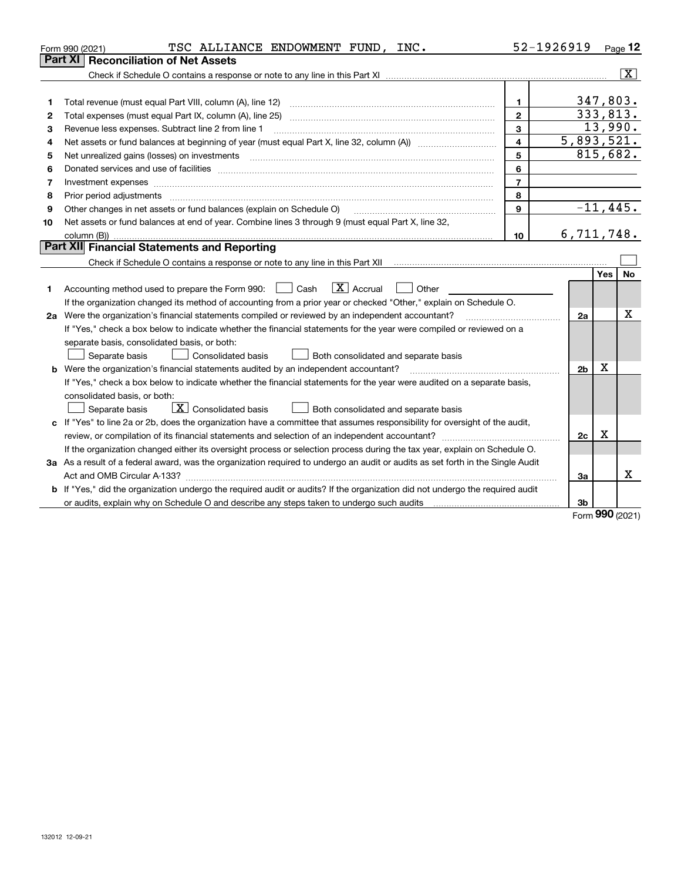Form 990 (2021) TSC ALLIANCE ENDOWMENT FUND, INC. 52-1926919 Page **12**

## Part XI Reconciliation of Net Assets

Check if Schedule O contains a response or note to any line in this Part XI ..... [X]

| | | Line | Amount |
|---|---|---|---|
| 1 | Total revenue (must equal Part VIII, column (A), line 12) | 1 | 347,803. |
| 2 | Total expenses (must equal Part IX, column (A), line 25) | 2 | 333,813. |
| 3 | Revenue less expenses. Subtract line 2 from line 1 | 3 | 13,990. |
| 4 | Net assets or fund balances at beginning of year (must equal Part X, line 32, column (A)) | 4 | 5,893,521. |
| 5 | Net unrealized gains (losses) on investments | 5 | 815,682. |
| 6 | Donated services and use of facilities | 6 | |
| 7 | Investment expenses | 7 | |
| 8 | Prior period adjustments | 8 | |
| 9 | Other changes in net assets or fund balances (explain on Schedule O) | 9 | -11,445. |
| 10 | Net assets or fund balances at end of year. Combine lines 3 through 9 (must equal Part X, line 32, column (B)) | 10 | 6,711,748. |

## Part XII Financial Statements and Reporting

Check if Schedule O contains a response or note to any line in this Part XII ..... [ ]

| | | Line | Yes | No |
|---|---|---|---|---|
| 1 | Accounting method used to prepare the Form 990: [ ] Cash [X] Accrual [ ] Other | | | |
| | If the organization changed its method of accounting from a prior year or checked "Other," explain on Schedule O. | | | |
| 2a | Were the organization's financial statements compiled or reviewed by an independent accountant? | 2a | | X |
| | If "Yes," check a box below to indicate whether the financial statements for the year were compiled or reviewed on a separate basis, consolidated basis, or both: [ ] Separate basis [ ] Consolidated basis [ ] Both consolidated and separate basis | | | |
| b | Were the organization's financial statements audited by an independent accountant? | 2b | X | |
| | If "Yes," check a box below to indicate whether the financial statements for the year were audited on a separate basis, consolidated basis, or both: [ ] Separate basis [X] Consolidated basis [ ] Both consolidated and separate basis | | | |
| c | If "Yes" to line 2a or 2b, does the organization have a committee that assumes responsibility for oversight of the audit, review, or compilation of its financial statements and selection of an independent accountant? | 2c | X | |
| | If the organization changed either its oversight process or selection process during the tax year, explain on Schedule O. | | | |
| 3a | As a result of a federal award, was the organization required to undergo an audit or audits as set forth in the Single Audit Act and OMB Circular A-133? | 3a | | X |
| b | If "Yes," did the organization undergo the required audit or audits? If the organization did not undergo the required audit or audits, explain why on Schedule O and describe any steps taken to undergo such audits | 3b | | |

Form **990** (2021)

132012 12-09-21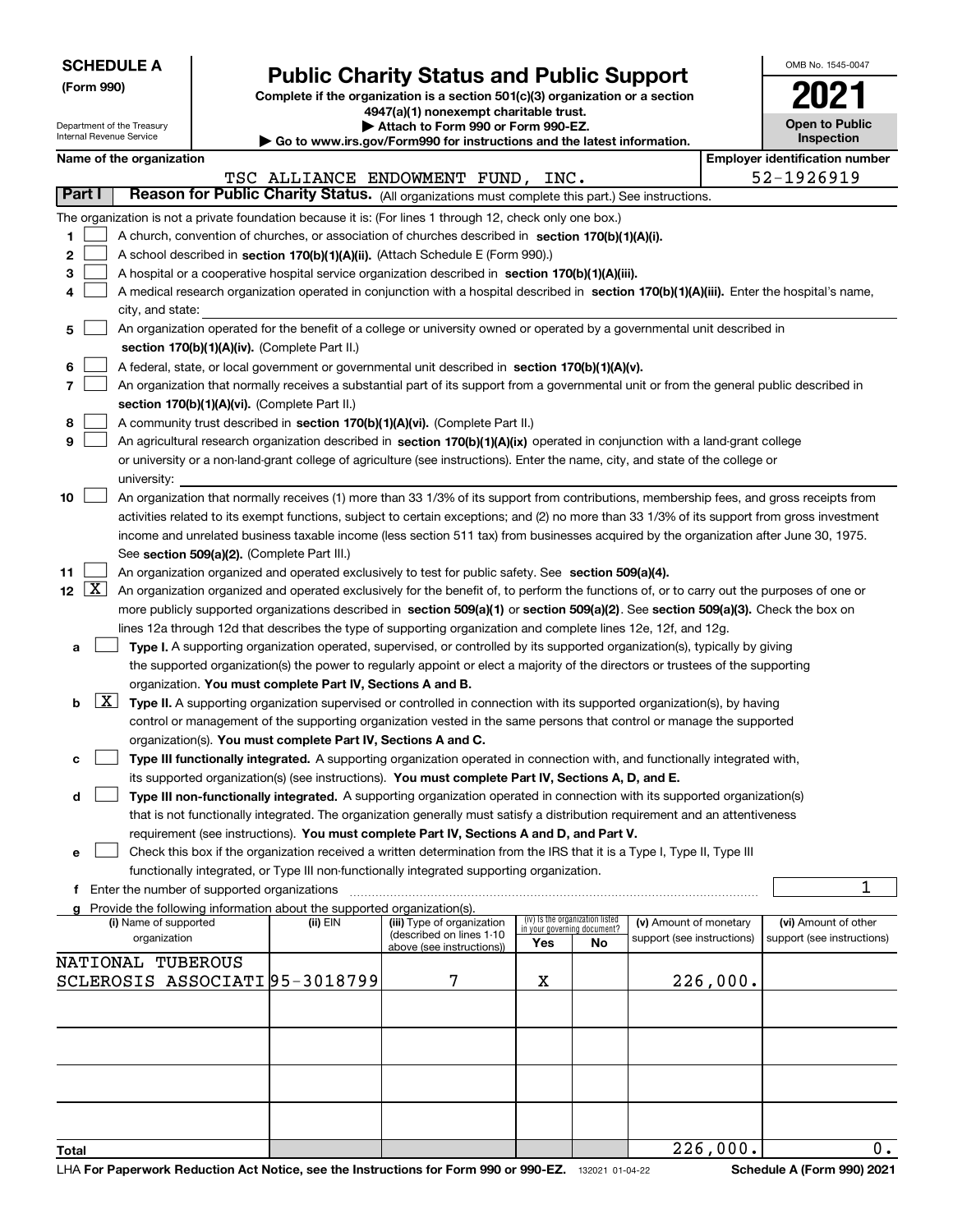**SCHEDULE A**
**(Form 990)**

Department of the Treasury
Internal Revenue Service

# Public Charity Status and Public Support

**Complete if the organization is a section 501(c)(3) organization or a section 4947(a)(1) nonexempt charitable trust.**
**▶ Attach to Form 990 or Form 990-EZ.**
**▶ Go to www.irs.gov/Form990 for instructions and the latest information.**

OMB No. 1545-0047

**2021**

**Open to Public Inspection**

**Name of the organization:** TSC ALLIANCE ENDOWMENT FUND, INC.

**Employer identification number:** 52-1926919

## Part I — Reason for Public Charity Status. (All organizations must complete this part.) See instructions.

The organization is not a private foundation because it is: (For lines 1 through 12, check only one box.)

1. [ ] A church, convention of churches, or association of churches described in **section 170(b)(1)(A)(i).**
2. [ ] A school described in **section 170(b)(1)(A)(ii).** (Attach Schedule E (Form 990).)
3. [ ] A hospital or a cooperative hospital service organization described in **section 170(b)(1)(A)(iii).**
4. [ ] A medical research organization operated in conjunction with a hospital described in **section 170(b)(1)(A)(iii).** Enter the hospital's name, city, and state:
5. [ ] An organization operated for the benefit of a college or university owned or operated by a governmental unit described in **section 170(b)(1)(A)(iv).** (Complete Part II.)
6. [ ] A federal, state, or local government or governmental unit described in **section 170(b)(1)(A)(v).**
7. [ ] An organization that normally receives a substantial part of its support from a governmental unit or from the general public described in **section 170(b)(1)(A)(vi).** (Complete Part II.)
8. [ ] A community trust described in **section 170(b)(1)(A)(vi).** (Complete Part II.)
9. [ ] An agricultural research organization described in **section 170(b)(1)(A)(ix)** operated in conjunction with a land-grant college or university or a non-land-grant college of agriculture (see instructions). Enter the name, city, and state of the college or university:
10. [ ] An organization that normally receives (1) more than 33 1/3% of its support from contributions, membership fees, and gross receipts from activities related to its exempt functions, subject to certain exceptions; and (2) no more than 33 1/3% of its support from gross investment income and unrelated business taxable income (less section 511 tax) from businesses acquired by the organization after June 30, 1975. See **section 509(a)(2).** (Complete Part III.)
11. [ ] An organization organized and operated exclusively to test for public safety. See **section 509(a)(4).**
12. [X] An organization organized and operated exclusively for the benefit of, to perform the functions of, or to carry out the purposes of one or more publicly supported organizations described in **section 509(a)(1)** or **section 509(a)(2)**. See **section 509(a)(3).** Check the box on lines 12a through 12d that describes the type of supporting organization and complete lines 12e, 12f, and 12g.
   - **a** [ ] **Type I.** A supporting organization operated, supervised, or controlled by its supported organization(s), typically by giving the supported organization(s) the power to regularly appoint or elect a majority of the directors or trustees of the supporting organization. **You must complete Part IV, Sections A and B.**
   - **b** [X] **Type II.** A supporting organization supervised or controlled in connection with its supported organization(s), by having control or management of the supporting organization vested in the same persons that control or manage the supported organization(s). **You must complete Part IV, Sections A and C.**
   - **c** [ ] **Type III functionally integrated.** A supporting organization operated in connection with, and functionally integrated with, its supported organization(s) (see instructions). **You must complete Part IV, Sections A, D, and E.**
   - **d** [ ] **Type III non-functionally integrated.** A supporting organization operated in connection with its supported organization(s) that is not functionally integrated. The organization generally must satisfy a distribution requirement and an attentiveness requirement (see instructions). **You must complete Part IV, Sections A and D, and Part V.**
   - **e** [ ] Check this box if the organization received a written determination from the IRS that it is a Type I, Type II, Type III functionally integrated, or Type III non-functionally integrated supporting organization.
   - **f** Enter the number of supported organizations: 1
   - **g** Provide the following information about the supported organization(s).

| (i) Name of supported organization | (ii) EIN | (iii) Type of organization (described on lines 1-10 above (see instructions)) | (iv) Is the organization listed in your governing document? Yes | No | (v) Amount of monetary support (see instructions) | (vi) Amount of other support (see instructions) |
|---|---|---|---|---|---|---|
| NATIONAL TUBEROUS SCLEROSIS ASSOCIATI | 95-3018799 | 7 | X | | 226,000. | |
| | | | | | | |
| | | | | | | |
| | | | | | | |
| | | | | | | |
| **Total** | | | | | 226,000. | 0. |

LHA **For Paperwork Reduction Act Notice, see the Instructions for Form 990 or 990-EZ.** 132021 01-04-22 **Schedule A (Form 990) 2021**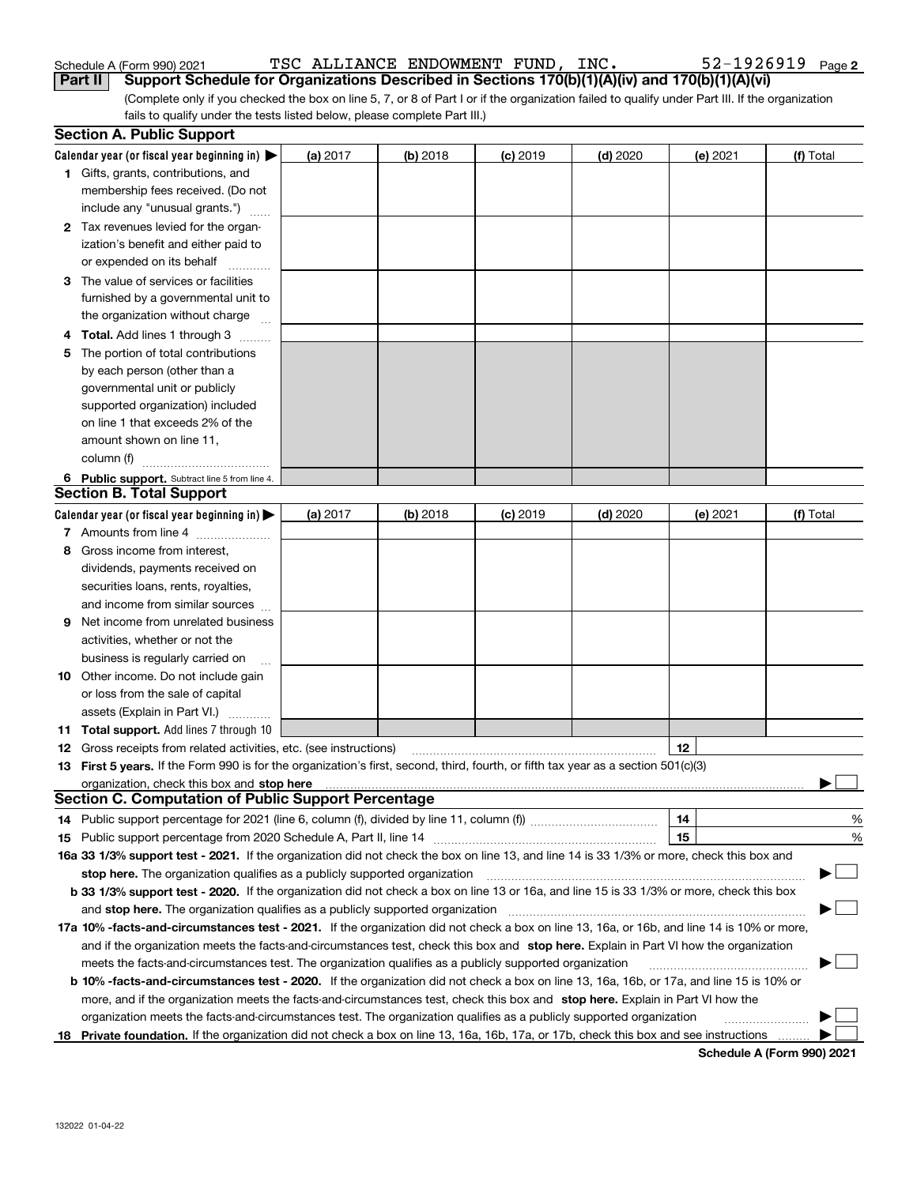Schedule A (Form 990) 2021 TSC ALLIANCE ENDOWMENT FUND, INC. 52-1926919

## Part II Support Schedule for Organizations Described in Sections 170(b)(1)(A)(iv) and 170(b)(1)(A)(vi)

(Complete only if you checked the box on line 5, 7, or 8 of Part I or if the organization failed to qualify under Part III. If the organization fails to qualify under the tests listed below, please complete Part III.)

### Section A. Public Support

| Calendar year (or fiscal year beginning in) ▶ | (a) 2017 | (b) 2018 | (c) 2019 | (d) 2020 | (e) 2021 | (f) Total |
|---|---|---|---|---|---|---|
| **1** Gifts, grants, contributions, and membership fees received. (Do not include any "unusual grants.") | | | | | | |
| **2** Tax revenues levied for the organization's benefit and either paid to or expended on its behalf | | | | | | |
| **3** The value of services or facilities furnished by a governmental unit to the organization without charge | | | | | | |
| **4 Total.** Add lines 1 through 3 | | | | | | |
| **5** The portion of total contributions by each person (other than a governmental unit or publicly supported organization) included on line 1 that exceeds 2% of the amount shown on line 11, column (f) | | | | | | |
| **6 Public support.** Subtract line 5 from line 4. | | | | | | |

### Section B. Total Support

| Calendar year (or fiscal year beginning in) ▶ | (a) 2017 | (b) 2018 | (c) 2019 | (d) 2020 | (e) 2021 | (f) Total |
|---|---|---|---|---|---|---|
| **7** Amounts from line 4 | | | | | | |
| **8** Gross income from interest, dividends, payments received on securities loans, rents, royalties, and income from similar sources | | | | | | |
| **9** Net income from unrelated business activities, whether or not the business is regularly carried on | | | | | | |
| **10** Other income. Do not include gain or loss from the sale of capital assets (Explain in Part VI.) | | | | | | |
| **11 Total support.** Add lines 7 through 10 | | | | | | |

**12** Gross receipts from related activities, etc. (see instructions) **12**

**13 First 5 years.** If the Form 990 is for the organization's first, second, third, fourth, or fifth tax year as a section 501(c)(3) organization, check this box and **stop here** ▶ ☐

### Section C. Computation of Public Support Percentage

**14** Public support percentage for 2021 (line 6, column (f), divided by line 11, column (f)) **14** %

**15** Public support percentage from 2020 Schedule A, Part II, line 14 **15** %

**16a 33 1/3% support test - 2021.** If the organization did not check the box on line 13, and line 14 is 33 1/3% or more, check this box and **stop here.** The organization qualifies as a publicly supported organization ▶ ☐

**b 33 1/3% support test - 2020.** If the organization did not check a box on line 13 or 16a, and line 15 is 33 1/3% or more, check this box and **stop here.** The organization qualifies as a publicly supported organization ▶ ☐

**17a 10% -facts-and-circumstances test - 2021.** If the organization did not check a box on line 13, 16a, or 16b, and line 14 is 10% or more, and if the organization meets the facts-and-circumstances test, check this box and **stop here.** Explain in Part VI how the organization meets the facts-and-circumstances test. The organization qualifies as a publicly supported organization ▶ ☐

**b 10% -facts-and-circumstances test - 2020.** If the organization did not check a box on line 13, 16a, 16b, or 17a, and line 15 is 10% or more, and if the organization meets the facts-and-circumstances test, check this box and **stop here.** Explain in Part VI how the organization meets the facts-and-circumstances test. The organization qualifies as a publicly supported organization ▶ ☐

**18 Private foundation.** If the organization did not check a box on line 13, 16a, 16b, 17a, or 17b, check this box and see instructions ▶ ☐

**Schedule A (Form 990) 2021**

132022 01-04-22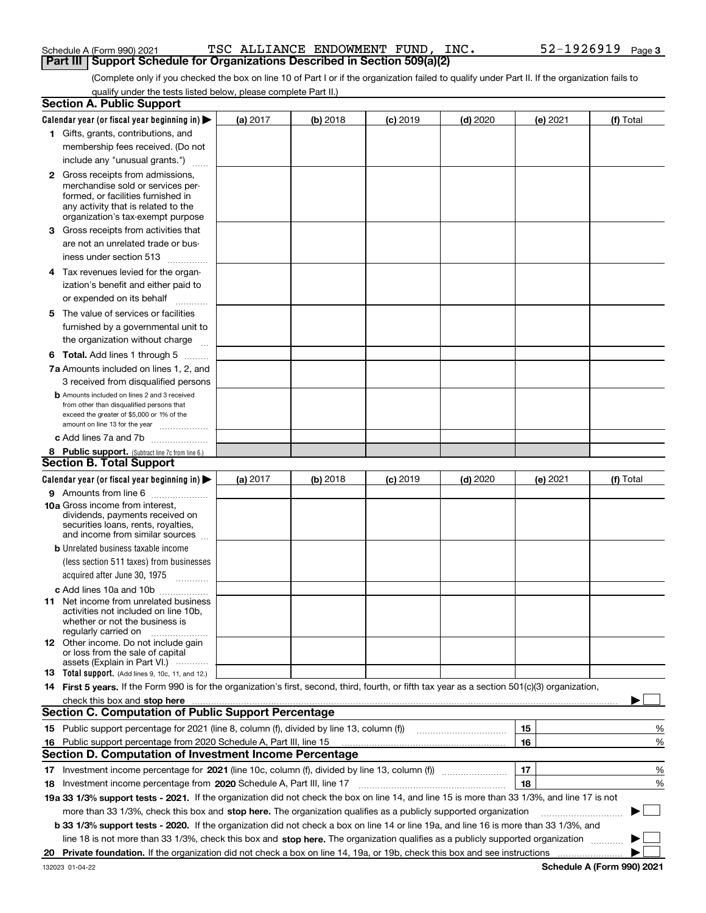Schedule A (Form 990) 2021 TSC ALLIANCE ENDOWMENT FUND, INC. 52-1926919 Page 3

## Part III Support Schedule for Organizations Described in Section 509(a)(2)

(Complete only if you checked the box on line 10 of Part I or if the organization failed to qualify under Part II. If the organization fails to qualify under the tests listed below, please complete Part II.)

### Section A. Public Support

| Calendar year (or fiscal year beginning in) ▶ | (a) 2017 | (b) 2018 | (c) 2019 | (d) 2020 | (e) 2021 | (f) Total |
|---|---|---|---|---|---|---|
| **1** Gifts, grants, contributions, and membership fees received. (Do not include any "unusual grants.") | | | | | | |
| **2** Gross receipts from admissions, merchandise sold or services performed, or facilities furnished in any activity that is related to the organization's tax-exempt purpose | | | | | | |
| **3** Gross receipts from activities that are not an unrelated trade or business under section 513 | | | | | | |
| **4** Tax revenues levied for the organization's benefit and either paid to or expended on its behalf | | | | | | |
| **5** The value of services or facilities furnished by a governmental unit to the organization without charge | | | | | | |
| **6 Total.** Add lines 1 through 5 | | | | | | |
| **7a** Amounts included on lines 1, 2, and 3 received from disqualified persons | | | | | | |
| **b** Amounts included on lines 2 and 3 received from other than disqualified persons that exceed the greater of $5,000 or 1% of the amount on line 13 for the year | | | | | | |
| **c** Add lines 7a and 7b | | | | | | |
| **8 Public support.** (Subtract line 7c from line 6.) | | | | | | |

### Section B. Total Support

| Calendar year (or fiscal year beginning in) ▶ | (a) 2017 | (b) 2018 | (c) 2019 | (d) 2020 | (e) 2021 | (f) Total |
|---|---|---|---|---|---|---|
| **9** Amounts from line 6 | | | | | | |
| **10a** Gross income from interest, dividends, payments received on securities loans, rents, royalties, and income from similar sources | | | | | | |
| **b** Unrelated business taxable income (less section 511 taxes) from businesses acquired after June 30, 1975 | | | | | | |
| **c** Add lines 10a and 10b | | | | | | |
| **11** Net income from unrelated business activities not included on line 10b, whether or not the business is regularly carried on | | | | | | |
| **12** Other income. Do not include gain or loss from the sale of capital assets (Explain in Part VI.) | | | | | | |
| **13 Total support.** (Add lines 9, 10c, 11, and 12.) | | | | | | |

**14 First 5 years.** If the Form 990 is for the organization's first, second, third, fourth, or fifth tax year as a section 501(c)(3) organization, check this box and **stop here** ▶ ☐

### Section C. Computation of Public Support Percentage

| | | | |
|---|---|---|---|
| **15** | Public support percentage for 2021 (line 8, column (f), divided by line 13, column (f)) | 15 | % |
| **16** | Public support percentage from 2020 Schedule A, Part III, line 15 | 16 | % |

### Section D. Computation of Investment Income Percentage

| | | | |
|---|---|---|---|
| **17** | Investment income percentage for **2021** (line 10c, column (f), divided by line 13, column (f)) | 17 | % |
| **18** | Investment income percentage from **2020** Schedule A, Part III, line 17 | 18 | % |

**19a 33 1/3% support tests - 2021.** If the organization did not check the box on line 14, and line 15 is more than 33 1/3%, and line 17 is not more than 33 1/3%, check this box and **stop here.** The organization qualifies as a publicly supported organization ▶ ☐

**b 33 1/3% support tests - 2020.** If the organization did not check a box on line 14 or line 19a, and line 16 is more than 33 1/3%, and line 18 is not more than 33 1/3%, check this box and **stop here.** The organization qualifies as a publicly supported organization ▶ ☐

**20 Private foundation.** If the organization did not check a box on line 14, 19a, or 19b, check this box and see instructions ▶ ☐

132023 01-04-22 **Schedule A (Form 990) 2021**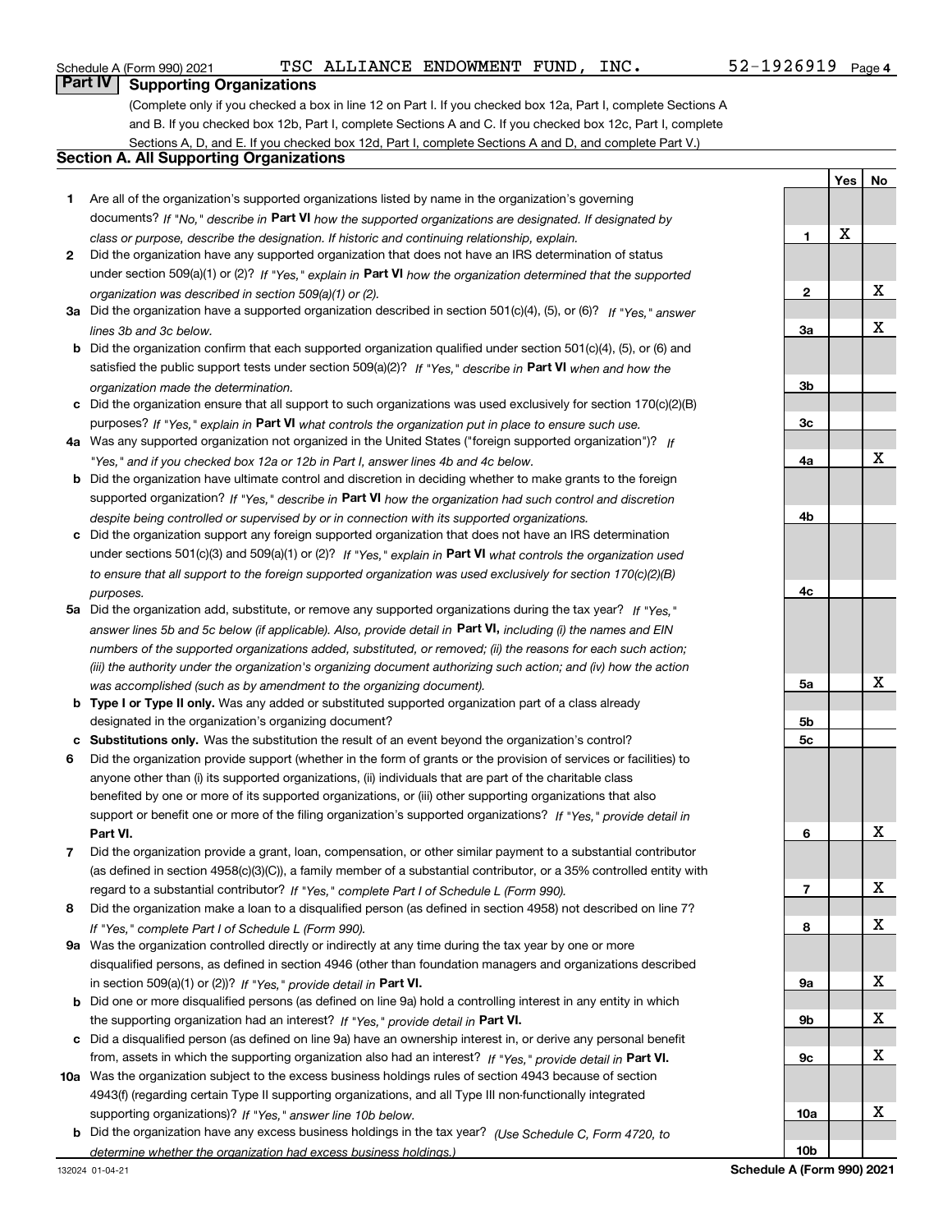Schedule A (Form 990) 2021 TSC ALLIANCE ENDOWMENT FUND, INC. 52-1926919 Page 4

## Part IV Supporting Organizations

(Complete only if you checked a box in line 12 on Part I. If you checked box 12a, Part I, complete Sections A and B. If you checked box 12b, Part I, complete Sections A and C. If you checked box 12c, Part I, complete Sections A, D, and E. If you checked box 12d, Part I, complete Sections A and D, and complete Part V.)

### Section A. All Supporting Organizations

| | | Line | Yes | No |
|---|---|---|---|---|
| **1** | Are all of the organization's supported organizations listed by name in the organization's governing documents? *If "No," describe in* **Part VI** *how the supported organizations are designated. If designated by class or purpose, describe the designation. If historic and continuing relationship, explain.* | 1 | X | |
| **2** | Did the organization have any supported organization that does not have an IRS determination of status under section 509(a)(1) or (2)? *If "Yes," explain in* **Part VI** *how the organization determined that the supported organization was described in section 509(a)(1) or (2).* | 2 | | X |
| **3a** | Did the organization have a supported organization described in section 501(c)(4), (5), or (6)? *If "Yes," answer lines 3b and 3c below.* | 3a | | X |
| **b** | Did the organization confirm that each supported organization qualified under section 501(c)(4), (5), or (6) and satisfied the public support tests under section 509(a)(2)? *If "Yes," describe in* **Part VI** *when and how the organization made the determination.* | 3b | | |
| **c** | Did the organization ensure that all support to such organizations was used exclusively for section 170(c)(2)(B) purposes? *If "Yes," explain in* **Part VI** *what controls the organization put in place to ensure such use.* | 3c | | |
| **4a** | Was any supported organization not organized in the United States ("foreign supported organization")? *If "Yes," and if you checked box 12a or 12b in Part I, answer lines 4b and 4c below.* | 4a | | X |
| **b** | Did the organization have ultimate control and discretion in deciding whether to make grants to the foreign supported organization? *If "Yes," describe in* **Part VI** *how the organization had such control and discretion despite being controlled or supervised by or in connection with its supported organizations.* | 4b | | |
| **c** | Did the organization support any foreign supported organization that does not have an IRS determination under sections 501(c)(3) and 509(a)(1) or (2)? *If "Yes," explain in* **Part VI** *what controls the organization used to ensure that all support to the foreign supported organization was used exclusively for section 170(c)(2)(B) purposes.* | 4c | | |
| **5a** | Did the organization add, substitute, or remove any supported organizations during the tax year? *If "Yes," answer lines 5b and 5c below (if applicable). Also, provide detail in* **Part VI,** *including (i) the names and EIN numbers of the supported organizations added, substituted, or removed; (ii) the reasons for each such action; (iii) the authority under the organization's organizing document authorizing such action; and (iv) how the action was accomplished (such as by amendment to the organizing document).* | 5a | | X |
| **b** | **Type I or Type II only.** Was any added or substituted supported organization part of a class already designated in the organization's organizing document? | 5b | | |
| **c** | **Substitutions only.** Was the substitution the result of an event beyond the organization's control? | 5c | | |
| **6** | Did the organization provide support (whether in the form of grants or the provision of services or facilities) to anyone other than (i) its supported organizations, (ii) individuals that are part of the charitable class benefited by one or more of its supported organizations, or (iii) other supporting organizations that also support or benefit one or more of the filing organization's supported organizations? *If "Yes," provide detail in* **Part VI.** | 6 | | X |
| **7** | Did the organization provide a grant, loan, compensation, or other similar payment to a substantial contributor (as defined in section 4958(c)(3)(C)), a family member of a substantial contributor, or a 35% controlled entity with regard to a substantial contributor? *If "Yes," complete Part I of Schedule L (Form 990).* | 7 | | X |
| **8** | Did the organization make a loan to a disqualified person (as defined in section 4958) not described on line 7? *If "Yes," complete Part I of Schedule L (Form 990).* | 8 | | X |
| **9a** | Was the organization controlled directly or indirectly at any time during the tax year by one or more disqualified persons, as defined in section 4946 (other than foundation managers and organizations described in section 509(a)(1) or (2))? *If "Yes," provide detail in* **Part VI.** | 9a | | X |
| **b** | Did one or more disqualified persons (as defined on line 9a) hold a controlling interest in any entity in which the supporting organization had an interest? *If "Yes," provide detail in* **Part VI.** | 9b | | X |
| **c** | Did a disqualified person (as defined on line 9a) have an ownership interest in, or derive any personal benefit from, assets in which the supporting organization also had an interest? *If "Yes," provide detail in* **Part VI.** | 9c | | X |
| **10a** | Was the organization subject to the excess business holdings rules of section 4943 because of section 4943(f) (regarding certain Type II supporting organizations, and all Type III non-functionally integrated supporting organizations)? *If "Yes," answer line 10b below.* | 10a | | X |
| **b** | Did the organization have any excess business holdings in the tax year? *(Use Schedule C, Form 4720, to determine whether the organization had excess business holdings.)* | 10b | | |

132024 01-04-21 **Schedule A (Form 990) 2021**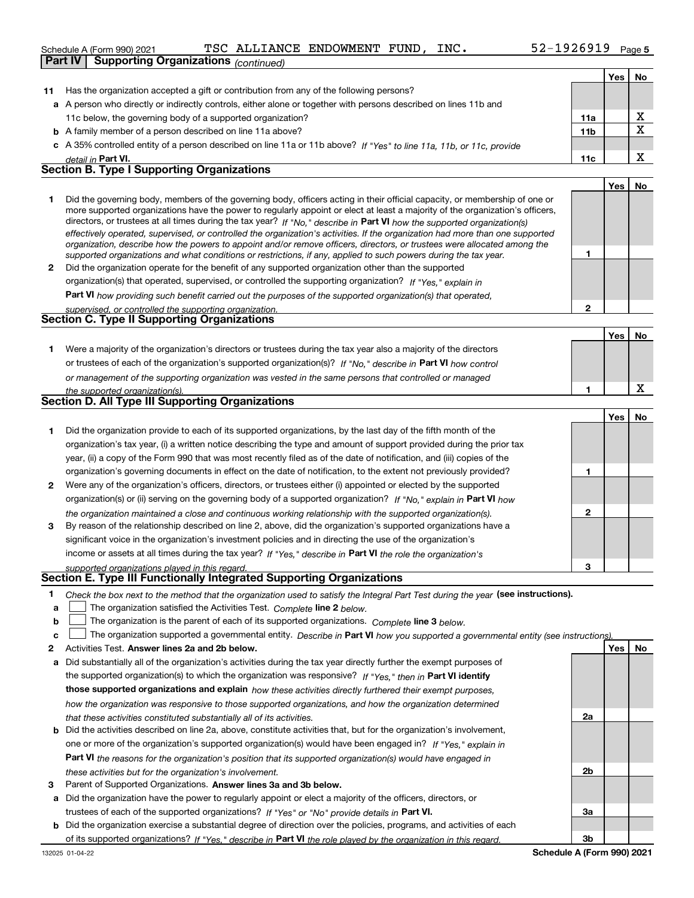Schedule A (Form 990) 2021 TSC ALLIANCE ENDOWMENT FUND, INC. 52-1926919

## Part IV Supporting Organizations *(continued)*

| | | | Yes | No |
|---|---|---|---|---|
| 11 | Has the organization accepted a gift or contribution from any of the following persons? | | | |
| a | A person who directly or indirectly controls, either alone or together with persons described on lines 11b and 11c below, the governing body of a supported organization? | 11a | | X |
| b | A family member of a person described on line 11a above? | 11b | | X |
| c | A 35% controlled entity of a person described on line 11a or 11b above? *If "Yes" to line 11a, 11b, or 11c, provide detail in* **Part VI.** | 11c | | X |

### Section B. Type I Supporting Organizations

| | | | Yes | No |
|---|---|---|---|---|
| 1 | Did the governing body, members of the governing body, officers acting in their official capacity, or membership of one or more supported organizations have the power to regularly appoint or elect at least a majority of the organization's officers, directors, or trustees at all times during the tax year? *If "No," describe in* **Part VI** *how the supported organization(s) effectively operated, supervised, or controlled the organization's activities. If the organization had more than one supported organization, describe how the powers to appoint and/or remove officers, directors, or trustees were allocated among the supported organizations and what conditions or restrictions, if any, applied to such powers during the tax year.* | 1 | | |
| 2 | Did the organization operate for the benefit of any supported organization other than the supported organization(s) that operated, supervised, or controlled the supporting organization? *If "Yes," explain in* **Part VI** *how providing such benefit carried out the purposes of the supported organization(s) that operated, supervised, or controlled the supporting organization.* | 2 | | |

### Section C. Type II Supporting Organizations

| | | | Yes | No |
|---|---|---|---|---|
| 1 | Were a majority of the organization's directors or trustees during the tax year also a majority of the directors or trustees of each of the organization's supported organization(s)? *If "No," describe in* **Part VI** *how control or management of the supporting organization was vested in the same persons that controlled or managed the supported organization(s).* | 1 | | X |

### Section D. All Type III Supporting Organizations

| | | | Yes | No |
|---|---|---|---|---|
| 1 | Did the organization provide to each of its supported organizations, by the last day of the fifth month of the organization's tax year, (i) a written notice describing the type and amount of support provided during the prior tax year, (ii) a copy of the Form 990 that was most recently filed as of the date of notification, and (iii) copies of the organization's governing documents in effect on the date of notification, to the extent not previously provided? | 1 | | |
| 2 | Were any of the organization's officers, directors, or trustees either (i) appointed or elected by the supported organization(s) or (ii) serving on the governing body of a supported organization? *If "No," explain in* **Part VI** *how the organization maintained a close and continuous working relationship with the supported organization(s).* | 2 | | |
| 3 | By reason of the relationship described on line 2, above, did the organization's supported organizations have a significant voice in the organization's investment policies and in directing the use of the organization's income or assets at all times during the tax year? *If "Yes," describe in* **Part VI** *the role the organization's supported organizations played in this regard.* | 3 | | |

### Section E. Type III Functionally Integrated Supporting Organizations

1 *Check the box next to the method that the organization used to satisfy the Integral Part Test during the year* **(see instructions).**

- a ☐ The organization satisfied the Activities Test. *Complete* **line 2** *below.*
- b ☐ The organization is the parent of each of its supported organizations. *Complete* **line 3** *below.*
- c ☐ The organization supported a governmental entity. *Describe in* **Part VI** *how you supported a governmental entity (see instructions).*

| | | | Yes | No |
|---|---|---|---|---|
| 2 | Activities Test. **Answer lines 2a and 2b below.** | | | |
| a | Did substantially all of the organization's activities during the tax year directly further the exempt purposes of the supported organization(s) to which the organization was responsive? *If "Yes," then in* **Part VI identify those supported organizations and explain** *how these activities directly furthered their exempt purposes, how the organization was responsive to those supported organizations, and how the organization determined that these activities constituted substantially all of its activities.* | 2a | | |
| b | Did the activities described on line 2a, above, constitute activities that, but for the organization's involvement, one or more of the organization's supported organization(s) would have been engaged in? *If "Yes," explain in* **Part VI** *the reasons for the organization's position that its supported organization(s) would have engaged in these activities but for the organization's involvement.* | 2b | | |
| 3 | Parent of Supported Organizations. **Answer lines 3a and 3b below.** | | | |
| a | Did the organization have the power to regularly appoint or elect a majority of the officers, directors, or trustees of each of the supported organizations? *If "Yes" or "No" provide details in* **Part VI.** | 3a | | |
| b | Did the organization exercise a substantial degree of direction over the policies, programs, and activities of each of its supported organizations? *If "Yes," describe in* **Part VI** *the role played by the organization in this regard.* | 3b | | |

132025 01-04-22 **Schedule A (Form 990) 2021**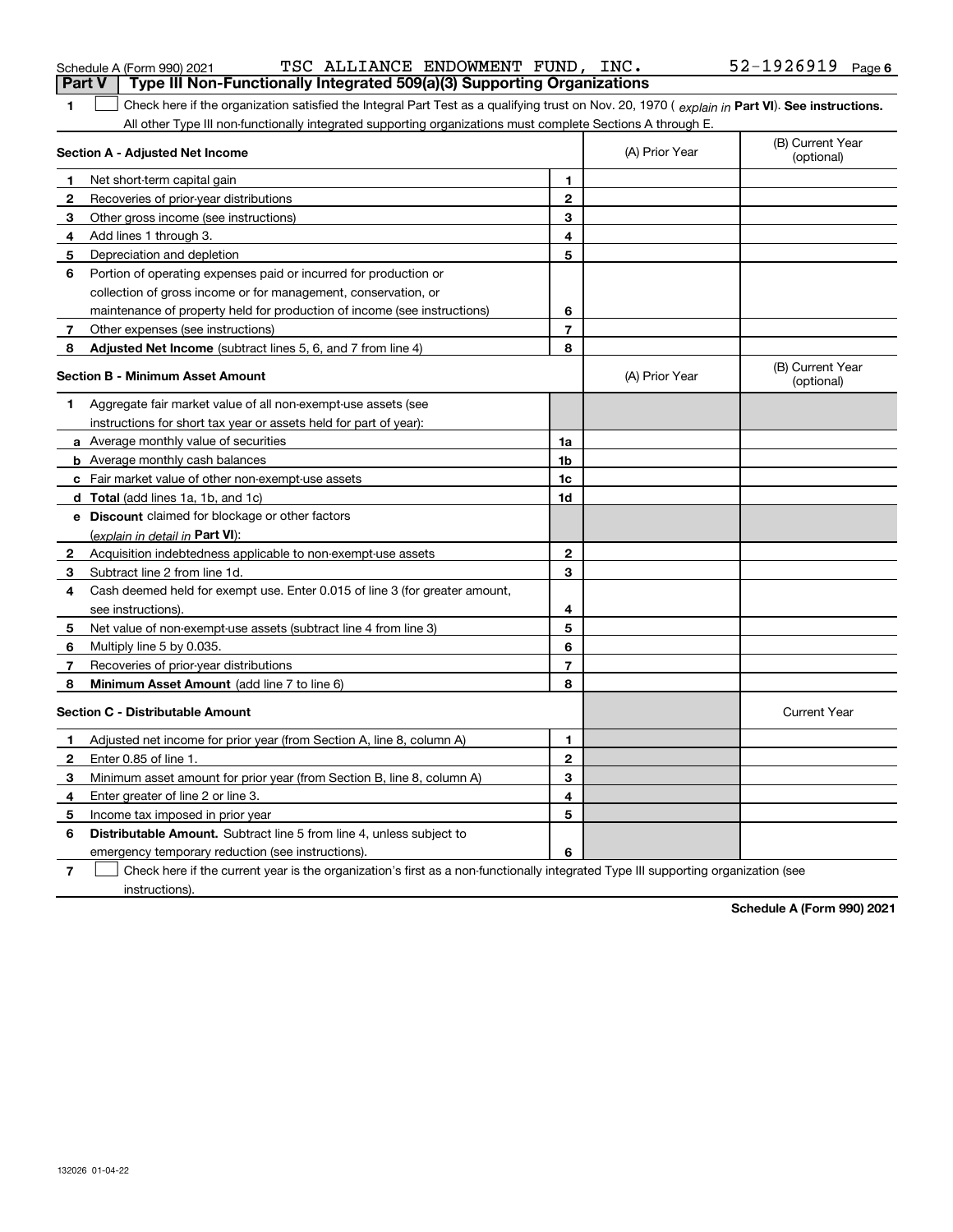Schedule A (Form 990) 2021 TSC ALLIANCE ENDOWMENT FUND, INC. 52-1926919 Page 6

## Part V Type III Non-Functionally Integrated 509(a)(3) Supporting Organizations

1 ☐ Check here if the organization satisfied the Integral Part Test as a qualifying trust on Nov. 20, 1970 ( *explain in* **Part VI**). **See instructions.** All other Type III non-functionally integrated supporting organizations must complete Sections A through E.

| **Section A - Adjusted Net Income** | | | (A) Prior Year | (B) Current Year (optional) |
|---|---|---|---|---|
| 1 | Net short-term capital gain | 1 | | |
| 2 | Recoveries of prior-year distributions | 2 | | |
| 3 | Other gross income (see instructions) | 3 | | |
| 4 | Add lines 1 through 3. | 4 | | |
| 5 | Depreciation and depletion | 5 | | |
| 6 | Portion of operating expenses paid or incurred for production or collection of gross income or for management, conservation, or maintenance of property held for production of income (see instructions) | 6 | | |
| 7 | Other expenses (see instructions) | 7 | | |
| 8 | **Adjusted Net Income** (subtract lines 5, 6, and 7 from line 4) | 8 | | |

| **Section B - Minimum Asset Amount** | | | (A) Prior Year | (B) Current Year (optional) |
|---|---|---|---|---|
| 1 | Aggregate fair market value of all non-exempt-use assets (see instructions for short tax year or assets held for part of year): | | | |
| a | Average monthly value of securities | 1a | | |
| b | Average monthly cash balances | 1b | | |
| c | Fair market value of other non-exempt-use assets | 1c | | |
| d | **Total** (add lines 1a, 1b, and 1c) | 1d | | |
| e | **Discount** claimed for blockage or other factors (*explain in detail in* **Part VI**): | | | |
| 2 | Acquisition indebtedness applicable to non-exempt-use assets | 2 | | |
| 3 | Subtract line 2 from line 1d. | 3 | | |
| 4 | Cash deemed held for exempt use. Enter 0.015 of line 3 (for greater amount, see instructions). | 4 | | |
| 5 | Net value of non-exempt-use assets (subtract line 4 from line 3) | 5 | | |
| 6 | Multiply line 5 by 0.035. | 6 | | |
| 7 | Recoveries of prior-year distributions | 7 | | |
| 8 | **Minimum Asset Amount** (add line 7 to line 6) | 8 | | |

| **Section C - Distributable Amount** | | | | Current Year |
|---|---|---|---|---|
| 1 | Adjusted net income for prior year (from Section A, line 8, column A) | 1 | | |
| 2 | Enter 0.85 of line 1. | 2 | | |
| 3 | Minimum asset amount for prior year (from Section B, line 8, column A) | 3 | | |
| 4 | Enter greater of line 2 or line 3. | 4 | | |
| 5 | Income tax imposed in prior year | 5 | | |
| 6 | **Distributable Amount.** Subtract line 5 from line 4, unless subject to emergency temporary reduction (see instructions). | 6 | | |

7 ☐ Check here if the current year is the organization's first as a non-functionally integrated Type III supporting organization (see instructions).

**Schedule A (Form 990) 2021**

132026 01-04-22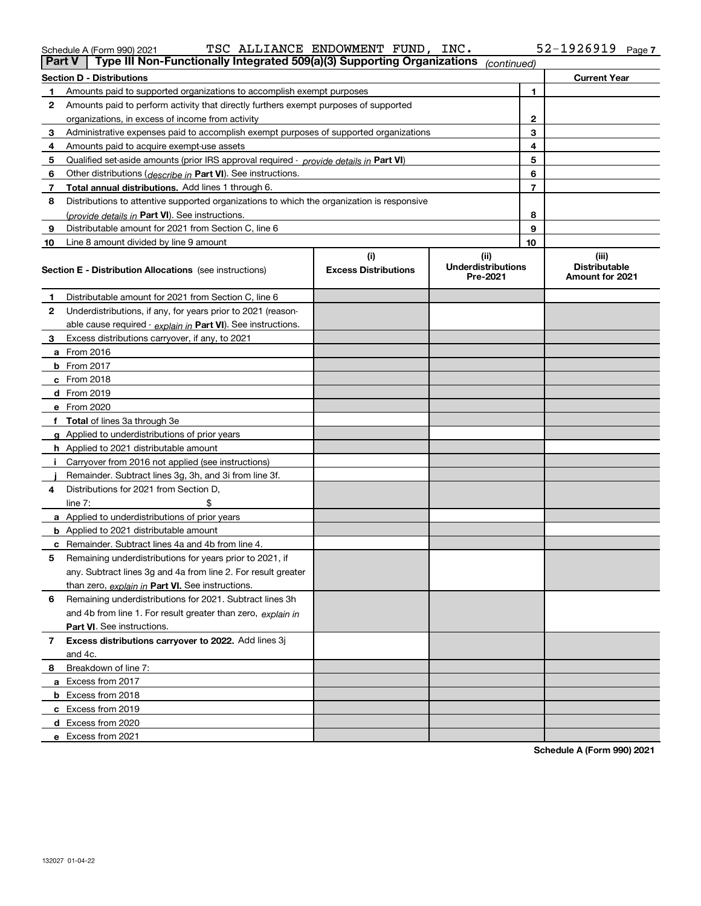Schedule A (Form 990) 2021 TSC ALLIANCE ENDOWMENT FUND, INC. 52-1926919 Page 7

## Part V Type III Non-Functionally Integrated 509(a)(3) Supporting Organizations *(continued)*

| Section D - Distributions | | | Current Year |
|---|---|---|---|
| 1 | Amounts paid to supported organizations to accomplish exempt purposes | 1 | |
| 2 | Amounts paid to perform activity that directly furthers exempt purposes of supported organizations, in excess of income from activity | 2 | |
| 3 | Administrative expenses paid to accomplish exempt purposes of supported organizations | 3 | |
| 4 | Amounts paid to acquire exempt-use assets | 4 | |
| 5 | Qualified set-aside amounts (prior IRS approval required - *provide details in* **Part VI**) | 5 | |
| 6 | Other distributions (*describe in* **Part VI**). See instructions. | 6 | |
| 7 | **Total annual distributions.** Add lines 1 through 6. | 7 | |
| 8 | Distributions to attentive supported organizations to which the organization is responsive (*provide details in* **Part VI**). See instructions. | 8 | |
| 9 | Distributable amount for 2021 from Section C, line 6 | 9 | |
| 10 | Line 8 amount divided by line 9 amount | 10 | |

| **Section E - Distribution Allocations** (see instructions) | (i) Excess Distributions | (ii) Underdistributions Pre-2021 | (iii) Distributable Amount for 2021 |
|---|---|---|---|
| **1** Distributable amount for 2021 from Section C, line 6 | | | |
| **2** Underdistributions, if any, for years prior to 2021 (reasonable cause required - *explain in* **Part VI**). See instructions. | | | |
| **3** Excess distributions carryover, if any, to 2021 | | | |
| **a** From 2016 | | | |
| **b** From 2017 | | | |
| **c** From 2018 | | | |
| **d** From 2019 | | | |
| **e** From 2020 | | | |
| **f** **Total** of lines 3a through 3e | | | |
| **g** Applied to underdistributions of prior years | | | |
| **h** Applied to 2021 distributable amount | | | |
| **i** Carryover from 2016 not applied (see instructions) | | | |
| **j** Remainder. Subtract lines 3g, 3h, and 3i from line 3f. | | | |
| **4** Distributions for 2021 from Section D, line 7: $ | | | |
| **a** Applied to underdistributions of prior years | | | |
| **b** Applied to 2021 distributable amount | | | |
| **c** Remainder. Subtract lines 4a and 4b from line 4. | | | |
| **5** Remaining underdistributions for years prior to 2021, if any. Subtract lines 3g and 4a from line 2. For result greater than zero, *explain in* **Part VI.** See instructions. | | | |
| **6** Remaining underdistributions for 2021. Subtract lines 3h and 4b from line 1. For result greater than zero, *explain in* **Part VI**. See instructions. | | | |
| **7** **Excess distributions carryover to 2022.** Add lines 3j and 4c. | | | |
| **8** Breakdown of line 7: | | | |
| **a** Excess from 2017 | | | |
| **b** Excess from 2018 | | | |
| **c** Excess from 2019 | | | |
| **d** Excess from 2020 | | | |
| **e** Excess from 2021 | | | |

**Schedule A (Form 990) 2021**

132027 01-04-22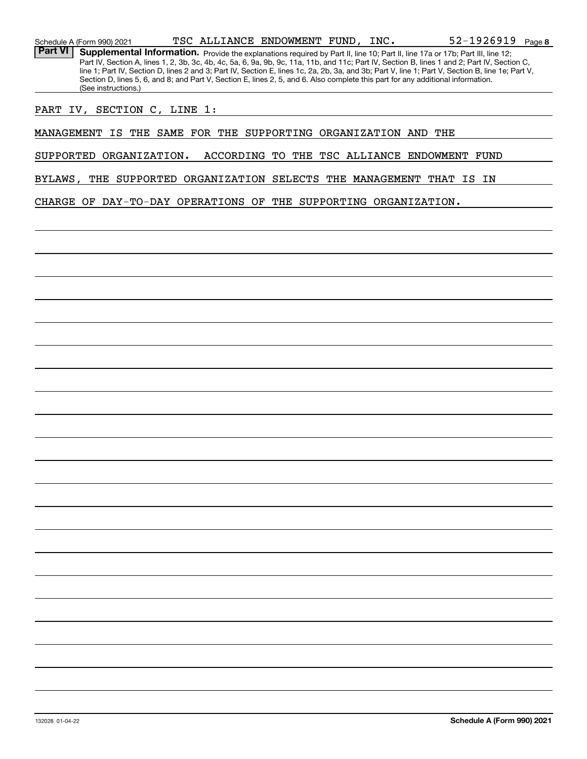Schedule A (Form 990) 2021 TSC ALLIANCE ENDOWMENT FUND, INC. 52-1926919 Page **8**

**Part VI** **Supplemental Information.** Provide the explanations required by Part II, line 10; Part II, line 17a or 17b; Part III, line 12; Part IV, Section A, lines 1, 2, 3b, 3c, 4b, 4c, 5a, 6, 9a, 9b, 9c, 11a, 11b, and 11c; Part IV, Section B, lines 1 and 2; Part IV, Section C, line 1; Part IV, Section D, lines 2 and 3; Part IV, Section E, lines 1c, 2a, 2b, 3a, and 3b; Part V, line 1; Part V, Section B, line 1e; Part V, Section D, lines 5, 6, and 8; and Part V, Section E, lines 2, 5, and 6. Also complete this part for any additional information. (See instructions.)

PART IV, SECTION C, LINE 1:

MANAGEMENT IS THE SAME FOR THE SUPPORTING ORGANIZATION AND THE SUPPORTED ORGANIZATION. ACCORDING TO THE TSC ALLIANCE ENDOWMENT FUND BYLAWS, THE SUPPORTED ORGANIZATION SELECTS THE MANAGEMENT THAT IS IN CHARGE OF DAY-TO-DAY OPERATIONS OF THE SUPPORTING ORGANIZATION.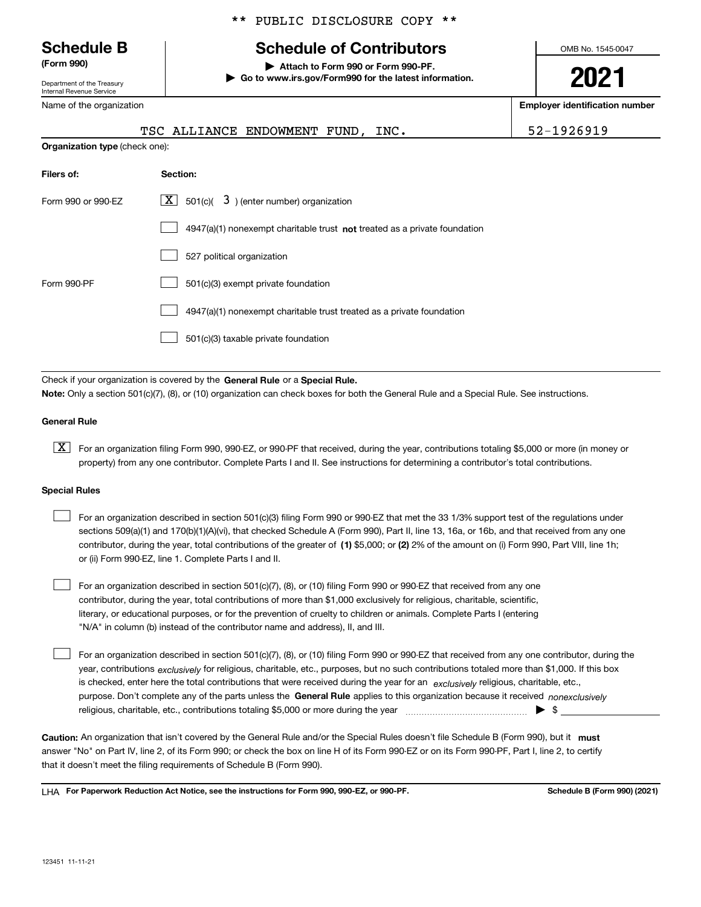** PUBLIC DISCLOSURE COPY **

# Schedule B
**(Form 990)**

Department of the Treasury
Internal Revenue Service

## Schedule of Contributors

▶ **Attach to Form 990 or Form 990-PF.**
▶ **Go to www.irs.gov/Form990 for the latest information.**

OMB No. 1545-0047

**2021**

| Name of the organization | Employer identification number |
| --- | --- |
| TSC ALLIANCE ENDOWMENT FUND, INC. | 52-1926919 |

**Organization type** (check one):

| Filers of: | Section: |
| --- | --- |
| Form 990 or 990-EZ | [X] 501(c)( 3 ) (enter number) organization |
| | [ ] 4947(a)(1) nonexempt charitable trust **not** treated as a private foundation |
| | [ ] 527 political organization |
| Form 990-PF | [ ] 501(c)(3) exempt private foundation |
| | [ ] 4947(a)(1) nonexempt charitable trust treated as a private foundation |
| | [ ] 501(c)(3) taxable private foundation |

Check if your organization is covered by the **General Rule** or a **Special Rule.**

**Note:** Only a section 501(c)(7), (8), or (10) organization can check boxes for both the General Rule and a Special Rule. See instructions.

### General Rule

[X] For an organization filing Form 990, 990-EZ, or 990-PF that received, during the year, contributions totaling $5,000 or more (in money or property) from any one contributor. Complete Parts I and II. See instructions for determining a contributor's total contributions.

### Special Rules

[ ] For an organization described in section 501(c)(3) filing Form 990 or 990-EZ that met the 33 1/3% support test of the regulations under sections 509(a)(1) and 170(b)(1)(A)(vi), that checked Schedule A (Form 990), Part II, line 13, 16a, or 16b, and that received from any one contributor, during the year, total contributions of the greater of **(1)** $5,000; or **(2)** 2% of the amount on (i) Form 990, Part VIII, line 1h; or (ii) Form 990-EZ, line 1. Complete Parts I and II.

[ ] For an organization described in section 501(c)(7), (8), or (10) filing Form 990 or 990-EZ that received from any one contributor, during the year, total contributions of more than $1,000 exclusively for religious, charitable, scientific, literary, or educational purposes, or for the prevention of cruelty to children or animals. Complete Parts I (entering "N/A" in column (b) instead of the contributor name and address), II, and III.

[ ] For an organization described in section 501(c)(7), (8), or (10) filing Form 990 or 990-EZ that received from any one contributor, during the year, contributions *exclusively* for religious, charitable, etc., purposes, but no such contributions totaled more than $1,000. If this box is checked, enter here the total contributions that were received during the year for an *exclusively* religious, charitable, etc., purpose. Don't complete any of the parts unless the **General Rule** applies to this organization because it received *nonexclusively* religious, charitable, etc., contributions totaling $5,000 or more during the year ▶ $

**Caution:** An organization that isn't covered by the General Rule and/or the Special Rules doesn't file Schedule B (Form 990), but it **must** answer "No" on Part IV, line 2, of its Form 990; or check the box on line H of its Form 990-EZ or on its Form 990-PF, Part I, line 2, to certify that it doesn't meet the filing requirements of Schedule B (Form 990).

LHA **For Paperwork Reduction Act Notice, see the instructions for Form 990, 990-EZ, or 990-PF.** **Schedule B (Form 990) (2021)**

123451 11-11-21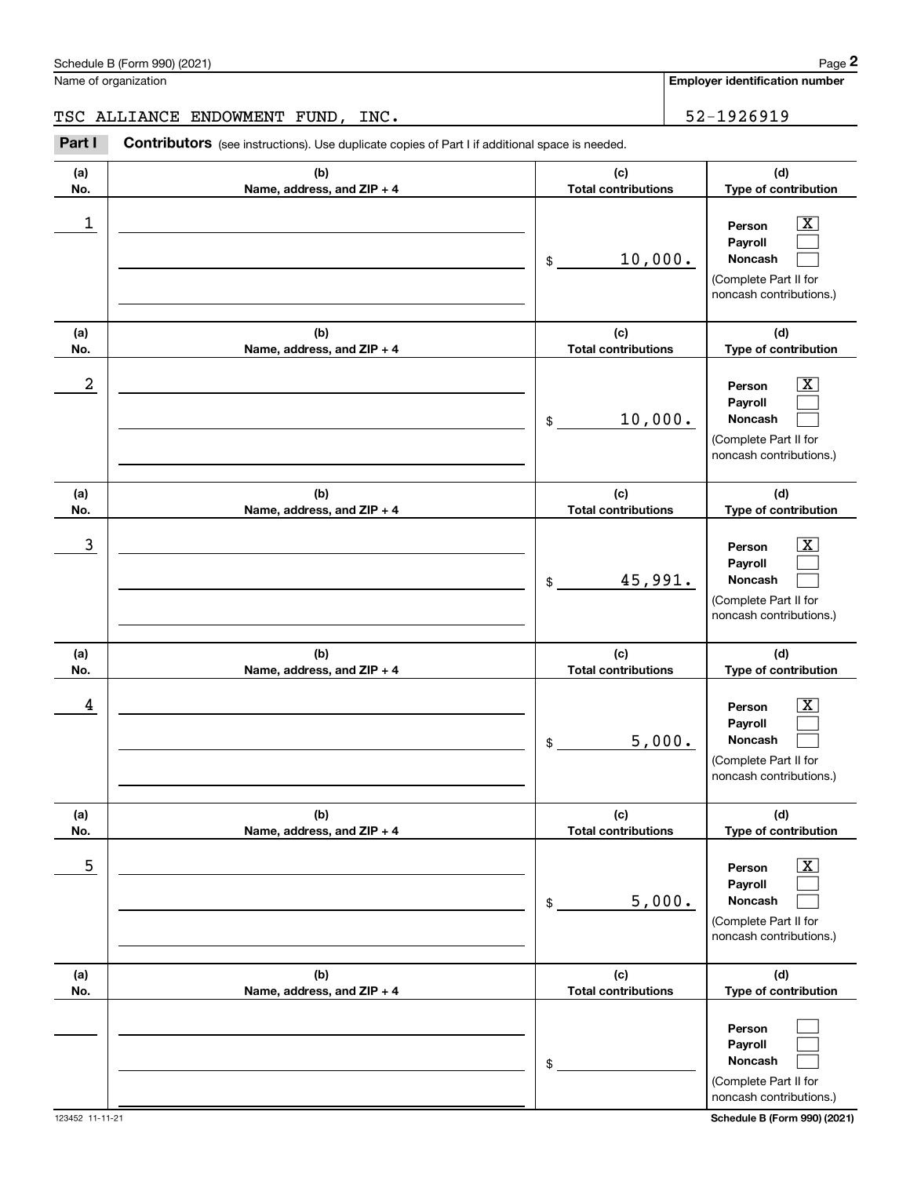Schedule B (Form 990) (2021) Page **2**

Name of organization: TSC ALLIANCE ENDOWMENT FUND, INC.

**Employer identification number**: 52-1926919

**Part I** **Contributors** (see instructions). Use duplicate copies of Part I if additional space is needed.

| (a) No. | (b) Name, address, and ZIP + 4 | (c) Total contributions | (d) Type of contribution |
|---|---|---|---|
| 1 | | $ 10,000. | Person [X] Payroll [ ] Noncash [ ] (Complete Part II for noncash contributions.) |
| 2 | | $ 10,000. | Person [X] Payroll [ ] Noncash [ ] (Complete Part II for noncash contributions.) |
| 3 | | $ 45,991. | Person [X] Payroll [ ] Noncash [ ] (Complete Part II for noncash contributions.) |
| 4 | | $ 5,000. | Person [X] Payroll [ ] Noncash [ ] (Complete Part II for noncash contributions.) |
| 5 | | $ 5,000. | Person [X] Payroll [ ] Noncash [ ] (Complete Part II for noncash contributions.) |
| | | $ | Person [ ] Payroll [ ] Noncash [ ] (Complete Part II for noncash contributions.) |

123452 11-11-21 **Schedule B (Form 990) (2021)**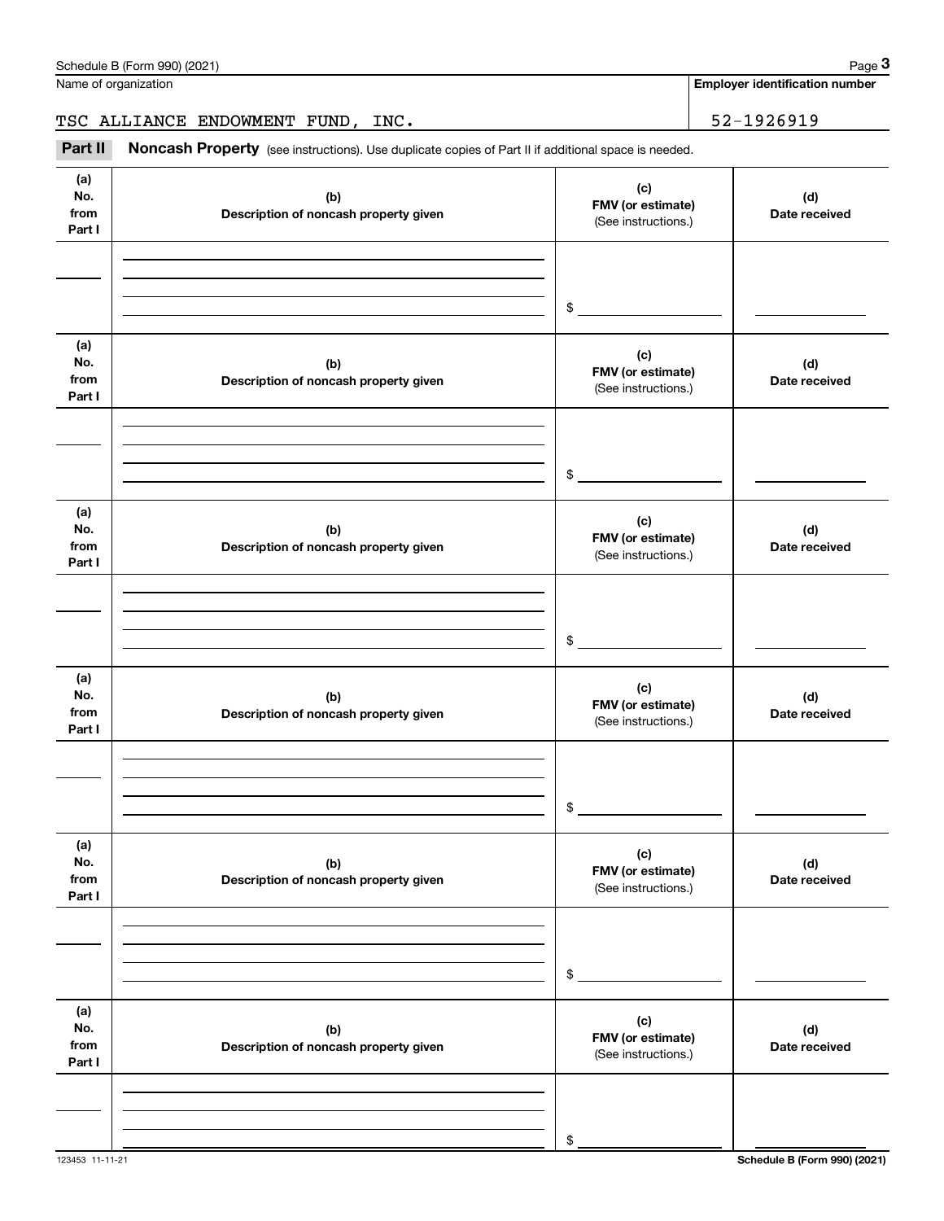Name of organization

**Employer identification number**

TSC ALLIANCE ENDOWMENT FUND, INC. 52-1926919

**Part II** **Noncash Property** (see instructions). Use duplicate copies of Part II if additional space is needed.

| (a) No. from Part I | (b) Description of noncash property given | (c) FMV (or estimate) (See instructions.) | (d) Date received |
|---|---|---|---|
| | | $ | |

| (a) No. from Part I | (b) Description of noncash property given | (c) FMV (or estimate) (See instructions.) | (d) Date received |
|---|---|---|---|
| | | $ | |

| (a) No. from Part I | (b) Description of noncash property given | (c) FMV (or estimate) (See instructions.) | (d) Date received |
|---|---|---|---|
| | | $ | |

| (a) No. from Part I | (b) Description of noncash property given | (c) FMV (or estimate) (See instructions.) | (d) Date received |
|---|---|---|---|
| | | $ | |

| (a) No. from Part I | (b) Description of noncash property given | (c) FMV (or estimate) (See instructions.) | (d) Date received |
|---|---|---|---|
| | | $ | |

| (a) No. from Part I | (b) Description of noncash property given | (c) FMV (or estimate) (See instructions.) | (d) Date received |
|---|---|---|---|
| | | $ | |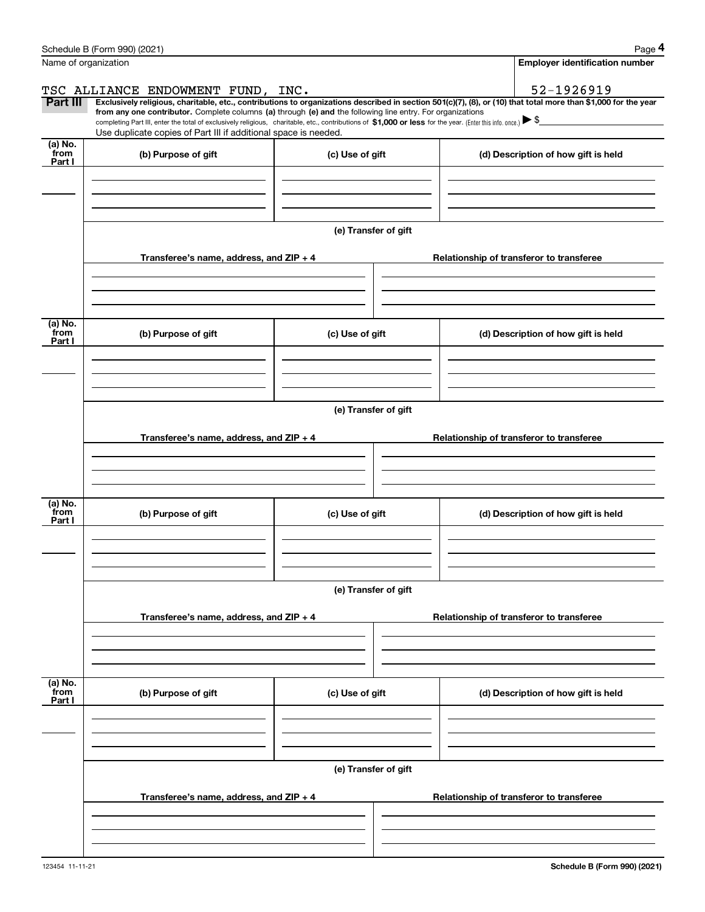Name of organization

TSC ALLIANCE ENDOWMENT FUND, INC.

Employer identification number

52-1926919

**Part III** **Exclusively religious, charitable, etc., contributions to organizations described in section 501(c)(7), (8), or (10) that total more than $1,000 for the year from any one contributor.** Complete columns **(a)** through **(e) and** the following line entry. For organizations completing Part III, enter the total of exclusively religious, charitable, etc., contributions of **$1,000 or less** for the year. (Enter this info. once.) ▶ $

Use duplicate copies of Part III if additional space is needed.

| (a) No. from Part I | (b) Purpose of gift | (c) Use of gift | (d) Description of how gift is held |
|---|---|---|---|
| | | | |

**(e) Transfer of gift**

| Transferee's name, address, and ZIP + 4 | Relationship of transferor to transferee |
|---|---|
| | |

| (a) No. from Part I | (b) Purpose of gift | (c) Use of gift | (d) Description of how gift is held |
|---|---|---|---|
| | | | |

**(e) Transfer of gift**

| Transferee's name, address, and ZIP + 4 | Relationship of transferor to transferee |
|---|---|
| | |

| (a) No. from Part I | (b) Purpose of gift | (c) Use of gift | (d) Description of how gift is held |
|---|---|---|---|
| | | | |

**(e) Transfer of gift**

| Transferee's name, address, and ZIP + 4 | Relationship of transferor to transferee |
|---|---|
| | |

| (a) No. from Part I | (b) Purpose of gift | (c) Use of gift | (d) Description of how gift is held |
|---|---|---|---|
| | | | |

**(e) Transfer of gift**

| Transferee's name, address, and ZIP + 4 | Relationship of transferor to transferee |
|---|---|
| | |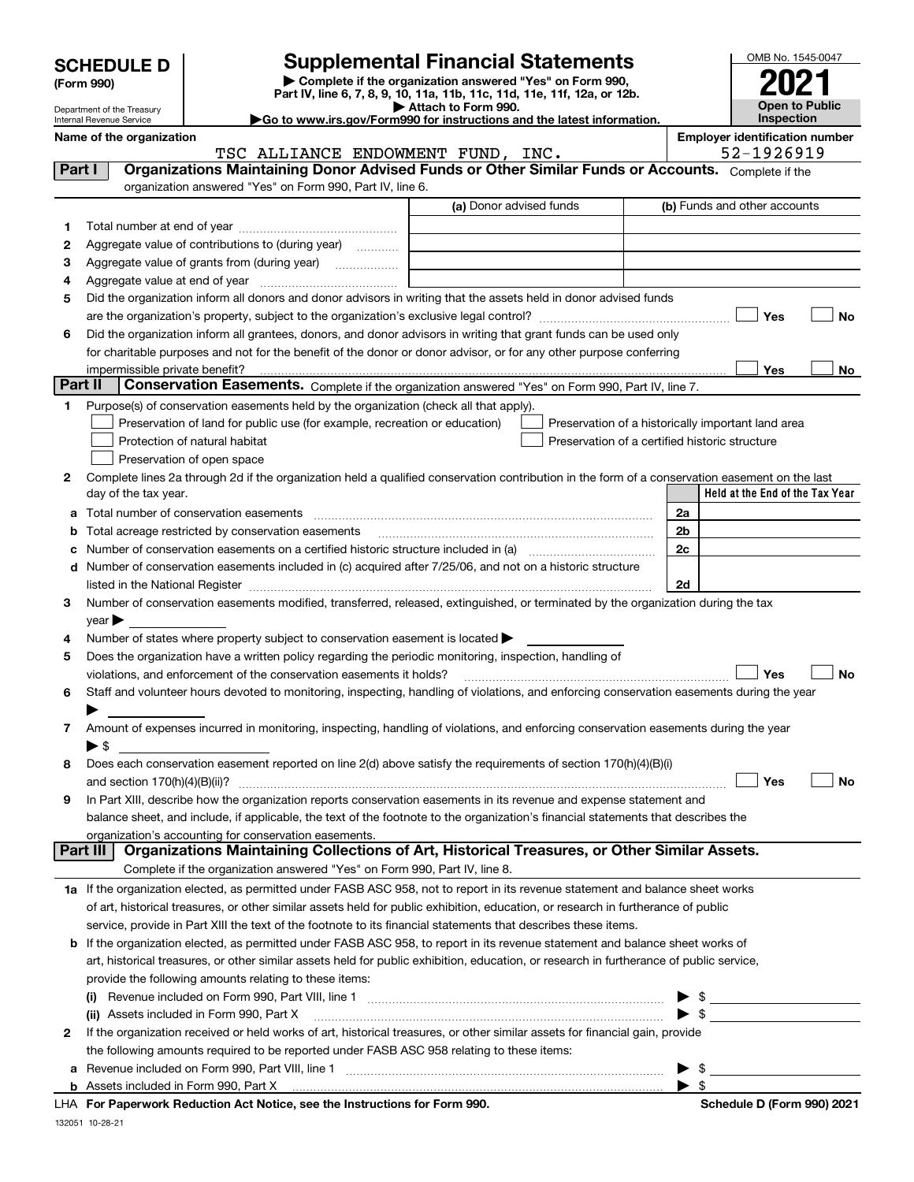# SCHEDULE D (Form 990)

Department of the Treasury
Internal Revenue Service

## Supplemental Financial Statements

▶ Complete if the organization answered "Yes" on Form 990, Part IV, line 6, 7, 8, 9, 10, 11a, 11b, 11c, 11d, 11e, 11f, 12a, or 12b.
▶ Attach to Form 990.
▶Go to www.irs.gov/Form990 for instructions and the latest information.

OMB No. 1545-0047

**2021**

**Open to Public Inspection**

**Name of the organization:** TSC ALLIANCE ENDOWMENT FUND, INC.

**Employer identification number:** 52-1926919

### Part I — Organizations Maintaining Donor Advised Funds or Other Similar Funds or Accounts. Complete if the organization answered "Yes" on Form 990, Part IV, line 6.

| | | (a) Donor advised funds | (b) Funds and other accounts |
|---|---|---|---|
| 1 | Total number at end of year | | |
| 2 | Aggregate value of contributions to (during year) | | |
| 3 | Aggregate value of grants from (during year) | | |
| 4 | Aggregate value at end of year | | |

5 Did the organization inform all donors and donor advisors in writing that the assets held in donor advised funds are the organization's property, subject to the organization's exclusive legal control? ☐ Yes ☐ No

6 Did the organization inform all grantees, donors, and donor advisors in writing that grant funds can be used only for charitable purposes and not for the benefit of the donor or donor advisor, or for any other purpose conferring impermissible private benefit? ☐ Yes ☐ No

### Part II — Conservation Easements. Complete if the organization answered "Yes" on Form 990, Part IV, line 7.

1 Purpose(s) of conservation easements held by the organization (check all that apply).

- ☐ Preservation of land for public use (for example, recreation or education)
- ☐ Protection of natural habitat
- ☐ Preservation of open space
- ☐ Preservation of a historically important land area
- ☐ Preservation of a certified historic structure

2 Complete lines 2a through 2d if the organization held a qualified conservation contribution in the form of a conservation easement on the last day of the tax year.

| | | | Held at the End of the Tax Year |
|---|---|---|---|
| a | Total number of conservation easements | 2a | |
| b | Total acreage restricted by conservation easements | 2b | |
| c | Number of conservation easements on a certified historic structure included in (a) | 2c | |
| d | Number of conservation easements included in (c) acquired after 7/25/06, and not on a historic structure listed in the National Register | 2d | |

3 Number of conservation easements modified, transferred, released, extinguished, or terminated by the organization during the tax year ▶

4 Number of states where property subject to conservation easement is located ▶

5 Does the organization have a written policy regarding the periodic monitoring, inspection, handling of violations, and enforcement of the conservation easements it holds? ☐ Yes ☐ No

6 Staff and volunteer hours devoted to monitoring, inspecting, handling of violations, and enforcing conservation easements during the year ▶

7 Amount of expenses incurred in monitoring, inspecting, handling of violations, and enforcing conservation easements during the year ▶ $

8 Does each conservation easement reported on line 2(d) above satisfy the requirements of section 170(h)(4)(B)(i) and section 170(h)(4)(B)(ii)? ☐ Yes ☐ No

9 In Part XIII, describe how the organization reports conservation easements in its revenue and expense statement and balance sheet, and include, if applicable, the text of the footnote to the organization's financial statements that describes the organization's accounting for conservation easements.

### Part III — Organizations Maintaining Collections of Art, Historical Treasures, or Other Similar Assets. Complete if the organization answered "Yes" on Form 990, Part IV, line 8.

1a If the organization elected, as permitted under FASB ASC 958, not to report in its revenue statement and balance sheet works of art, historical treasures, or other similar assets held for public exhibition, education, or research in furtherance of public service, provide in Part XIII the text of the footnote to its financial statements that describes these items.

b If the organization elected, as permitted under FASB ASC 958, to report in its revenue statement and balance sheet works of art, historical treasures, or other similar assets held for public exhibition, education, or research in furtherance of public service, provide the following amounts relating to these items:

(i) Revenue included on Form 990, Part VIII, line 1 ▶ $

(ii) Assets included in Form 990, Part X ▶ $

2 If the organization received or held works of art, historical treasures, or other similar assets for financial gain, provide the following amounts required to be reported under FASB ASC 958 relating to these items:

a Revenue included on Form 990, Part VIII, line 1 ▶ $

b Assets included in Form 990, Part X ▶ $

LHA For Paperwork Reduction Act Notice, see the Instructions for Form 990. Schedule D (Form 990) 2021

132051 10-28-21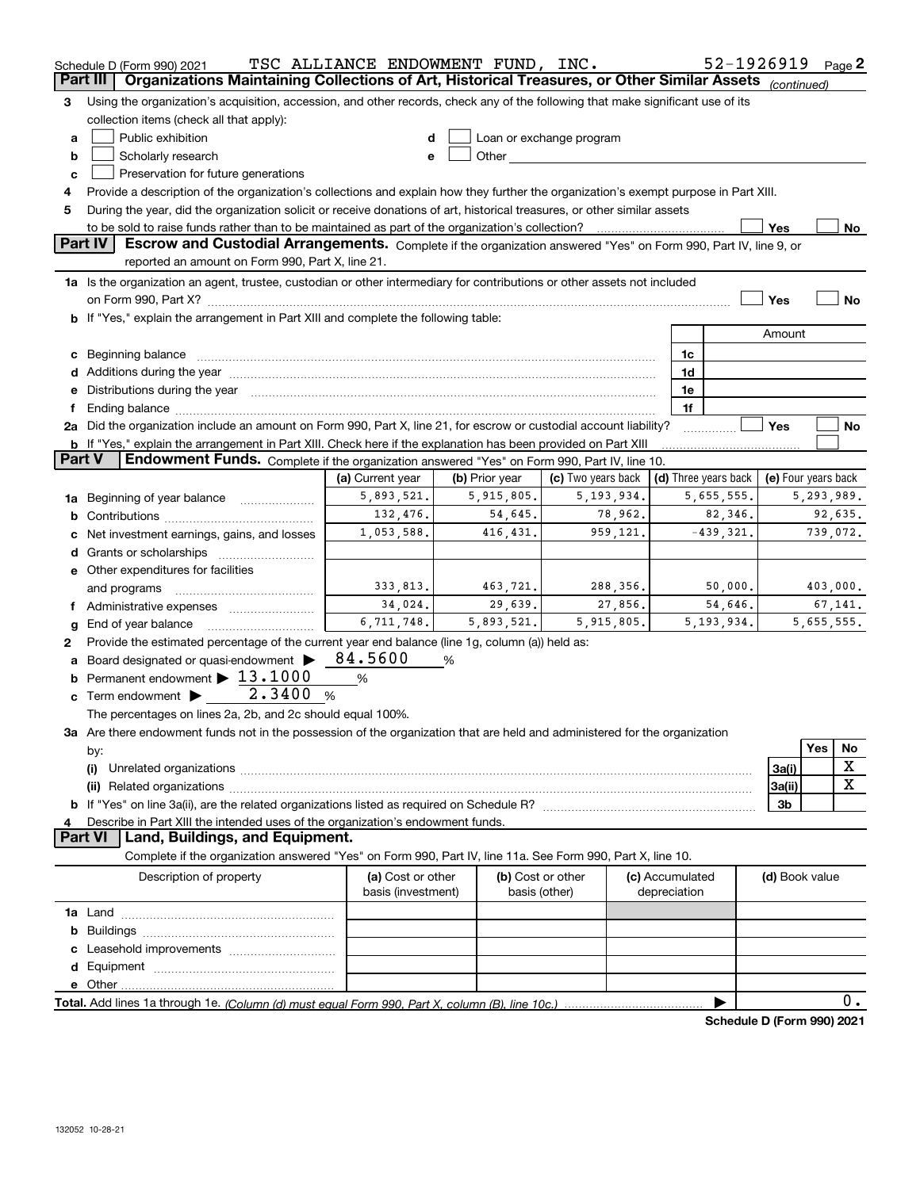Schedule D (Form 990) 2021 TSC ALLIANCE ENDOWMENT FUND, INC. 52-1926919 Page 2

## Part III Organizations Maintaining Collections of Art, Historical Treasures, or Other Similar Assets *(continued)*

**3** Using the organization's acquisition, accession, and other records, check any of the following that make significant use of its collection items (check all that apply):

- **a** ☐ Public exhibition
- **b** ☐ Scholarly research
- **c** ☐ Preservation for future generations
- **d** ☐ Loan or exchange program
- **e** ☐ Other

**4** Provide a description of the organization's collections and explain how they further the organization's exempt purpose in Part XIII.

**5** During the year, did the organization solicit or receive donations of art, historical treasures, or other similar assets to be sold to raise funds rather than to be maintained as part of the organization's collection? ☐ Yes ☐ No

## Part IV Escrow and Custodial Arrangements.

Complete if the organization answered "Yes" on Form 990, Part IV, line 9, or reported an amount on Form 990, Part X, line 21.

**1a** Is the organization an agent, trustee, custodian or other intermediary for contributions or other assets not included on Form 990, Part X? ☐ Yes ☐ No

**b** If "Yes," explain the arrangement in Part XIII and complete the following table:

| | | Amount |
|---|---|---|
| **c** Beginning balance | 1c | |
| **d** Additions during the year | 1d | |
| **e** Distributions during the year | 1e | |
| **f** Ending balance | 1f | |

**2a** Did the organization include an amount on Form 990, Part X, line 21, for escrow or custodial account liability? ☐ Yes ☐ No

**b** If "Yes," explain the arrangement in Part XIII. Check here if the explanation has been provided on Part XIII ☐

## Part V Endowment Funds.

Complete if the organization answered "Yes" on Form 990, Part IV, line 10.

| | (a) Current year | (b) Prior year | (c) Two years back | (d) Three years back | (e) Four years back |
|---|---|---|---|---|---|
| **1a** Beginning of year balance | 5,893,521. | 5,915,805. | 5,193,934. | 5,655,555. | 5,293,989. |
| **b** Contributions | 132,476. | 54,645. | 78,962. | 82,346. | 92,635. |
| **c** Net investment earnings, gains, and losses | 1,053,588. | 416,431. | 959,121. | -439,321. | 739,072. |
| **d** Grants or scholarships | | | | | |
| **e** Other expenditures for facilities and programs | 333,813. | 463,721. | 288,356. | 50,000. | 403,000. |
| **f** Administrative expenses | 34,024. | 29,639. | 27,856. | 54,646. | 67,141. |
| **g** End of year balance | 6,711,748. | 5,893,521. | 5,915,805. | 5,193,934. | 5,655,555. |

**2** Provide the estimated percentage of the current year end balance (line 1g, column (a)) held as:

- **a** Board designated or quasi-endowment ▶ 84.5600 %
- **b** Permanent endowment ▶ 13.1000 %
- **c** Term endowment ▶ 2.3400 %

The percentages on lines 2a, 2b, and 2c should equal 100%.

**3a** Are there endowment funds not in the possession of the organization that are held and administered for the organization by:

| | | Yes | No |
|---|---|---|---|
| (i) Unrelated organizations | 3a(i) | | X |
| (ii) Related organizations | 3a(ii) | | X |
| **b** If "Yes" on line 3a(ii), are the related organizations listed as required on Schedule R? | 3b | | |

**4** Describe in Part XIII the intended uses of the organization's endowment funds.

## Part VI Land, Buildings, and Equipment.

Complete if the organization answered "Yes" on Form 990, Part IV, line 11a. See Form 990, Part X, line 10.

| Description of property | (a) Cost or other basis (investment) | (b) Cost or other basis (other) | (c) Accumulated depreciation | (d) Book value |
|---|---|---|---|---|
| **1a** Land | | | | |
| **b** Buildings | | | | |
| **c** Leasehold improvements | | | | |
| **d** Equipment | | | | |
| **e** Other | | | | |
| **Total.** Add lines 1a through 1e. *(Column (d) must equal Form 990, Part X, column (B), line 10c.)* | | | | 0. |

Schedule D (Form 990) 2021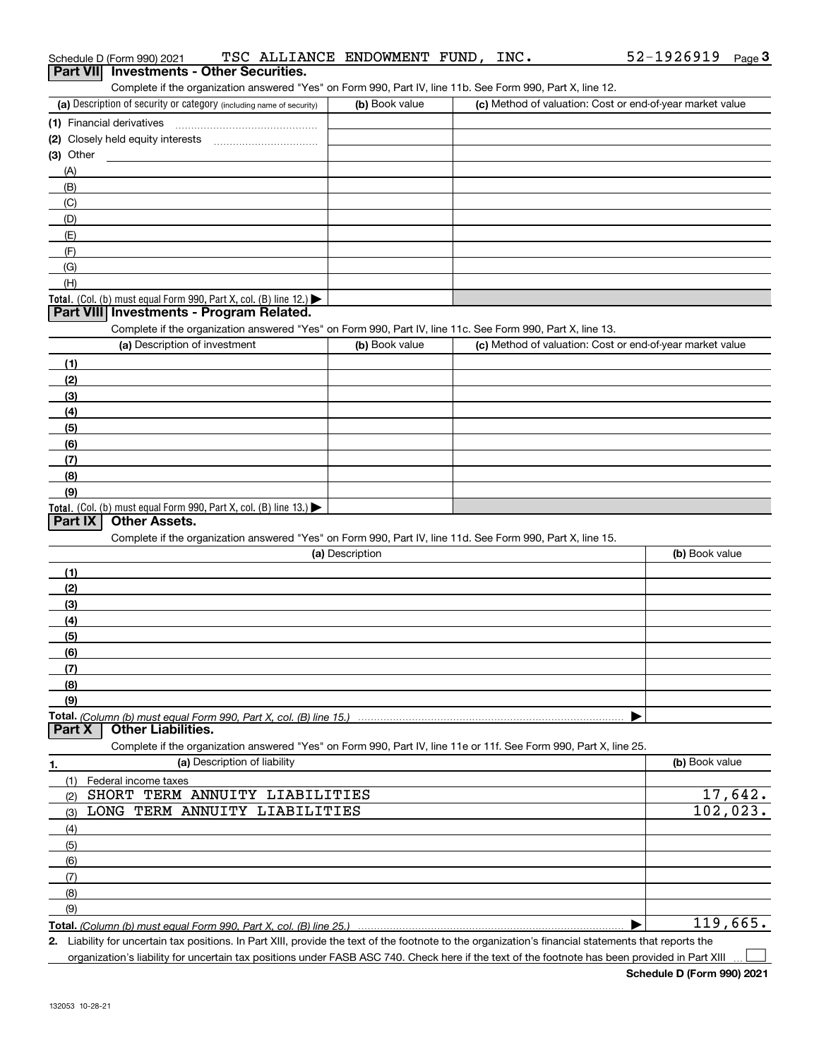Schedule D (Form 990) 2021 TSC ALLIANCE ENDOWMENT FUND, INC. 52-1926919 Page 3

## Part VII Investments - Other Securities.

Complete if the organization answered "Yes" on Form 990, Part IV, line 11b. See Form 990, Part X, line 12.

| (a) Description of security or category (including name of security) | (b) Book value | (c) Method of valuation: Cost or end-of-year market value |
|---|---|---|
| (1) Financial derivatives | | |
| (2) Closely held equity interests | | |
| (3) Other | | |
| (A) | | |
| (B) | | |
| (C) | | |
| (D) | | |
| (E) | | |
| (F) | | |
| (G) | | |
| (H) | | |
| **Total.** (Col. (b) must equal Form 990, Part X, col. (B) line 12.) | | |

## Part VIII Investments - Program Related.

Complete if the organization answered "Yes" on Form 990, Part IV, line 11c. See Form 990, Part X, line 13.

| (a) Description of investment | (b) Book value | (c) Method of valuation: Cost or end-of-year market value |
|---|---|---|
| (1) | | |
| (2) | | |
| (3) | | |
| (4) | | |
| (5) | | |
| (6) | | |
| (7) | | |
| (8) | | |
| (9) | | |
| **Total.** (Col. (b) must equal Form 990, Part X, col. (B) line 13.) | | |

## Part IX Other Assets.

Complete if the organization answered "Yes" on Form 990, Part IV, line 11d. See Form 990, Part X, line 15.

| (a) Description | (b) Book value |
|---|---|
| (1) | |
| (2) | |
| (3) | |
| (4) | |
| (5) | |
| (6) | |
| (7) | |
| (8) | |
| (9) | |
| **Total.** *(Column (b) must equal Form 990, Part X, col. (B) line 15.)* | |

## Part X Other Liabilities.

Complete if the organization answered "Yes" on Form 990, Part IV, line 11e or 11f. See Form 990, Part X, line 25.

| 1. (a) Description of liability | (b) Book value |
|---|---|
| (1) Federal income taxes | |
| (2) SHORT TERM ANNUITY LIABILITIES | 17,642. |
| (3) LONG TERM ANNUITY LIABILITIES | 102,023. |
| (4) | |
| (5) | |
| (6) | |
| (7) | |
| (8) | |
| (9) | |
| **Total.** *(Column (b) must equal Form 990, Part X, col. (B) line 25.)* | 119,665. |

2. Liability for uncertain tax positions. In Part XIII, provide the text of the footnote to the organization's financial statements that reports the organization's liability for uncertain tax positions under FASB ASC 740. Check here if the text of the footnote has been provided in Part XIII ☐

**Schedule D (Form 990) 2021**

132053 10-28-21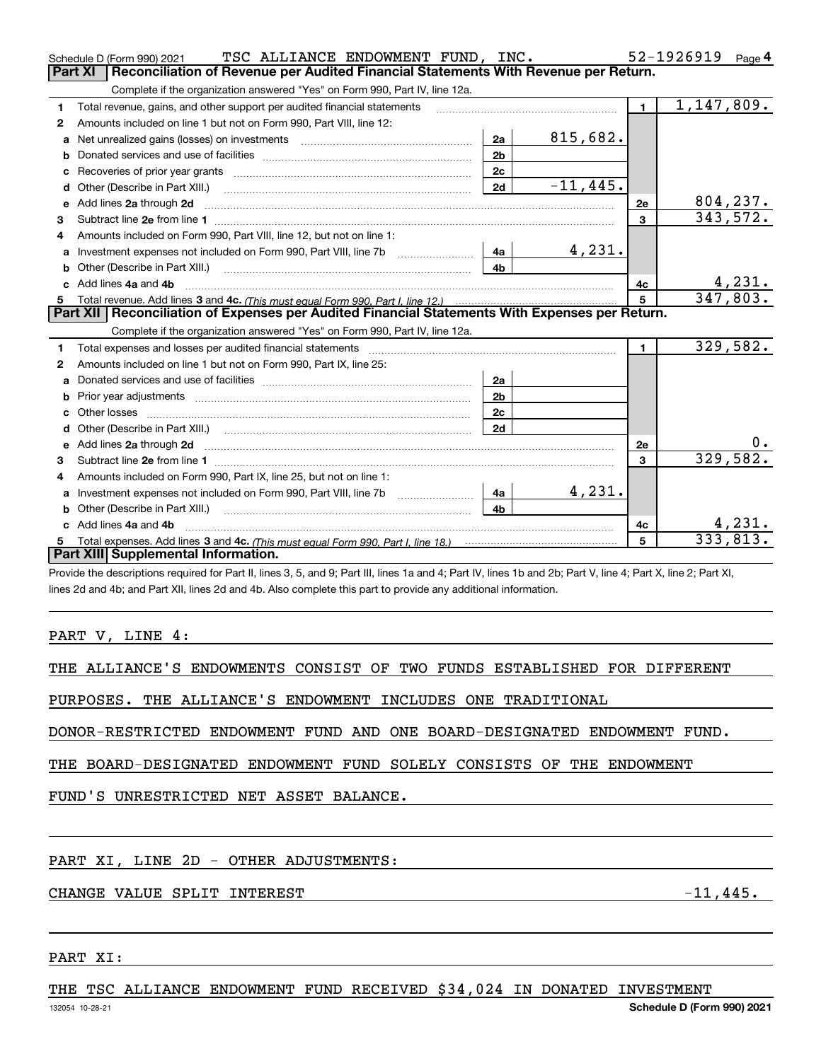Schedule D (Form 990) 2021 TSC ALLIANCE ENDOWMENT FUND, INC. 52-1926919 Page 4

## Part XI Reconciliation of Revenue per Audited Financial Statements With Revenue per Return.

Complete if the organization answered "Yes" on Form 990, Part IV, line 12a.

| | | | | | |
|---|---|---|---|---|---|
| 1 | Total revenue, gains, and other support per audited financial statements | | | 1 | 1,147,809. |
| 2 | Amounts included on line 1 but not on Form 990, Part VIII, line 12: | | | | |
| a | Net unrealized gains (losses) on investments | 2a | 815,682. | | |
| b | Donated services and use of facilities | 2b | | | |
| c | Recoveries of prior year grants | 2c | | | |
| d | Other (Describe in Part XIII.) | 2d | -11,445. | | |
| e | Add lines 2a through 2d | | | 2e | 804,237. |
| 3 | Subtract line 2e from line 1 | | | 3 | 343,572. |
| 4 | Amounts included on Form 990, Part VIII, line 12, but not on line 1: | | | | |
| a | Investment expenses not included on Form 990, Part VIII, line 7b | 4a | 4,231. | | |
| b | Other (Describe in Part XIII.) | 4b | | | |
| c | Add lines 4a and 4b | | | 4c | 4,231. |
| 5 | Total revenue. Add lines 3 and 4c. *(This must equal Form 990, Part I, line 12.)* | | | 5 | 347,803. |

## Part XII Reconciliation of Expenses per Audited Financial Statements With Expenses per Return.

Complete if the organization answered "Yes" on Form 990, Part IV, line 12a.

| | | | | | |
|---|---|---|---|---|---|
| 1 | Total expenses and losses per audited financial statements | | | 1 | 329,582. |
| 2 | Amounts included on line 1 but not on Form 990, Part IX, line 25: | | | | |
| a | Donated services and use of facilities | 2a | | | |
| b | Prior year adjustments | 2b | | | |
| c | Other losses | 2c | | | |
| d | Other (Describe in Part XIII.) | 2d | | | |
| e | Add lines 2a through 2d | | | 2e | 0. |
| 3 | Subtract line 2e from line 1 | | | 3 | 329,582. |
| 4 | Amounts included on Form 990, Part IX, line 25, but not on line 1: | | | | |
| a | Investment expenses not included on Form 990, Part VIII, line 7b | 4a | 4,231. | | |
| b | Other (Describe in Part XIII.) | 4b | | | |
| c | Add lines 4a and 4b | | | 4c | 4,231. |
| 5 | Total expenses. Add lines 3 and 4c. *(This must equal Form 990, Part I, line 18.)* | | | 5 | 333,813. |

## Part XIII Supplemental Information.

Provide the descriptions required for Part II, lines 3, 5, and 9; Part III, lines 1a and 4; Part IV, lines 1b and 2b; Part V, line 4; Part X, line 2; Part XI, lines 2d and 4b; and Part XII, lines 2d and 4b. Also complete this part to provide any additional information.

PART V, LINE 4:

THE ALLIANCE'S ENDOWMENTS CONSIST OF TWO FUNDS ESTABLISHED FOR DIFFERENT PURPOSES. THE ALLIANCE'S ENDOWMENT INCLUDES ONE TRADITIONAL DONOR-RESTRICTED ENDOWMENT FUND AND ONE BOARD-DESIGNATED ENDOWMENT FUND. THE BOARD-DESIGNATED ENDOWMENT FUND SOLELY CONSISTS OF THE ENDOWMENT FUND'S UNRESTRICTED NET ASSET BALANCE.

PART XI, LINE 2D - OTHER ADJUSTMENTS:

CHANGE VALUE SPLIT INTEREST -11,445.

PART XI:

THE TSC ALLIANCE ENDOWMENT FUND RECEIVED $34,024 IN DONATED INVESTMENT

132054 10-28-21 Schedule D (Form 990) 2021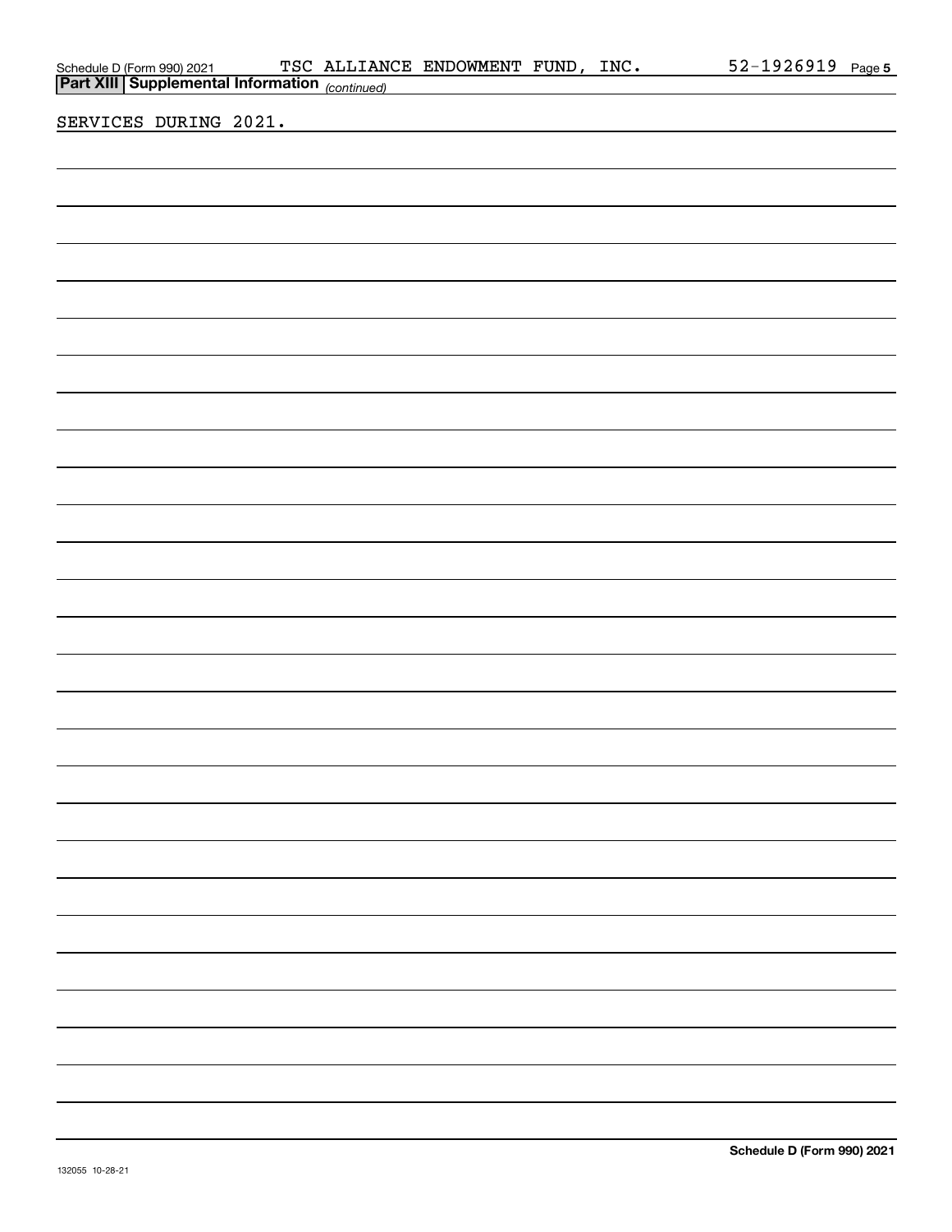**Part XIII | Supplemental Information** *(continued)*

SERVICES DURING 2021.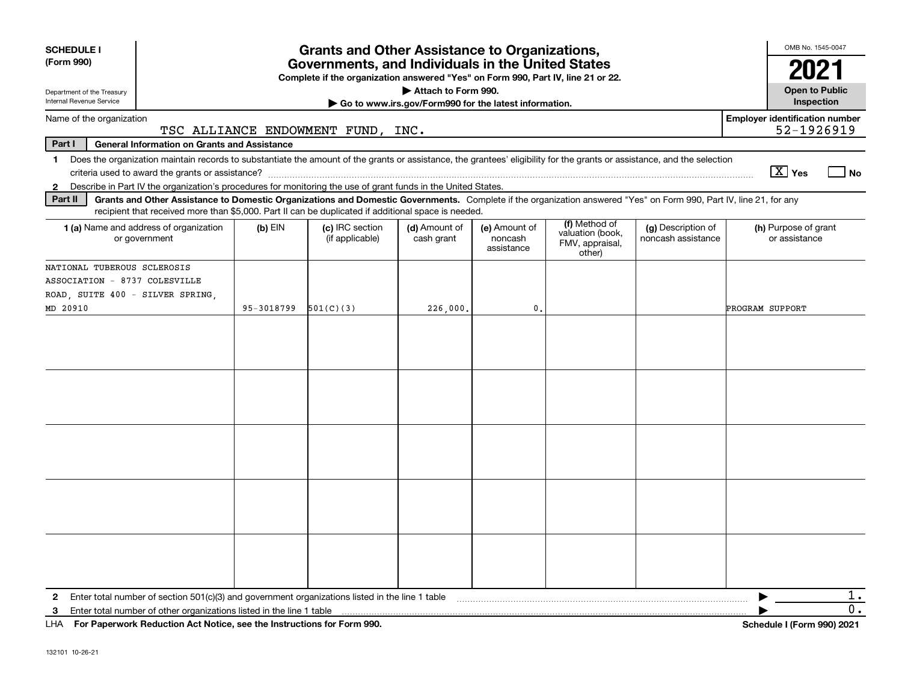**SCHEDULE I**
**(Form 990)**

Department of the Treasury
Internal Revenue Service

# Grants and Other Assistance to Organizations, Governments, and Individuals in the United States

**Complete if the organization answered "Yes" on Form 990, Part IV, line 21 or 22.**
**▶ Attach to Form 990.**
**▶ Go to www.irs.gov/Form990 for the latest information.**

OMB No. 1545-0047

**2021**

**Open to Public Inspection**

Name of the organization: TSC ALLIANCE ENDOWMENT FUND, INC.

**Employer identification number:** 52-1926919

**Part I — General Information on Grants and Assistance**

1 Does the organization maintain records to substantiate the amount of the grants or assistance, the grantees' eligibility for the grants or assistance, and the selection criteria used to award the grants or assistance? [X] Yes [ ] No

2 Describe in Part IV the organization's procedures for monitoring the use of grant funds in the United States.

**Part II — Grants and Other Assistance to Domestic Organizations and Domestic Governments.** Complete if the organization answered "Yes" on Form 990, Part IV, line 21, for any recipient that received more than $5,000. Part II can be duplicated if additional space is needed.

| 1 (a) Name and address of organization or government | (b) EIN | (c) IRC section (if applicable) | (d) Amount of cash grant | (e) Amount of noncash assistance | (f) Method of valuation (book, FMV, appraisal, other) | (g) Description of noncash assistance | (h) Purpose of grant or assistance |
|---|---|---|---|---|---|---|---|
| NATIONAL TUBEROUS SCLEROSIS ASSOCIATION - 8737 COLESVILLE ROAD, SUITE 400 - SILVER SPRING, MD 20910 | 95-3018799 | 501(C)(3) | 226,000. | 0. | | | PROGRAM SUPPORT |
| | | | | | | | |
| | | | | | | | |
| | | | | | | | |
| | | | | | | | |
| | | | | | | | |

2 Enter total number of section 501(c)(3) and government organizations listed in the line 1 table ▶ 1.

3 Enter total number of other organizations listed in the line 1 table ▶ 0.

LHA **For Paperwork Reduction Act Notice, see the Instructions for Form 990.** **Schedule I (Form 990) 2021**

132101 10-26-21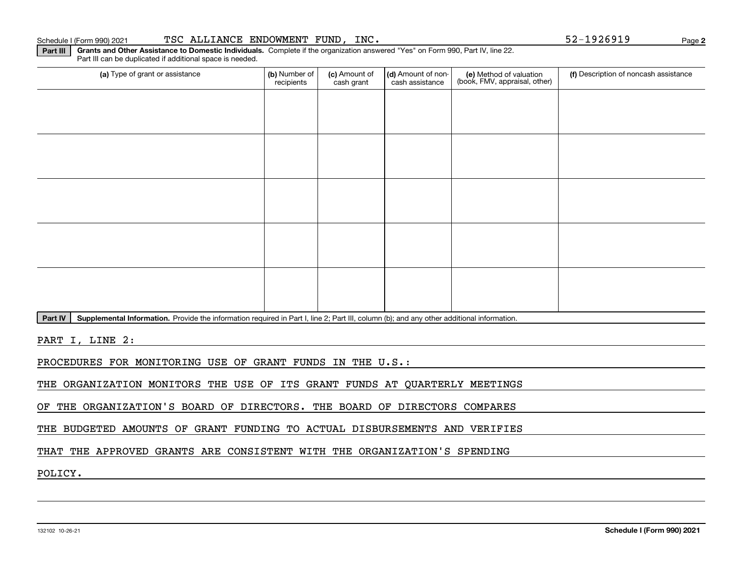Schedule I (Form 990) 2021 TSC ALLIANCE ENDOWMENT FUND, INC. 52-1926919

**Part III** **Grants and Other Assistance to Domestic Individuals.** Complete if the organization answered "Yes" on Form 990, Part IV, line 22. Part III can be duplicated if additional space is needed.

| (a) Type of grant or assistance | (b) Number of recipients | (c) Amount of cash grant | (d) Amount of non-cash assistance | (e) Method of valuation (book, FMV, appraisal, other) | (f) Description of noncash assistance |
|---|---|---|---|---|---|
| | | | | | |
| | | | | | |
| | | | | | |
| | | | | | |
| | | | | | |

**Part IV** **Supplemental Information.** Provide the information required in Part I, line 2; Part III, column (b); and any other additional information.

PART I, LINE 2:

PROCEDURES FOR MONITORING USE OF GRANT FUNDS IN THE U.S.:

THE ORGANIZATION MONITORS THE USE OF ITS GRANT FUNDS AT QUARTERLY MEETINGS OF THE ORGANIZATION'S BOARD OF DIRECTORS. THE BOARD OF DIRECTORS COMPARES THE BUDGETED AMOUNTS OF GRANT FUNDING TO ACTUAL DISBURSEMENTS AND VERIFIES THAT THE APPROVED GRANTS ARE CONSISTENT WITH THE ORGANIZATION'S SPENDING POLICY.

132102 10-26-21 **Schedule I (Form 990) 2021**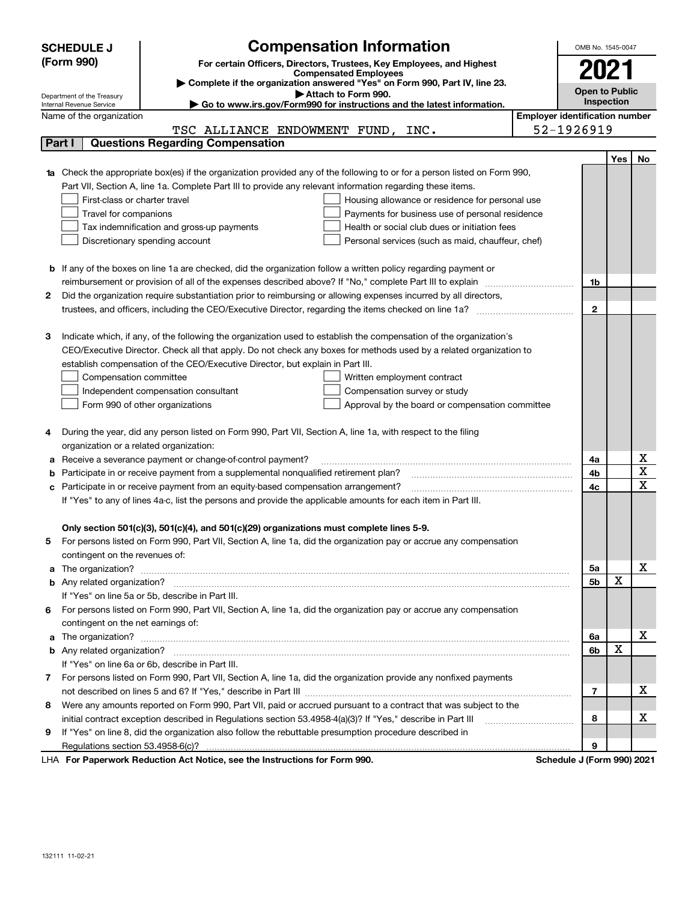**SCHEDULE J (Form 990)**

Department of the Treasury
Internal Revenue Service

# Compensation Information

**For certain Officers, Directors, Trustees, Key Employees, and Highest Compensated Employees**

▶ **Complete if the organization answered "Yes" on Form 990, Part IV, line 23.**

▶ **Attach to Form 990.**

▶ **Go to www.irs.gov/Form990 for instructions and the latest information.**

OMB No. 1545-0047

**2021**

**Open to Public Inspection**

Name of the organization: TSC ALLIANCE ENDOWMENT FUND, INC.

**Employer identification number:** 52-1926919

## Part I Questions Regarding Compensation

| | | | Yes | No |
|---|---|---|---|---|
| **1a** | Check the appropriate box(es) if the organization provided any of the following to or for a person listed on Form 990, Part VII, Section A, line 1a. Complete Part III to provide any relevant information regarding these items.<br>☐ First-class or charter travel ☐ Housing allowance or residence for personal use<br>☐ Travel for companions ☐ Payments for business use of personal residence<br>☐ Tax indemnification and gross-up payments ☐ Health or social club dues or initiation fees<br>☐ Discretionary spending account ☐ Personal services (such as maid, chauffeur, chef) | | | |
| **b** | If any of the boxes on line 1a are checked, did the organization follow a written policy regarding payment or reimbursement or provision of all of the expenses described above? If "No," complete Part III to explain | 1b | | |
| **2** | Did the organization require substantiation prior to reimbursing or allowing expenses incurred by all directors, trustees, and officers, including the CEO/Executive Director, regarding the items checked on line 1a? | 2 | | |
| **3** | Indicate which, if any, of the following the organization used to establish the compensation of the organization's CEO/Executive Director. Check all that apply. Do not check any boxes for methods used by a related organization to establish compensation of the CEO/Executive Director, but explain in Part III.<br>☐ Compensation committee ☐ Written employment contract<br>☐ Independent compensation consultant ☐ Compensation survey or study<br>☐ Form 990 of other organizations ☐ Approval by the board or compensation committee | | | |
| **4** | During the year, did any person listed on Form 990, Part VII, Section A, line 1a, with respect to the filing organization or a related organization: | | | |
| **a** | Receive a severance payment or change-of-control payment? | 4a | | X |
| **b** | Participate in or receive payment from a supplemental nonqualified retirement plan? | 4b | | X |
| **c** | Participate in or receive payment from an equity-based compensation arrangement? | 4c | | X |
| | If "Yes" to any of lines 4a-c, list the persons and provide the applicable amounts for each item in Part III. | | | |
| | **Only section 501(c)(3), 501(c)(4), and 501(c)(29) organizations must complete lines 5-9.** | | | |
| **5** | For persons listed on Form 990, Part VII, Section A, line 1a, did the organization pay or accrue any compensation contingent on the revenues of: | | | |
| **a** | The organization? | 5a | | X |
| **b** | Any related organization? | 5b | X | |
| | If "Yes" on line 5a or 5b, describe in Part III. | | | |
| **6** | For persons listed on Form 990, Part VII, Section A, line 1a, did the organization pay or accrue any compensation contingent on the net earnings of: | | | |
| **a** | The organization? | 6a | | X |
| **b** | Any related organization? | 6b | X | |
| | If "Yes" on line 6a or 6b, describe in Part III. | | | |
| **7** | For persons listed on Form 990, Part VII, Section A, line 1a, did the organization provide any nonfixed payments not described on lines 5 and 6? If "Yes," describe in Part III | 7 | | X |
| **8** | Were any amounts reported on Form 990, Part VII, paid or accrued pursuant to a contract that was subject to the initial contract exception described in Regulations section 53.4958-4(a)(3)? If "Yes," describe in Part III | 8 | | X |
| **9** | If "Yes" on line 8, did the organization also follow the rebuttable presumption procedure described in Regulations section 53.4958-6(c)? | 9 | | |

LHA **For Paperwork Reduction Act Notice, see the Instructions for Form 990.** **Schedule J (Form 990) 2021**

132111 11-02-21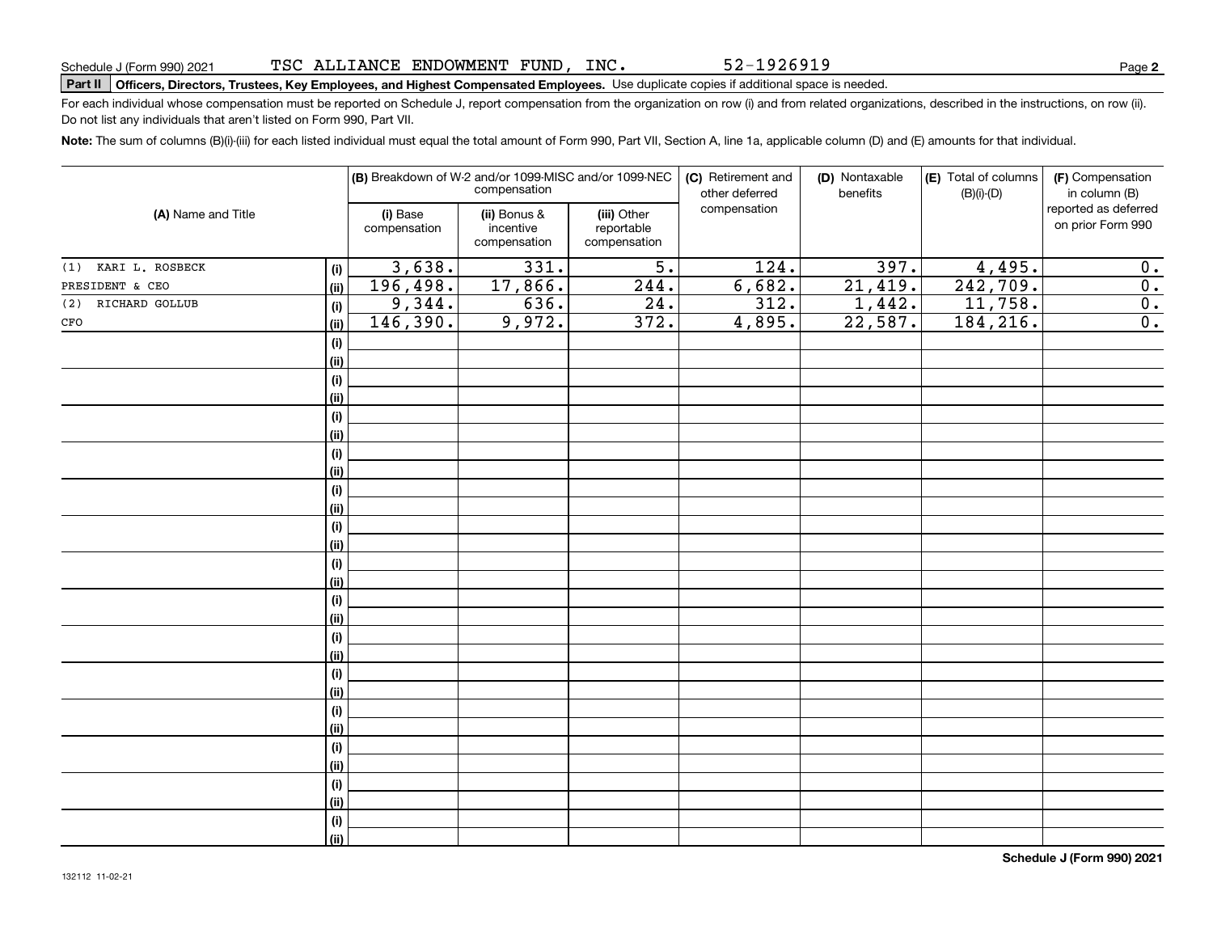Schedule J (Form 990) 2021 TSC ALLIANCE ENDOWMENT FUND, INC. 52-1926919

**Part II Officers, Directors, Trustees, Key Employees, and Highest Compensated Employees.** Use duplicate copies if additional space is needed.

For each individual whose compensation must be reported on Schedule J, report compensation from the organization on row (i) and from related organizations, described in the instructions, on row (ii). Do not list any individuals that aren't listed on Form 990, Part VII.

**Note:** The sum of columns (B)(i)-(iii) for each listed individual must equal the total amount of Form 990, Part VII, Section A, line 1a, applicable column (D) and (E) amounts for that individual.

| (A) Name and Title | | (B) Breakdown of W-2 and/or 1099-MISC and/or 1099-NEC compensation | | | (C) Retirement and other deferred compensation | (D) Nontaxable benefits | (E) Total of columns (B)(i)-(D) | (F) Compensation in column (B) reported as deferred on prior Form 990 |
|---|---|---|---|---|---|---|---|---|
| | | (i) Base compensation | (ii) Bonus & incentive compensation | (iii) Other reportable compensation | | | | |
| (1) KARI L. ROSBECK | (i) | 3,638. | 331. | 5. | 124. | 397. | 4,495. | 0. |
| PRESIDENT & CEO | (ii) | 196,498. | 17,866. | 244. | 6,682. | 21,419. | 242,709. | 0. |
| (2) RICHARD GOLLUB | (i) | 9,344. | 636. | 24. | 312. | 1,442. | 11,758. | 0. |
| CFO | (ii) | 146,390. | 9,972. | 372. | 4,895. | 22,587. | 184,216. | 0. |
| | (i) | | | | | | | |
| | (ii) | | | | | | | |
| | (i) | | | | | | | |
| | (ii) | | | | | | | |
| | (i) | | | | | | | |
| | (ii) | | | | | | | |
| | (i) | | | | | | | |
| | (ii) | | | | | | | |
| | (i) | | | | | | | |
| | (ii) | | | | | | | |
| | (i) | | | | | | | |
| | (ii) | | | | | | | |
| | (i) | | | | | | | |
| | (ii) | | | | | | | |
| | (i) | | | | | | | |
| | (ii) | | | | | | | |
| | (i) | | | | | | | |
| | (ii) | | | | | | | |
| | (i) | | | | | | | |
| | (ii) | | | | | | | |
| | (i) | | | | | | | |
| | (ii) | | | | | | | |
| | (i) | | | | | | | |
| | (ii) | | | | | | | |
| | (i) | | | | | | | |
| | (ii) | | | | | | | |
| | (i) | | | | | | | |
| | (ii) | | | | | | | |

132112 11-02-21

**Schedule J (Form 990) 2021**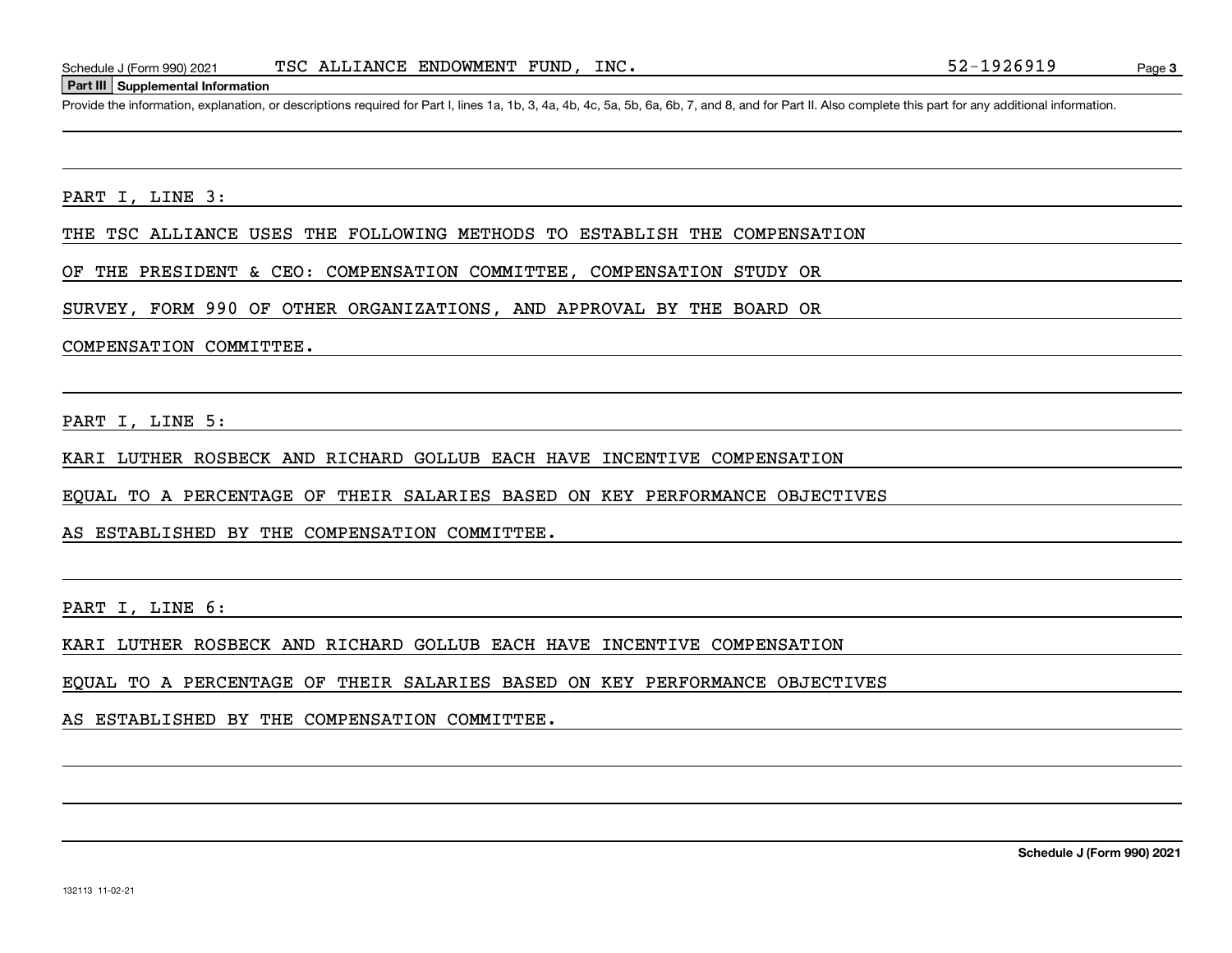Schedule J (Form 990) 2021 TSC ALLIANCE ENDOWMENT FUND, INC. 52-1926919

## Part III Supplemental Information

Provide the information, explanation, or descriptions required for Part I, lines 1a, 1b, 3, 4a, 4b, 4c, 5a, 5b, 6a, 6b, 7, and 8, and for Part II. Also complete this part for any additional information.

PART I, LINE 3:

THE TSC ALLIANCE USES THE FOLLOWING METHODS TO ESTABLISH THE COMPENSATION OF THE PRESIDENT & CEO: COMPENSATION COMMITTEE, COMPENSATION STUDY OR SURVEY, FORM 990 OF OTHER ORGANIZATIONS, AND APPROVAL BY THE BOARD OR COMPENSATION COMMITTEE.

PART I, LINE 5:

KARI LUTHER ROSBECK AND RICHARD GOLLUB EACH HAVE INCENTIVE COMPENSATION EQUAL TO A PERCENTAGE OF THEIR SALARIES BASED ON KEY PERFORMANCE OBJECTIVES AS ESTABLISHED BY THE COMPENSATION COMMITTEE.

PART I, LINE 6:

KARI LUTHER ROSBECK AND RICHARD GOLLUB EACH HAVE INCENTIVE COMPENSATION EQUAL TO A PERCENTAGE OF THEIR SALARIES BASED ON KEY PERFORMANCE OBJECTIVES AS ESTABLISHED BY THE COMPENSATION COMMITTEE.

Schedule J (Form 990) 2021

132113 11-02-21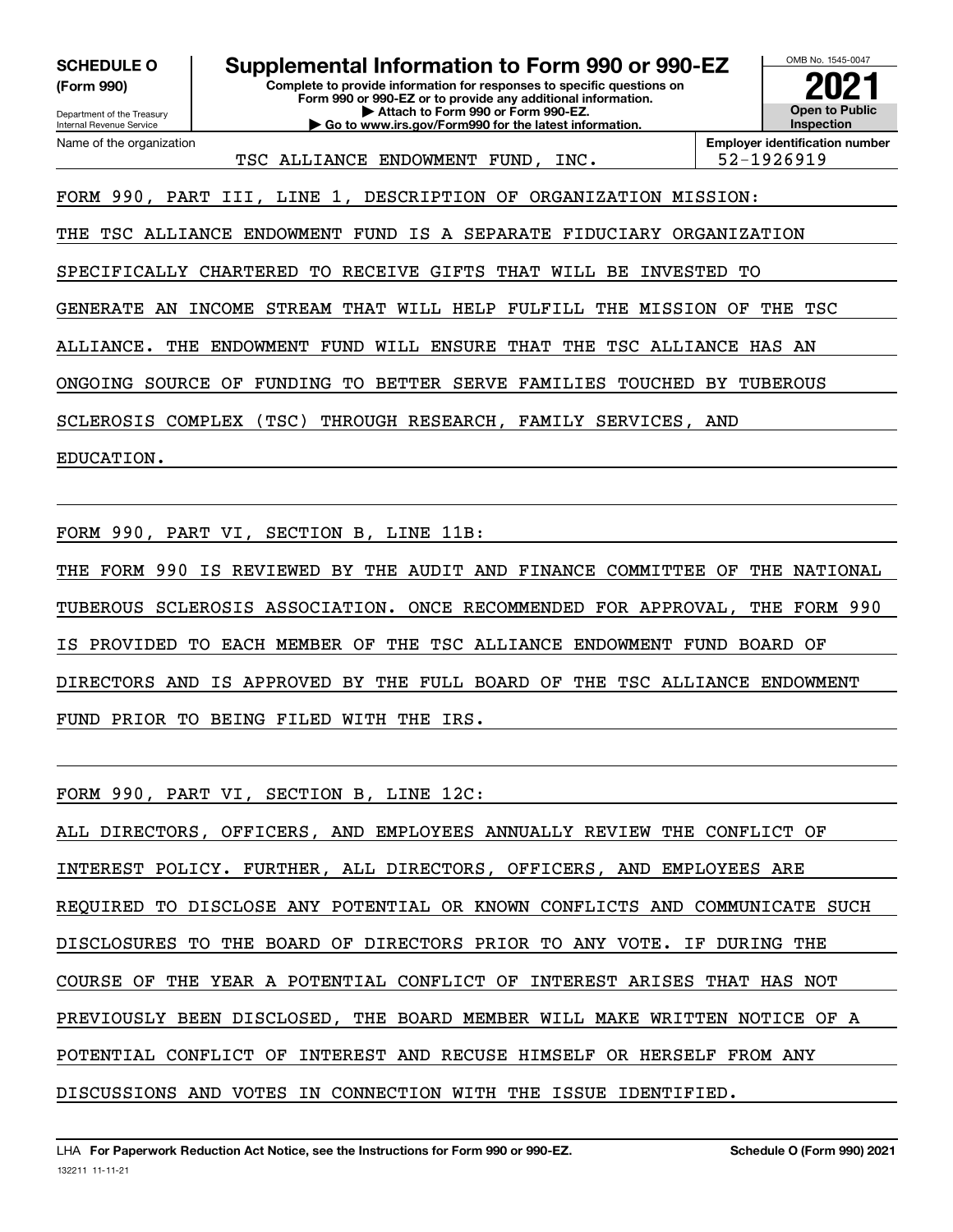**SCHEDULE O (Form 990)**

Department of the Treasury
Internal Revenue Service

# Supplemental Information to Form 990 or 990-EZ

**Complete to provide information for responses to specific questions on Form 990 or 990-EZ or to provide any additional information.**
**▶ Attach to Form 990 or Form 990-EZ.**
**▶ Go to www.irs.gov/Form990 for the latest information.**

OMB No. 1545-0047

**2021**

**Open to Public Inspection**

| Name of the organization | Employer identification number |
| --- | --- |
| TSC ALLIANCE ENDOWMENT FUND, INC. | 52-1926919 |

FORM 990, PART III, LINE 1, DESCRIPTION OF ORGANIZATION MISSION:

THE TSC ALLIANCE ENDOWMENT FUND IS A SEPARATE FIDUCIARY ORGANIZATION SPECIFICALLY CHARTERED TO RECEIVE GIFTS THAT WILL BE INVESTED TO GENERATE AN INCOME STREAM THAT WILL HELP FULFILL THE MISSION OF THE TSC ALLIANCE. THE ENDOWMENT FUND WILL ENSURE THAT THE TSC ALLIANCE HAS AN ONGOING SOURCE OF FUNDING TO BETTER SERVE FAMILIES TOUCHED BY TUBEROUS SCLEROSIS COMPLEX (TSC) THROUGH RESEARCH, FAMILY SERVICES, AND EDUCATION.

FORM 990, PART VI, SECTION B, LINE 11B:

THE FORM 990 IS REVIEWED BY THE AUDIT AND FINANCE COMMITTEE OF THE NATIONAL TUBEROUS SCLEROSIS ASSOCIATION. ONCE RECOMMENDED FOR APPROVAL, THE FORM 990 IS PROVIDED TO EACH MEMBER OF THE TSC ALLIANCE ENDOWMENT FUND BOARD OF DIRECTORS AND IS APPROVED BY THE FULL BOARD OF THE TSC ALLIANCE ENDOWMENT FUND PRIOR TO BEING FILED WITH THE IRS.

FORM 990, PART VI, SECTION B, LINE 12C:

ALL DIRECTORS, OFFICERS, AND EMPLOYEES ANNUALLY REVIEW THE CONFLICT OF INTEREST POLICY. FURTHER, ALL DIRECTORS, OFFICERS, AND EMPLOYEES ARE REQUIRED TO DISCLOSE ANY POTENTIAL OR KNOWN CONFLICTS AND COMMUNICATE SUCH DISCLOSURES TO THE BOARD OF DIRECTORS PRIOR TO ANY VOTE. IF DURING THE COURSE OF THE YEAR A POTENTIAL CONFLICT OF INTEREST ARISES THAT HAS NOT PREVIOUSLY BEEN DISCLOSED, THE BOARD MEMBER WILL MAKE WRITTEN NOTICE OF A POTENTIAL CONFLICT OF INTEREST AND RECUSE HIMSELF OR HERSELF FROM ANY DISCUSSIONS AND VOTES IN CONNECTION WITH THE ISSUE IDENTIFIED.

LHA **For Paperwork Reduction Act Notice, see the Instructions for Form 990 or 990-EZ.** **Schedule O (Form 990) 2021**

132211 11-11-21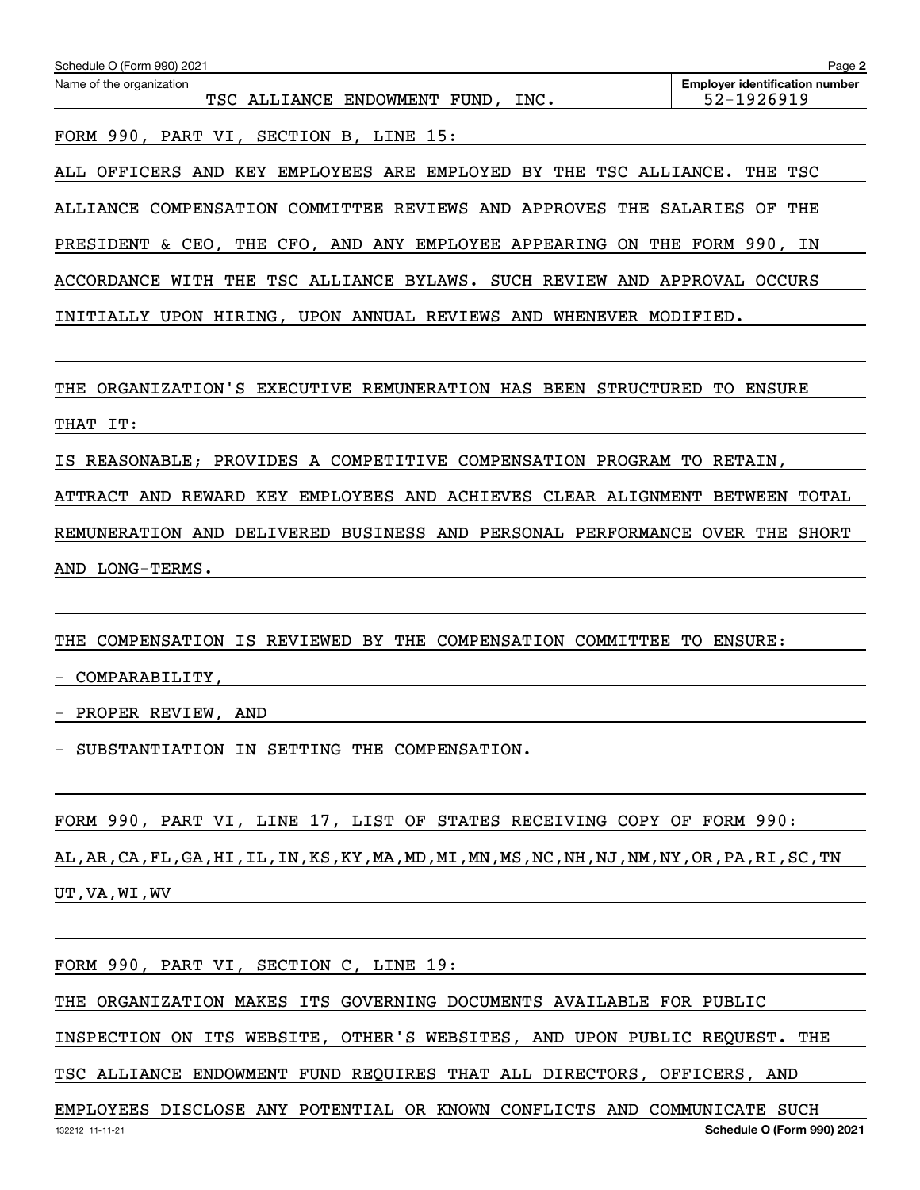Name of the organization: TSC ALLIANCE ENDOWMENT FUND, INC.

Employer identification number: 52-1926919

FORM 990, PART VI, SECTION B, LINE 15:

ALL OFFICERS AND KEY EMPLOYEES ARE EMPLOYED BY THE TSC ALLIANCE. THE TSC ALLIANCE COMPENSATION COMMITTEE REVIEWS AND APPROVES THE SALARIES OF THE PRESIDENT & CEO, THE CFO, AND ANY EMPLOYEE APPEARING ON THE FORM 990, IN ACCORDANCE WITH THE TSC ALLIANCE BYLAWS. SUCH REVIEW AND APPROVAL OCCURS INITIALLY UPON HIRING, UPON ANNUAL REVIEWS AND WHENEVER MODIFIED.

THE ORGANIZATION'S EXECUTIVE REMUNERATION HAS BEEN STRUCTURED TO ENSURE THAT IT:

IS REASONABLE; PROVIDES A COMPETITIVE COMPENSATION PROGRAM TO RETAIN, ATTRACT AND REWARD KEY EMPLOYEES AND ACHIEVES CLEAR ALIGNMENT BETWEEN TOTAL REMUNERATION AND DELIVERED BUSINESS AND PERSONAL PERFORMANCE OVER THE SHORT AND LONG-TERMS.

THE COMPENSATION IS REVIEWED BY THE COMPENSATION COMMITTEE TO ENSURE:

- COMPARABILITY,
- PROPER REVIEW, AND
- SUBSTANTIATION IN SETTING THE COMPENSATION.

FORM 990, PART VI, LINE 17, LIST OF STATES RECEIVING COPY OF FORM 990:

AL,AR,CA,FL,GA,HI,IL,IN,KS,KY,MA,MD,MI,MN,MS,NC,NH,NJ,NM,NY,OR,PA,RI,SC,TN UT,VA,WI,WV

FORM 990, PART VI, SECTION C, LINE 19:

THE ORGANIZATION MAKES ITS GOVERNING DOCUMENTS AVAILABLE FOR PUBLIC INSPECTION ON ITS WEBSITE, OTHER'S WEBSITES, AND UPON PUBLIC REQUEST. THE TSC ALLIANCE ENDOWMENT FUND REQUIRES THAT ALL DIRECTORS, OFFICERS, AND EMPLOYEES DISCLOSE ANY POTENTIAL OR KNOWN CONFLICTS AND COMMUNICATE SUCH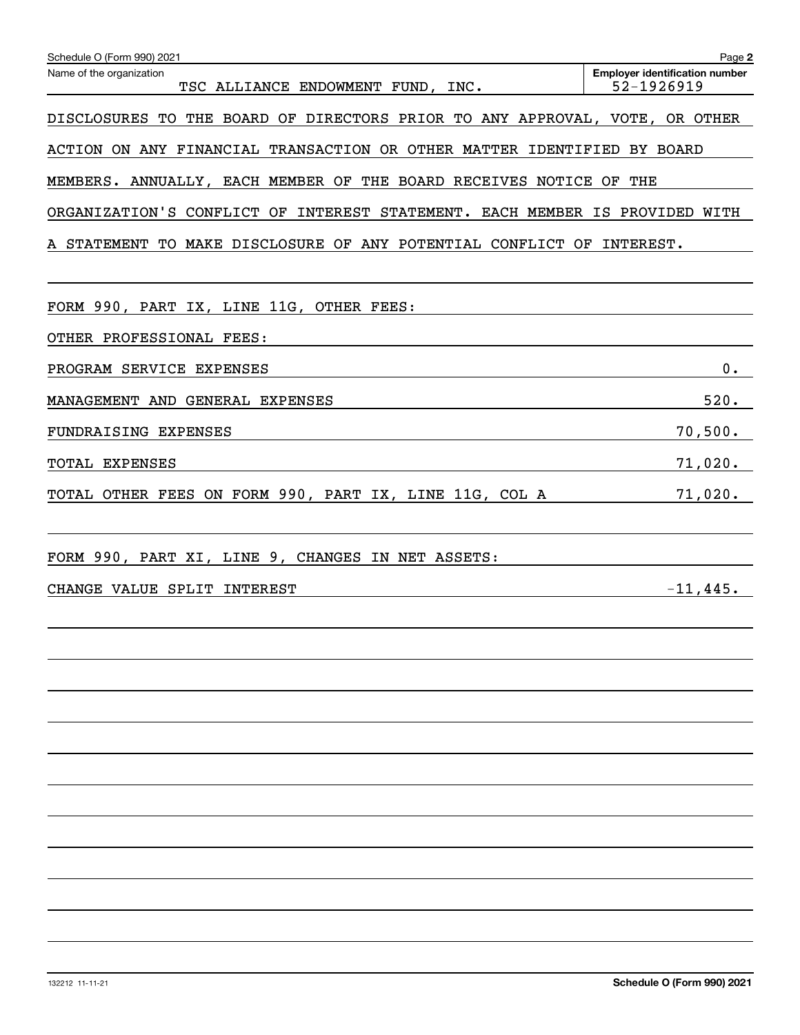Schedule O (Form 990) 2021 Page **2**

Name of the organization: TSC ALLIANCE ENDOWMENT FUND, INC.

**Employer identification number** 52-1926919

DISCLOSURES TO THE BOARD OF DIRECTORS PRIOR TO ANY APPROVAL, VOTE, OR OTHER ACTION ON ANY FINANCIAL TRANSACTION OR OTHER MATTER IDENTIFIED BY BOARD MEMBERS. ANNUALLY, EACH MEMBER OF THE BOARD RECEIVES NOTICE OF THE ORGANIZATION'S CONFLICT OF INTEREST STATEMENT. EACH MEMBER IS PROVIDED WITH A STATEMENT TO MAKE DISCLOSURE OF ANY POTENTIAL CONFLICT OF INTEREST.

FORM 990, PART IX, LINE 11G, OTHER FEES:

OTHER PROFESSIONAL FEES:

| | |
|---|---|
| PROGRAM SERVICE EXPENSES | 0. |
| MANAGEMENT AND GENERAL EXPENSES | 520. |
| FUNDRAISING EXPENSES | 70,500. |
| TOTAL EXPENSES | 71,020. |
| TOTAL OTHER FEES ON FORM 990, PART IX, LINE 11G, COL A | 71,020. |

FORM 990, PART XI, LINE 9, CHANGES IN NET ASSETS:

| | |
|---|---|
| CHANGE VALUE SPLIT INTEREST | -11,445. |

132212 11-11-21 **Schedule O (Form 990) 2021**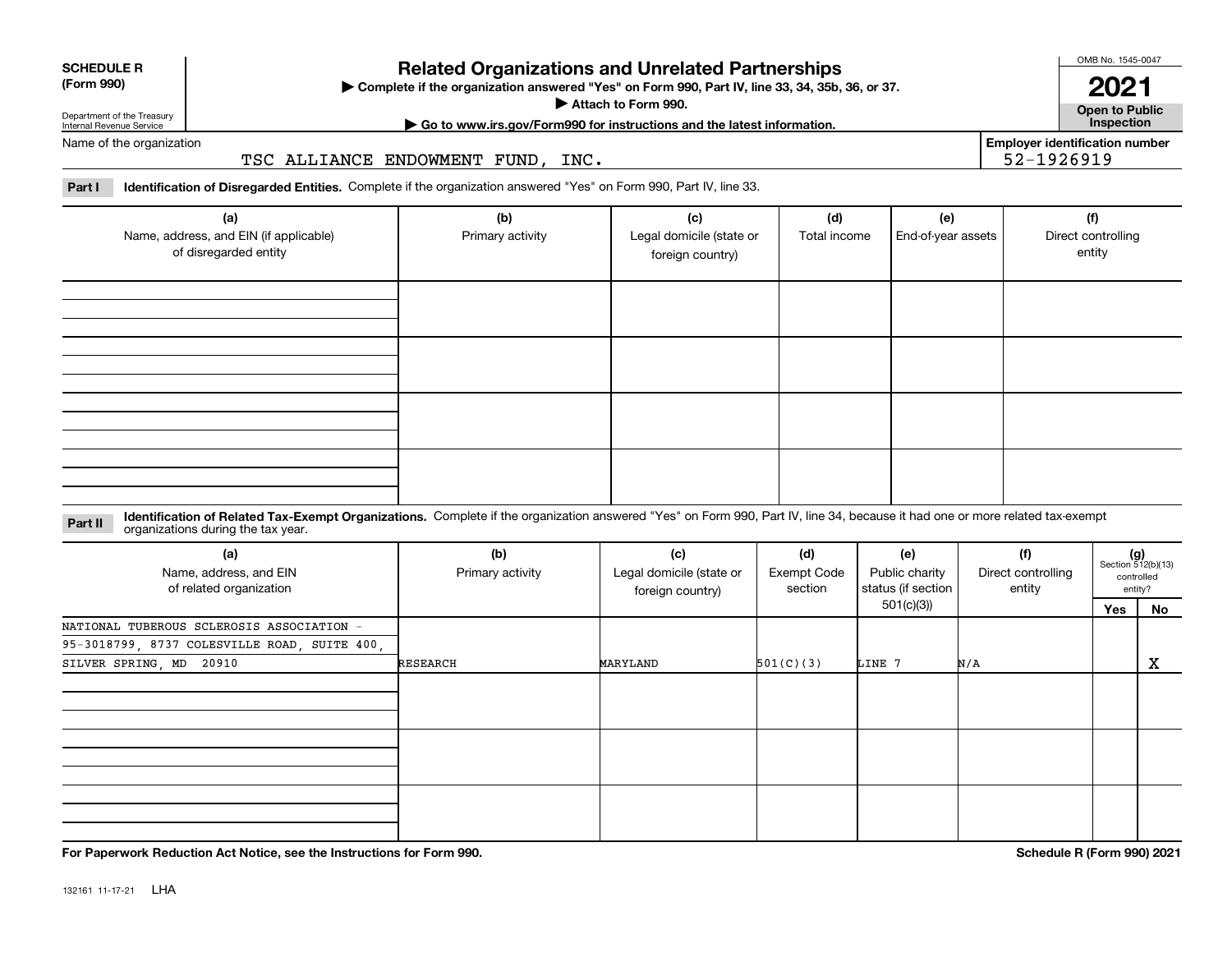**SCHEDULE R (Form 990)**

Department of the Treasury Internal Revenue Service

# Related Organizations and Unrelated Partnerships

▶ Complete if the organization answered "Yes" on Form 990, Part IV, line 33, 34, 35b, 36, or 37.

▶ Attach to Form 990.

▶ Go to www.irs.gov/Form990 for instructions and the latest information.

OMB No. 1545-0047

**2021**

**Open to Public Inspection**

Name of the organization: TSC ALLIANCE ENDOWMENT FUND, INC.

Employer identification number: 52-1926919

**Part I Identification of Disregarded Entities.** Complete if the organization answered "Yes" on Form 990, Part IV, line 33.

| (a) Name, address, and EIN (if applicable) of disregarded entity | (b) Primary activity | (c) Legal domicile (state or foreign country) | (d) Total income | (e) End-of-year assets | (f) Direct controlling entity |
|---|---|---|---|---|---|
| | | | | | |
| | | | | | |
| | | | | | |
| | | | | | |

**Part II Identification of Related Tax-Exempt Organizations.** Complete if the organization answered "Yes" on Form 990, Part IV, line 34, because it had one or more related tax-exempt organizations during the tax year.

| (a) Name, address, and EIN of related organization | (b) Primary activity | (c) Legal domicile (state or foreign country) | (d) Exempt Code section | (e) Public charity status (if section 501(c)(3)) | (f) Direct controlling entity | (g) Section 512(b)(13) controlled entity? Yes | No |
|---|---|---|---|---|---|---|---|
| NATIONAL TUBEROUS SCLEROSIS ASSOCIATION - 95-3018799, 8737 COLESVILLE ROAD, SUITE 400, SILVER SPRING, MD 20910 | RESEARCH | MARYLAND | 501(C)(3) | LINE 7 | N/A | | X |
| | | | | | | | |
| | | | | | | | |
| | | | | | | | |

**For Paperwork Reduction Act Notice, see the Instructions for Form 990.**

**Schedule R (Form 990) 2021**

132161 11-17-21 LHA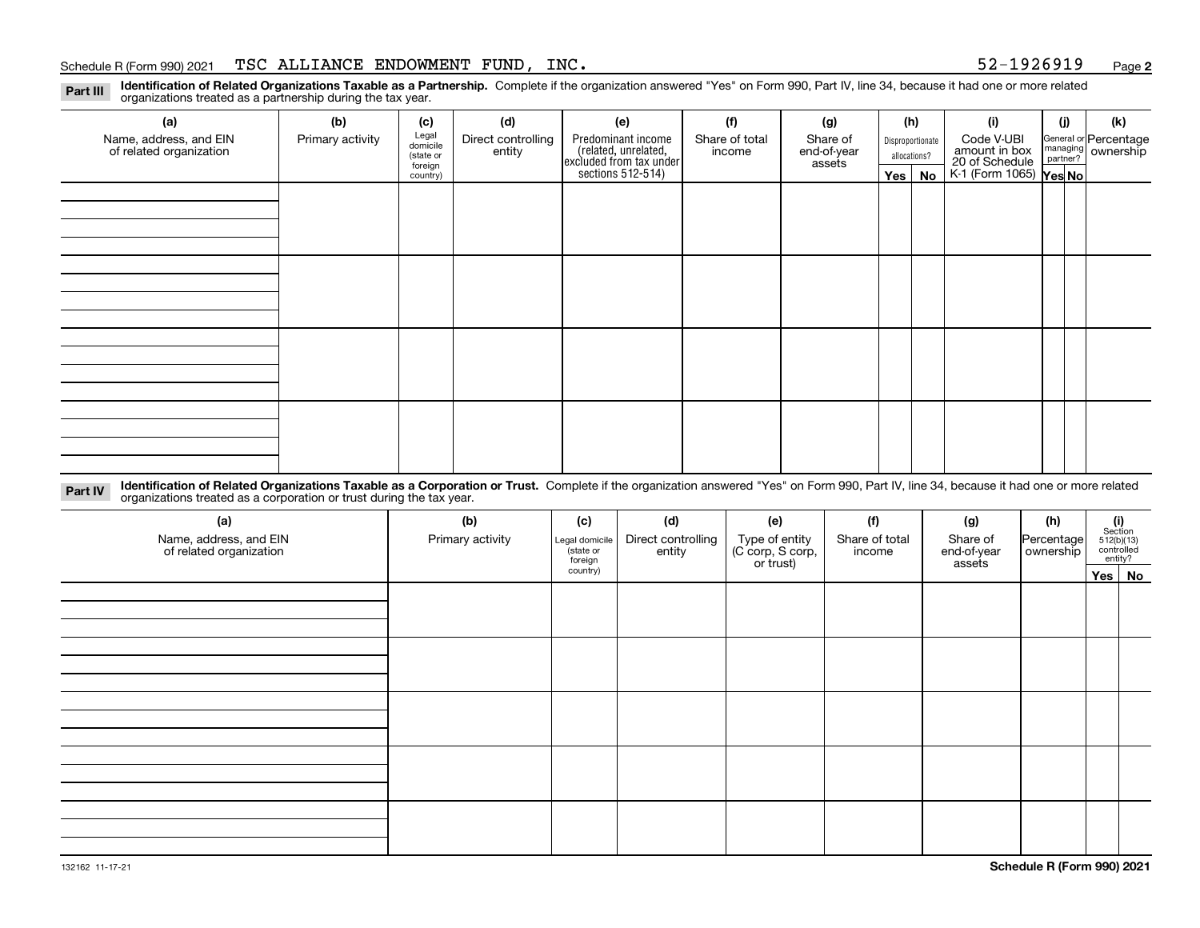Schedule R (Form 990) 2021 TSC ALLIANCE ENDOWMENT FUND, INC. 52-1926919

**Part III** **Identification of Related Organizations Taxable as a Partnership.** Complete if the organization answered "Yes" on Form 990, Part IV, line 34, because it had one or more related organizations treated as a partnership during the tax year.

| (a) Name, address, and EIN of related organization | (b) Primary activity | (c) Legal domicile (state or foreign country) | (d) Direct controlling entity | (e) Predominant income (related, unrelated, excluded from tax under sections 512-514) | (f) Share of total income | (g) Share of end-of-year assets | (h) Disproportionate allocations? Yes | (h) No | (i) Code V-UBI amount in box 20 of Schedule K-1 (Form 1065) | (j) General or managing partner? Yes | (j) No | (k) Percentage ownership |
|---|---|---|---|---|---|---|---|---|---|---|---|---|
| | | | | | | | | | | | | |
| | | | | | | | | | | | | |
| | | | | | | | | | | | | |
| | | | | | | | | | | | | |

**Part IV** **Identification of Related Organizations Taxable as a Corporation or Trust.** Complete if the organization answered "Yes" on Form 990, Part IV, line 34, because it had one or more related organizations treated as a corporation or trust during the tax year.

| (a) Name, address, and EIN of related organization | (b) Primary activity | (c) Legal domicile (state or foreign country) | (d) Direct controlling entity | (e) Type of entity (C corp, S corp, or trust) | (f) Share of total income | (g) Share of end-of-year assets | (h) Percentage ownership | (i) Section 512(b)(13) controlled entity? Yes | (i) No |
|---|---|---|---|---|---|---|---|---|---|
| | | | | | | | | | |
| | | | | | | | | | |
| | | | | | | | | | |
| | | | | | | | | | |
| | | | | | | | | | |

132162 11-17-21 **Schedule R (Form 990) 2021**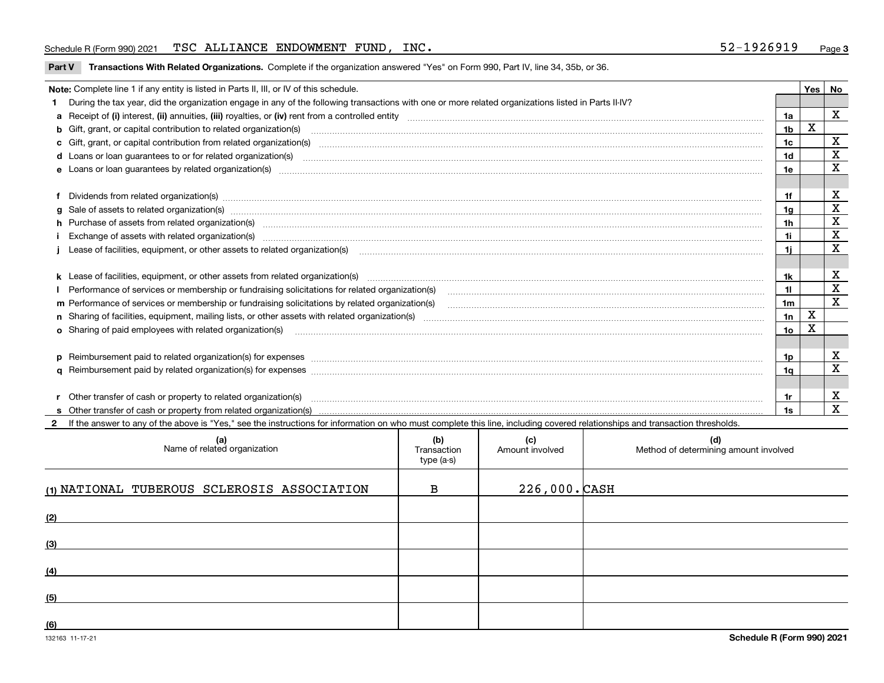Schedule R (Form 990) 2021 TSC ALLIANCE ENDOWMENT FUND, INC. 52-1926919

**Part V Transactions With Related Organizations.** Complete if the organization answered "Yes" on Form 990, Part IV, line 34, 35b, or 36.

| **Note:** Complete line 1 if any entity is listed in Parts II, III, or IV of this schedule. | | Yes | No |
|---|---|---|---|
| **1** During the tax year, did the organization engage in any of the following transactions with one or more related organizations listed in Parts II-IV? | | | |
| **a** Receipt of **(i)** interest, **(ii)** annuities, **(iii)** royalties, or **(iv)** rent from a controlled entity | 1a | | X |
| **b** Gift, grant, or capital contribution to related organization(s) | 1b | X | |
| **c** Gift, grant, or capital contribution from related organization(s) | 1c | | X |
| **d** Loans or loan guarantees to or for related organization(s) | 1d | | X |
| **e** Loans or loan guarantees by related organization(s) | 1e | | X |
| **f** Dividends from related organization(s) | 1f | | X |
| **g** Sale of assets to related organization(s) | 1g | | X |
| **h** Purchase of assets from related organization(s) | 1h | | X |
| **i** Exchange of assets with related organization(s) | 1i | | X |
| **j** Lease of facilities, equipment, or other assets to related organization(s) | 1j | | X |
| **k** Lease of facilities, equipment, or other assets from related organization(s) | 1k | | X |
| **l** Performance of services or membership or fundraising solicitations for related organization(s) | 1l | | X |
| **m** Performance of services or membership or fundraising solicitations by related organization(s) | 1m | | X |
| **n** Sharing of facilities, equipment, mailing lists, or other assets with related organization(s) | 1n | X | |
| **o** Sharing of paid employees with related organization(s) | 1o | X | |
| **p** Reimbursement paid to related organization(s) for expenses | 1p | | X |
| **q** Reimbursement paid by related organization(s) for expenses | 1q | | X |
| **r** Other transfer of cash or property to related organization(s) | 1r | | X |
| **s** Other transfer of cash or property from related organization(s) | 1s | | X |

**2** If the answer to any of the above is "Yes," see the instructions for information on who must complete this line, including covered relationships and transaction thresholds.

| (a) Name of related organization | (b) Transaction type (a-s) | (c) Amount involved | (d) Method of determining amount involved |
|---|---|---|---|
| (1) NATIONAL TUBEROUS SCLEROSIS ASSOCIATION | B | 226,000. | CASH |
| (2) | | | |
| (3) | | | |
| (4) | | | |
| (5) | | | |
| (6) | | | |

132163 11-17-21

**Schedule R (Form 990) 2021**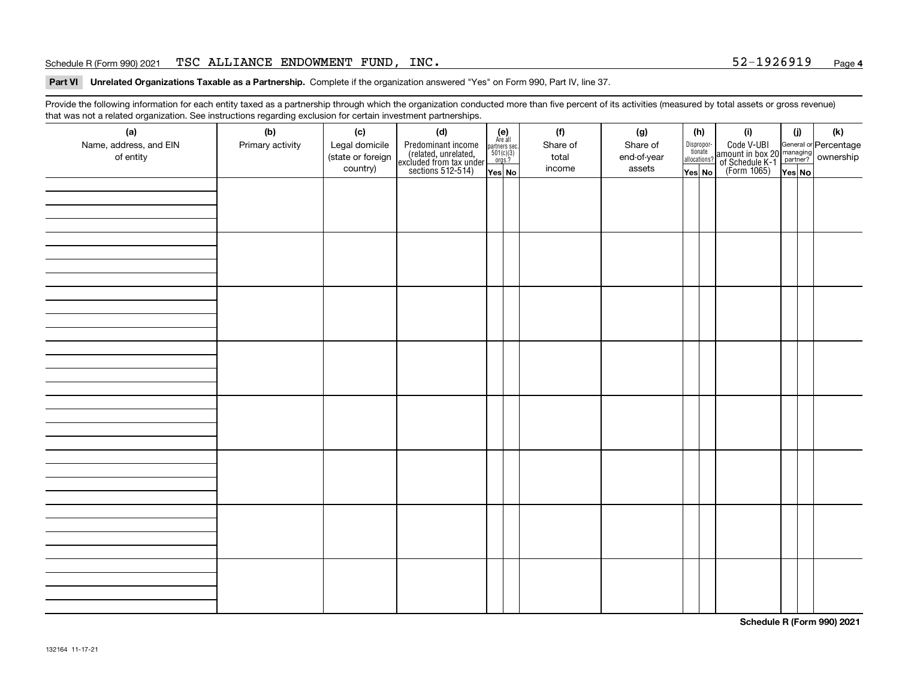Schedule R (Form 990) 2021 TSC ALLIANCE ENDOWMENT FUND, INC. 52-1926919 Page **4**

**Part VI Unrelated Organizations Taxable as a Partnership.** Complete if the organization answered "Yes" on Form 990, Part IV, line 37.

Provide the following information for each entity taxed as a partnership through which the organization conducted more than five percent of its activities (measured by total assets or gross revenue) that was not a related organization. See instructions regarding exclusion for certain investment partnerships.

| (a) Name, address, and EIN of entity | (b) Primary activity | (c) Legal domicile (state or foreign country) | (d) Predominant income (related, unrelated, excluded from tax under sections 512-514) | (e) Are all partners sec. 501(c)(3) orgs.? | | (f) Share of total income | (g) Share of end-of-year assets | (h) Disproportionate allocations? | | (i) Code V-UBI amount in box 20 of Schedule K-1 (Form 1065) | (j) General or managing partner? | | (k) Percentage ownership |
|---|---|---|---|---|---|---|---|---|---|---|---|---|---|
| | | | | Yes | No | | | Yes | No | | Yes | No | |
| | | | | | | | | | | | | | |
| | | | | | | | | | | | | | |
| | | | | | | | | | | | | | |
| | | | | | | | | | | | | | |
| | | | | | | | | | | | | | |
| | | | | | | | | | | | | | |
| | | | | | | | | | | | | | |
| | | | | | | | | | | | | | |

**Schedule R (Form 990) 2021**

132164 11-17-21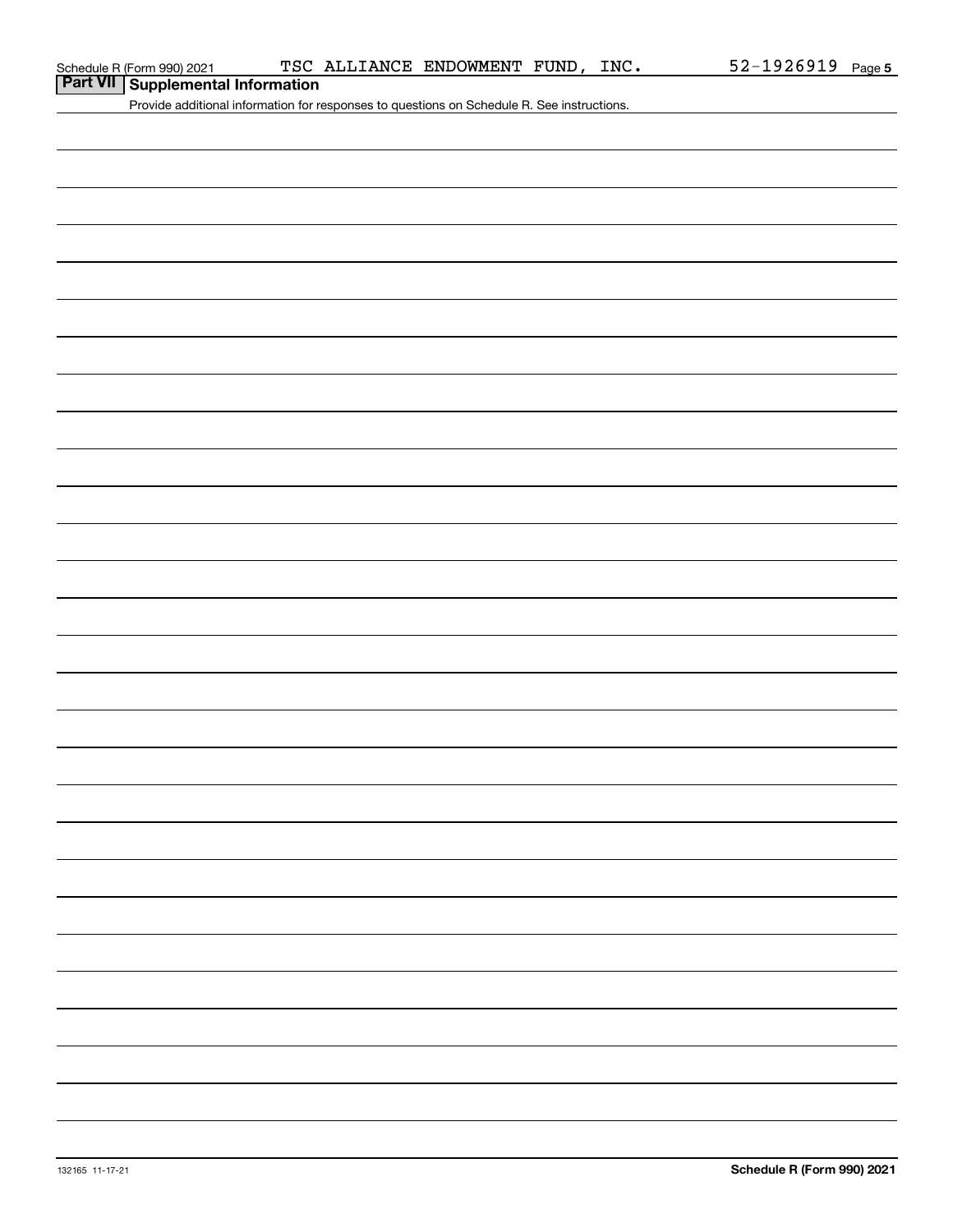Schedule R (Form 990) 2021 TSC ALLIANCE ENDOWMENT FUND, INC. 52-1926919

## Part VII Supplemental Information

Provide additional information for responses to questions on Schedule R. See instructions.